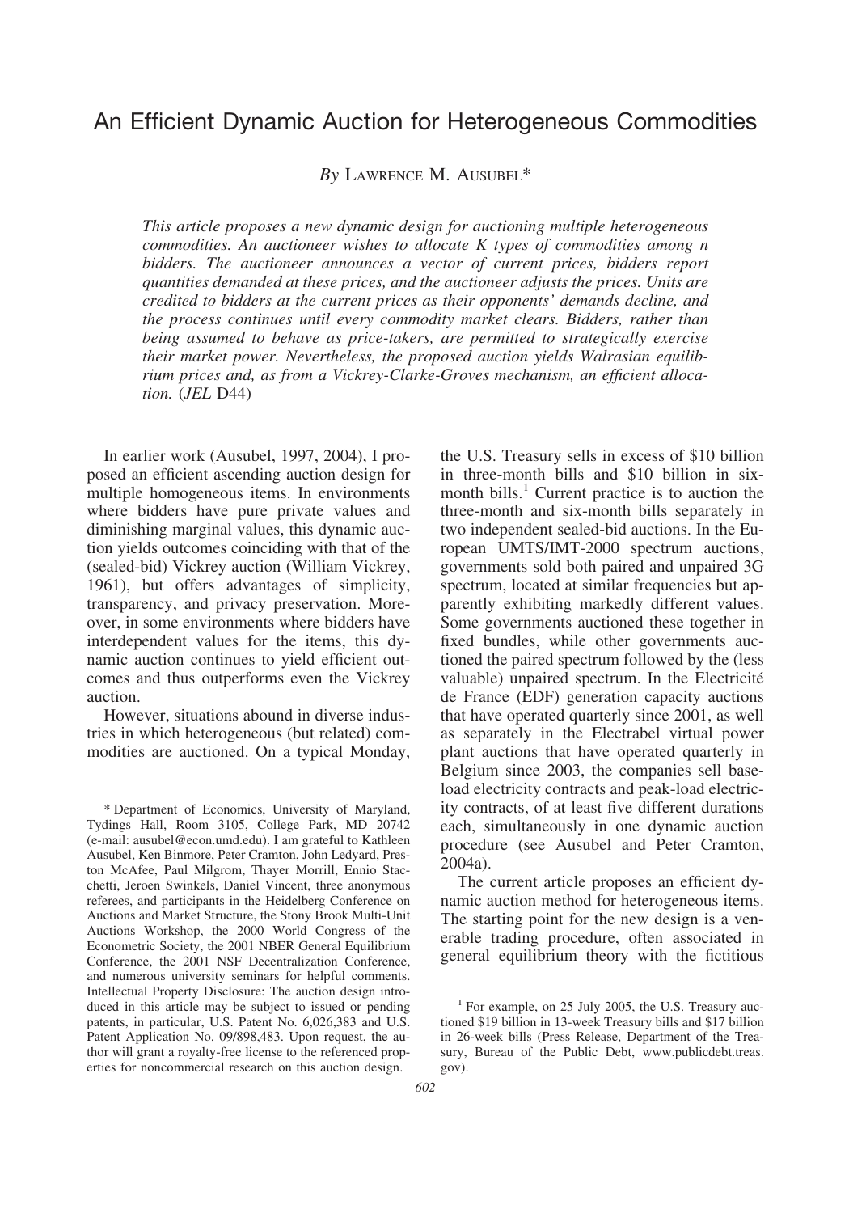# An Efficient Dynamic Auction for Heterogeneous Commodities

*By* LAWRENCE M. AUSUBEL*

*This article proposes a new dynamic design for auctioning multiple heterogeneous commodities. An auctioneer wishes to allocate K types of commodities among n bidders. The auctioneer announces a vector of current prices, bidders report quantities demanded at these prices, and the auctioneer adjusts the prices. Units are credited to bidders at the current prices as their opponents' demands decline, and the process continues until every commodity market clears. Bidders, rather than being assumed to behave as price-takers, are permitted to strategically exercise their market power. Nevertheless, the proposed auction yields Walrasian equilibrium prices and, as from a Vickrey-Clarke-Groves mechanism, an efficient allocation.* (*JEL* D44)

In earlier work (Ausubel, 1997, 2004), I proposed an efficient ascending auction design for multiple homogeneous items. In environments where bidders have pure private values and diminishing marginal values, this dynamic auction yields outcomes coinciding with that of the (sealed-bid) Vickrey auction (William Vickrey, 1961), but offers advantages of simplicity, transparency, and privacy preservation. Moreover, in some environments where bidders have interdependent values for the items, this dynamic auction continues to yield efficient outcomes and thus outperforms even the Vickrey auction.

However, situations abound in diverse industries in which heterogeneous (but related) commodities are auctioned. On a typical Monday, the U.S. Treasury sells in excess of \$10 billion in three-month bills and \$10 billion in six-month bills.[1] Current practice is to auction the three-month and six-month bills separately in two independent sealed-bid auctions. In the European UMTS/IMT-2000 spectrum auctions, governments sold both paired and unpaired 3G spectrum, located at similar frequencies but apparently exhibiting markedly different values. Some governments auctioned these together in fixed bundles, while other governments auctioned the paired spectrum followed by the (less valuable) unpaired spectrum. In the Electricité de France (EDF) generation capacity auctions that have operated quarterly since 2001, as well as separately in the Electrabel virtual power plant auctions that have operated quarterly in Belgium since 2003, the companies sell base-load electricity contracts and peak-load electricity contracts, of at least five different durations each, simultaneously in one dynamic auction procedure (see Ausubel and Peter Cramton, 2004a).

The current article proposes an efficient dynamic auction method for heterogeneous items. The starting point for the new design is a venerable trading procedure, often associated in general equilibrium theory with the fictitious

\* Department of Economics, University of Maryland, Tydings Hall, Room 3105, College Park, MD 20742 (e-mail: ausubel@econ.umd.edu). I am grateful to Kathleen Ausubel, Ken Binmore, Peter Cramton, John Ledyard, Preston McAfee, Paul Milgrom, Thayer Morrill, Ennio Stacchetti, Jeroen Swinkels, Daniel Vincent, three anonymous referees, and participants in the Heidelberg Conference on Auctions and Market Structure, the Stony Brook Multi-Unit Auctions Workshop, the 2000 World Congress of the Econometric Society, the 2001 NBER General Equilibrium Conference, the 2001 NSF Decentralization Conference, and numerous university seminars for helpful comments. Intellectual Property Disclosure: The auction design introduced in this article may be subject to issued or pending patents, in particular, U.S. Patent No. 6,026,383 and U.S. Patent Application No. 09/898,483. Upon request, the author will grant a royalty-free license to the referenced properties for noncommercial research on this auction design.

[1] For example, on 25 July 2005, the U.S. Treasury auctioned \$19 billion in 13-week Treasury bills and \$17 billion in 26-week bills (Press Release, Department of the Treasury, Bureau of the Public Debt, www.publicdebt.treas.gov).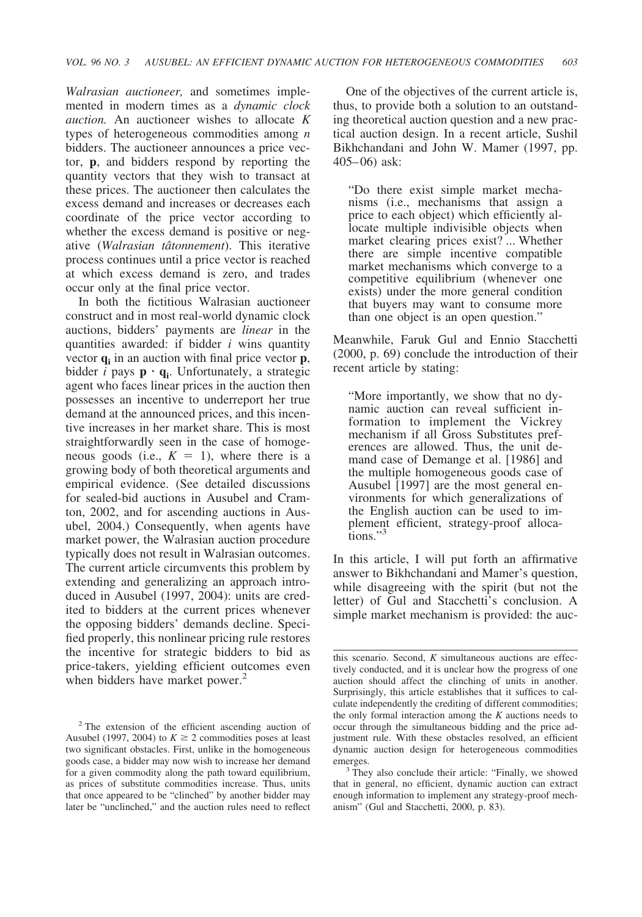*Walrasian auctioneer,* and sometimes implemented in modern times as a *dynamic clock auction.* An auctioneer wishes to allocate $K$ types of heterogeneous commodities among $n$ bidders. The auctioneer announces a price vector, $\mathbf{p}$, and bidders respond by reporting the quantity vectors that they wish to transact at these prices. The auctioneer then calculates the excess demand and increases or decreases each coordinate of the price vector according to whether the excess demand is positive or negative (*Walrasian tâtonnement*). This iterative process continues until a price vector is reached at which excess demand is zero, and trades occur only at the final price vector.

In both the fictitious Walrasian auctioneer construct and in most real-world dynamic clock auctions, bidders' payments are *linear* in the quantities awarded: if bidder $i$ wins quantity vector $\mathbf{q_i}$ in an auction with final price vector $\mathbf{p}$, bidder $i$ pays $\mathbf{p} \cdot \mathbf{q_i}$. Unfortunately, a strategic agent who faces linear prices in the auction then possesses an incentive to underreport her true demand at the announced prices, and this incentive increases in her market share. This is most straightforwardly seen in the case of homogeneous goods (i.e., $K = 1$), where there is a growing body of both theoretical arguments and empirical evidence. (See detailed discussions for sealed-bid auctions in Ausubel and Cramton, 2002, and for ascending auctions in Ausubel, 2004.) Consequently, when agents have market power, the Walrasian auction procedure typically does not result in Walrasian outcomes. The current article circumvents this problem by extending and generalizing an approach introduced in Ausubel (1997, 2004): units are credited to bidders at the current prices whenever the opposing bidders' demands decline. Specified properly, this nonlinear pricing rule restores the incentive for strategic bidders to bid as price-takers, yielding efficient outcomes even when bidders have market power.[2]

One of the objectives of the current article is, thus, to provide both a solution to an outstanding theoretical auction question and a new practical auction design. In a recent article, Sushil Bikhchandani and John W. Mamer (1997, pp. 405–06) ask:

> "Do there exist simple market mechanisms (i.e., mechanisms that assign a price to each object) which efficiently allocate multiple indivisible objects when market clearing prices exist? ... Whether there are simple incentive compatible market mechanisms which converge to a competitive equilibrium (whenever one exists) under the more general condition that buyers may want to consume more than one object is an open question."

Meanwhile, Faruk Gul and Ennio Stacchetti (2000, p. 69) conclude the introduction of their recent article by stating:

> "More importantly, we show that no dynamic auction can reveal sufficient information to implement the Vickrey mechanism if all Gross Substitutes preferences are allowed. Thus, the unit demand case of Demange et al. [1986] and the multiple homogeneous goods case of Ausubel [1997] are the most general environments for which generalizations of the English auction can be used to implement efficient, strategy-proof allocations."[3]

In this article, I will put forth an affirmative answer to Bikhchandani and Mamer's question, while disagreeing with the spirit (but not the letter) of Gul and Stacchetti's conclusion. A simple market mechanism is provided: the auc-

---

[2] The extension of the efficient ascending auction of Ausubel (1997, 2004) to $K \geq 2$ commodities poses at least two significant obstacles. First, unlike in the homogeneous goods case, a bidder may now wish to increase her demand for a given commodity along the path toward equilibrium, as prices of substitute commodities increase. Thus, units that once appeared to be "clinched" by another bidder may later be "unclinched," and the auction rules need to reflect this scenario. Second, $K$ simultaneous auctions are effectively conducted, and it is unclear how the progress of one auction should affect the clinching of units in another. Surprisingly, this article establishes that it suffices to calculate independently the crediting of different commodities; the only formal interaction among the $K$ auctions needs to occur through the simultaneous bidding and the price adjustment rule. With these obstacles resolved, an efficient dynamic auction design for heterogeneous commodities emerges.

[3] They also conclude their article: "Finally, we showed that in general, no efficient, dynamic auction can extract enough information to implement any strategy-proof mechanism" (Gul and Stacchetti, 2000, p. 83).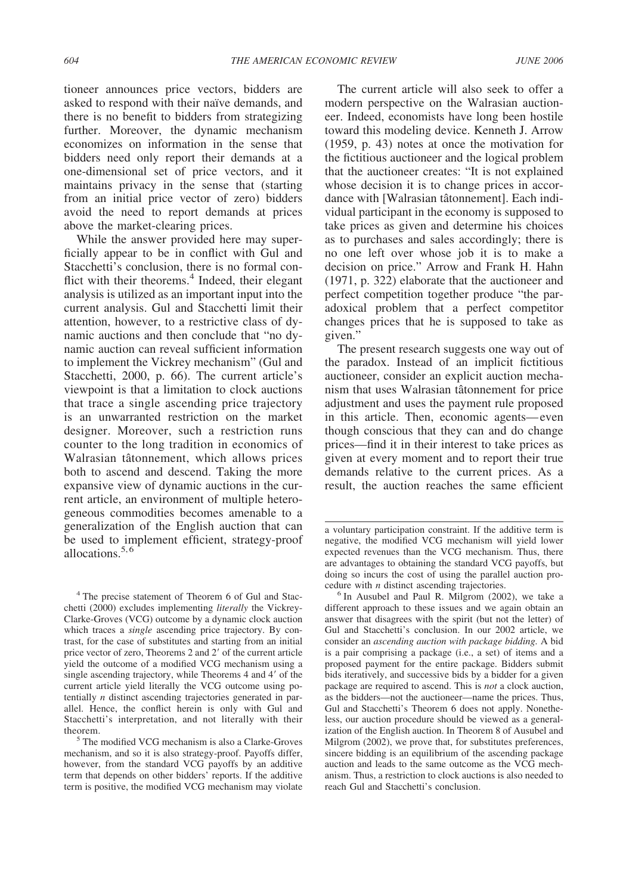tioneer announces price vectors, bidders are asked to respond with their naïve demands, and there is no benefit to bidders from strategizing further. Moreover, the dynamic mechanism economizes on information in the sense that bidders need only report their demands at a one-dimensional set of price vectors, and it maintains privacy in the sense that (starting from an initial price vector of zero) bidders avoid the need to report demands at prices above the market-clearing prices.

While the answer provided here may superficially appear to be in conflict with Gul and Stacchetti's conclusion, there is no formal conflict with their theorems.[4] Indeed, their elegant analysis is utilized as an important input into the current analysis. Gul and Stacchetti limit their attention, however, to a restrictive class of dynamic auctions and then conclude that "no dynamic auction can reveal sufficient information to implement the Vickrey mechanism" (Gul and Stacchetti, 2000, p. 66). The current article's viewpoint is that a limitation to clock auctions that trace a single ascending price trajectory is an unwarranted restriction on the market designer. Moreover, such a restriction runs counter to the long tradition in economics of Walrasian tâtonnement, which allows prices both to ascend and descend. Taking the more expansive view of dynamic auctions in the current article, an environment of multiple heterogeneous commodities becomes amenable to a generalization of the English auction that can be used to implement efficient, strategy-proof allocations.[5,6]

The current article will also seek to offer a modern perspective on the Walrasian auctioneer. Indeed, economists have long been hostile toward this modeling device. Kenneth J. Arrow (1959, p. 43) notes at once the motivation for the fictitious auctioneer and the logical problem that the auctioneer creates: "It is not explained whose decision it is to change prices in accordance with [Walrasian tâtonnement]. Each individual participant in the economy is supposed to take prices as given and determine his choices as to purchases and sales accordingly; there is no one left over whose job it is to make a decision on price." Arrow and Frank H. Hahn (1971, p. 322) elaborate that the auctioneer and perfect competition together produce "the paradoxical problem that a perfect competitor changes prices that he is supposed to take as given."

The present research suggests one way out of the paradox. Instead of an implicit fictitious auctioneer, consider an explicit auction mechanism that uses Walrasian tâtonnement for price adjustment and uses the payment rule proposed in this article. Then, economic agents—even though conscious that they can and do change prices—find it in their interest to take prices as given at every moment and to report their true demands relative to the current prices. As a result, the auction reaches the same efficient

[4] The precise statement of Theorem 6 of Gul and Stacchetti (2000) excludes implementing *literally* the Vickrey-Clarke-Groves (VCG) outcome by a dynamic clock auction which traces a *single* ascending price trajectory. By contrast, for the case of substitutes and starting from an initial price vector of zero, Theorems 2 and 2′ of the current article yield the outcome of a modified VCG mechanism using a single ascending trajectory, while Theorems 4 and 4′ of the current article yield literally the VCG outcome using potentially $n$ distinct ascending trajectories generated in parallel. Hence, the conflict herein is only with Gul and Stacchetti's interpretation, and not literally with their theorem.

[5] The modified VCG mechanism is also a Clarke-Groves mechanism, and so it is also strategy-proof. Payoffs differ, however, from the standard VCG payoffs by an additive term that depends on other bidders' reports. If the additive term is positive, the modified VCG mechanism may violate a voluntary participation constraint. If the additive term is negative, the modified VCG mechanism will yield lower expected revenues than the VCG mechanism. Thus, there are advantages to obtaining the standard VCG payoffs, but doing so incurs the cost of using the parallel auction procedure with $n$ distinct ascending trajectories.

[6] In Ausubel and Paul R. Milgrom (2002), we take a different approach to these issues and we again obtain an answer that disagrees with the spirit (but not the letter) of Gul and Stacchetti's conclusion. In our 2002 article, we consider an *ascending auction with package bidding*. A bid is a pair comprising a package (i.e., a set) of items and a proposed payment for the entire package. Bidders submit bids iteratively, and successive bids by a bidder for a given package are required to ascend. This is *not* a clock auction, as the bidders—not the auctioneer—name the prices. Thus, Gul and Stacchetti's Theorem 6 does not apply. Nonetheless, our auction procedure should be viewed as a generalization of the English auction. In Theorem 8 of Ausubel and Milgrom (2002), we prove that, for substitutes preferences, sincere bidding is an equilibrium of the ascending package auction and leads to the same outcome as the VCG mechanism. Thus, a restriction to clock auctions is also needed to reach Gul and Stacchetti's conclusion.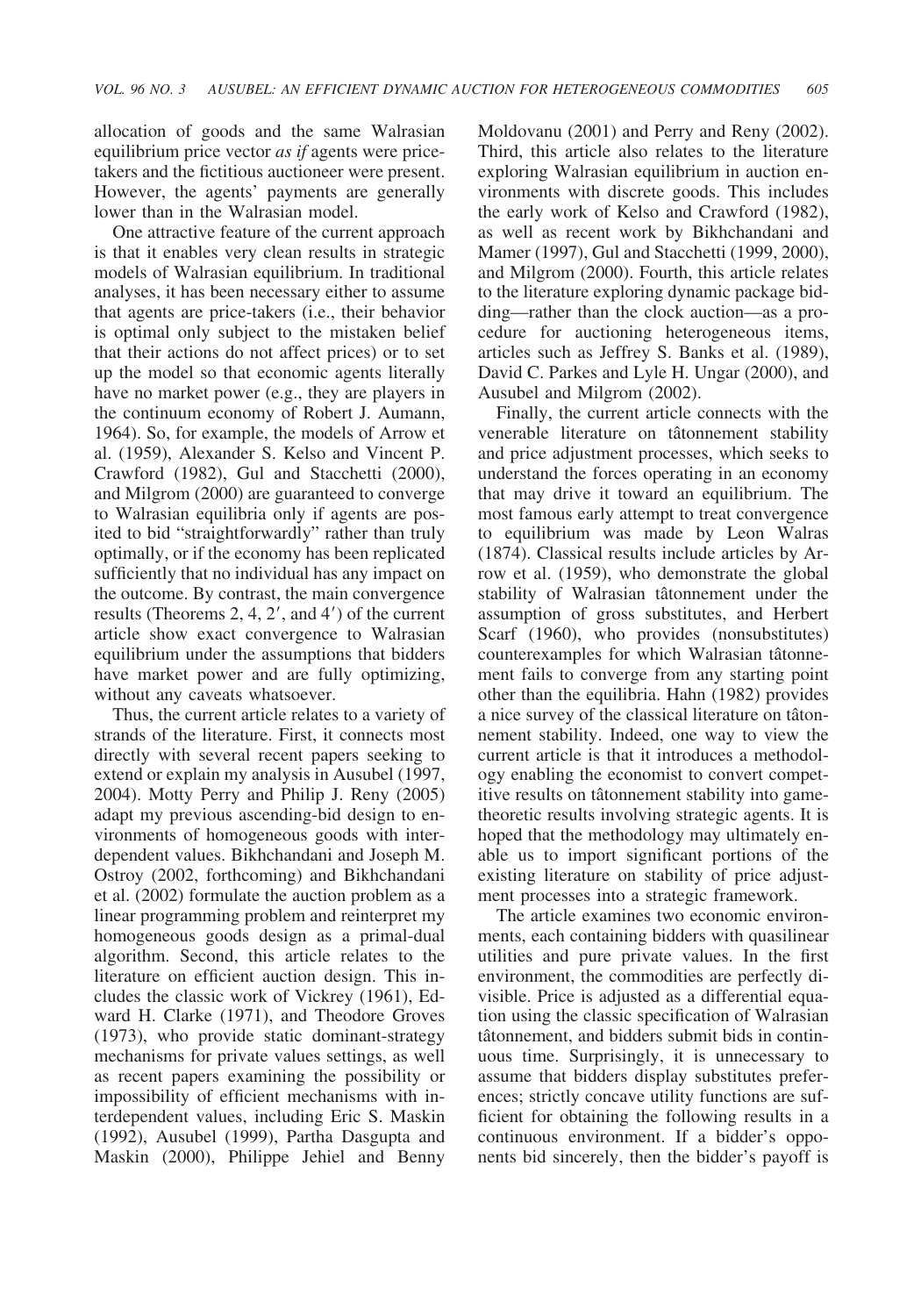allocation of goods and the same Walrasian equilibrium price vector *as if* agents were price-takers and the fictitious auctioneer were present. However, the agents' payments are generally lower than in the Walrasian model.

One attractive feature of the current approach is that it enables very clean results in strategic models of Walrasian equilibrium. In traditional analyses, it has been necessary either to assume that agents are price-takers (i.e., their behavior is optimal only subject to the mistaken belief that their actions do not affect prices) or to set up the model so that economic agents literally have no market power (e.g., they are players in the continuum economy of Robert J. Aumann, 1964). So, for example, the models of Arrow et al. (1959), Alexander S. Kelso and Vincent P. Crawford (1982), Gul and Stacchetti (2000), and Milgrom (2000) are guaranteed to converge to Walrasian equilibria only if agents are posited to bid "straightforwardly" rather than truly optimally, or if the economy has been replicated sufficiently that no individual has any impact on the outcome. By contrast, the main convergence results (Theorems 2, 4, 2′, and 4′) of the current article show exact convergence to Walrasian equilibrium under the assumptions that bidders have market power and are fully optimizing, without any caveats whatsoever.

Thus, the current article relates to a variety of strands of the literature. First, it connects most directly with several recent papers seeking to extend or explain my analysis in Ausubel (1997, 2004). Motty Perry and Philip J. Reny (2005) adapt my previous ascending-bid design to environments of homogeneous goods with interdependent values. Bikhchandani and Joseph M. Ostroy (2002, forthcoming) and Bikhchandani et al. (2002) formulate the auction problem as a linear programming problem and reinterpret my homogeneous goods design as a primal-dual algorithm. Second, this article relates to the literature on efficient auction design. This includes the classic work of Vickrey (1961), Edward H. Clarke (1971), and Theodore Groves (1973), who provide static dominant-strategy mechanisms for private values settings, as well as recent papers examining the possibility or impossibility of efficient mechanisms with interdependent values, including Eric S. Maskin (1992), Ausubel (1999), Partha Dasgupta and Maskin (2000), Philippe Jehiel and Benny Moldovanu (2001) and Perry and Reny (2002). Third, this article also relates to the literature exploring Walrasian equilibrium in auction environments with discrete goods. This includes the early work of Kelso and Crawford (1982), as well as recent work by Bikhchandani and Mamer (1997), Gul and Stacchetti (1999, 2000), and Milgrom (2000). Fourth, this article relates to the literature exploring dynamic package bidding—rather than the clock auction—as a procedure for auctioning heterogeneous items, articles such as Jeffrey S. Banks et al. (1989), David C. Parkes and Lyle H. Ungar (2000), and Ausubel and Milgrom (2002).

Finally, the current article connects with the venerable literature on tâtonnement stability and price adjustment processes, which seeks to understand the forces operating in an economy that may drive it toward an equilibrium. The most famous early attempt to treat convergence to equilibrium was made by Leon Walras (1874). Classical results include articles by Arrow et al. (1959), who demonstrate the global stability of Walrasian tâtonnement under the assumption of gross substitutes, and Herbert Scarf (1960), who provides (nonsubstitutes) counterexamples for which Walrasian tâtonnement fails to converge from any starting point other than the equilibria. Hahn (1982) provides a nice survey of the classical literature on tâtonnement stability. Indeed, one way to view the current article is that it introduces a methodology enabling the economist to convert competitive results on tâtonnement stability into game-theoretic results involving strategic agents. It is hoped that the methodology may ultimately enable us to import significant portions of the existing literature on stability of price adjustment processes into a strategic framework.

The article examines two economic environments, each containing bidders with quasilinear utilities and pure private values. In the first environment, the commodities are perfectly divisible. Price is adjusted as a differential equation using the classic specification of Walrasian tâtonnement, and bidders submit bids in continuous time. Surprisingly, it is unnecessary to assume that bidders display substitutes preferences; strictly concave utility functions are sufficient for obtaining the following results in a continuous environment. If a bidder's opponents bid sincerely, then the bidder's payoff is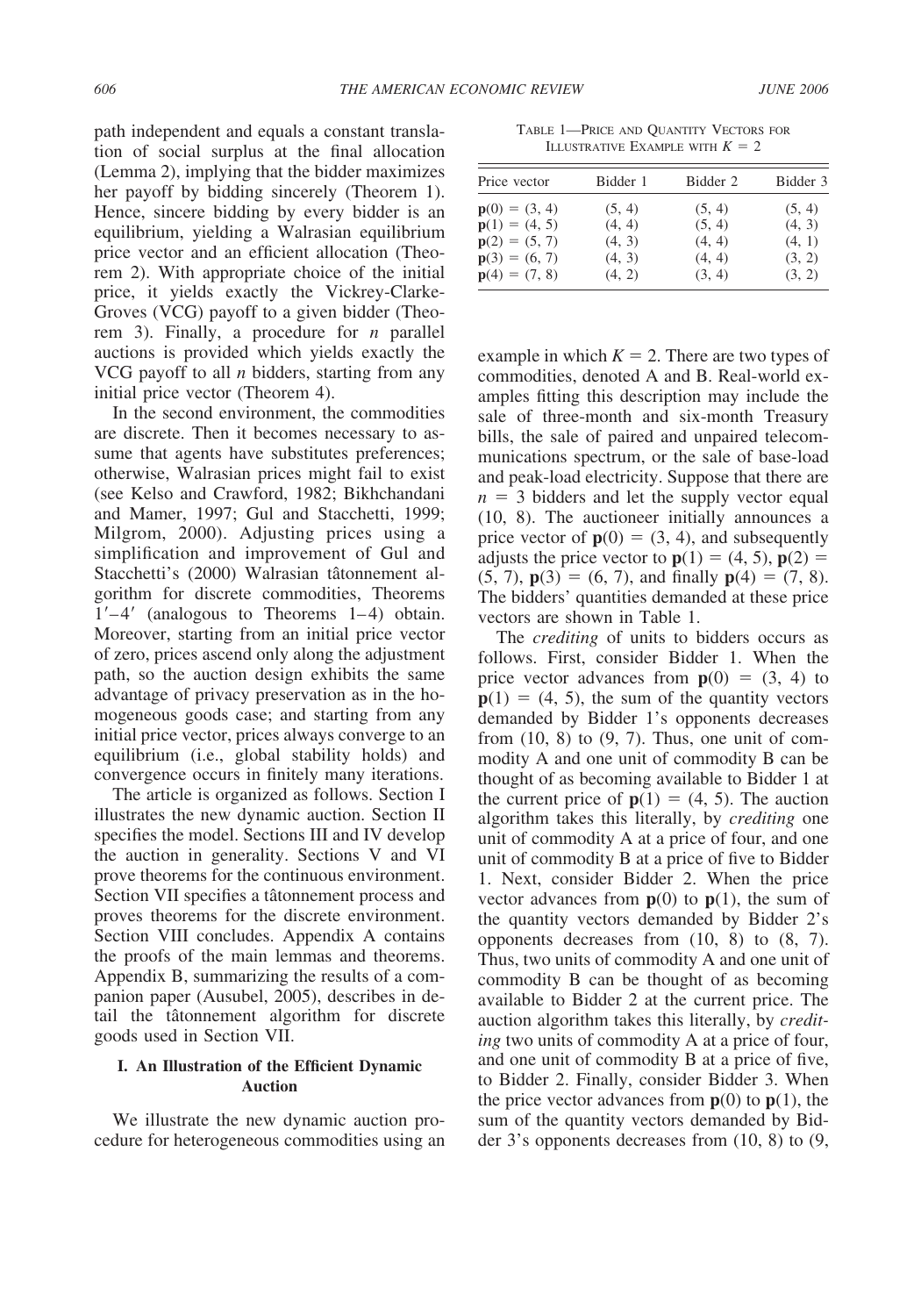path independent and equals a constant translation of social surplus at the final allocation (Lemma 2), implying that the bidder maximizes her payoff by bidding sincerely (Theorem 1). Hence, sincere bidding by every bidder is an equilibrium, yielding a Walrasian equilibrium price vector and an efficient allocation (Theorem 2). With appropriate choice of the initial price, it yields exactly the Vickrey-Clarke-Groves (VCG) payoff to a given bidder (Theorem 3). Finally, a procedure for $n$ parallel auctions is provided which yields exactly the VCG payoff to all $n$ bidders, starting from any initial price vector (Theorem 4).

In the second environment, the commodities are discrete. Then it becomes necessary to assume that agents have substitutes preferences; otherwise, Walrasian prices might fail to exist (see Kelso and Crawford, 1982; Bikhchandani and Mamer, 1997; Gul and Stacchetti, 1999; Milgrom, 2000). Adjusting prices using a simplification and improvement of Gul and Stacchetti's (2000) Walrasian tâtonnement algorithm for discrete commodities, Theorems 1′–4′ (analogous to Theorems 1–4) obtain. Moreover, starting from an initial price vector of zero, prices ascend only along the adjustment path, so the auction design exhibits the same advantage of privacy preservation as in the homogeneous goods case; and starting from any initial price vector, prices always converge to an equilibrium (i.e., global stability holds) and convergence occurs in finitely many iterations.

The article is organized as follows. Section I illustrates the new dynamic auction. Section II specifies the model. Sections III and IV develop the auction in generality. Sections V and VI prove theorems for the continuous environment. Section VII specifies a tâtonnement process and proves theorems for the discrete environment. Section VIII concludes. Appendix A contains the proofs of the main lemmas and theorems. Appendix B, summarizing the results of a companion paper (Ausubel, 2005), describes in detail the tâtonnement algorithm for discrete goods used in Section VII.

## I. An Illustration of the Efficient Dynamic Auction

We illustrate the new dynamic auction procedure for heterogeneous commodities using an example in which $K = 2$. There are two types of commodities, denoted A and B. Real-world examples fitting this description may include the sale of three-month and six-month Treasury bills, the sale of paired and unpaired telecommunications spectrum, or the sale of base-load and peak-load electricity. Suppose that there are $n = 3$ bidders and let the supply vector equal (10, 8). The auctioneer initially announces a price vector of $\mathbf{p}(0) = (3, 4)$, and subsequently adjusts the price vector to $\mathbf{p}(1) = (4, 5)$, $\mathbf{p}(2) = (5, 7)$, $\mathbf{p}(3) = (6, 7)$, and finally $\mathbf{p}(4) = (7, 8)$. The bidders' quantities demanded at these price vectors are shown in Table 1.

TABLE 1—PRICE AND QUANTITY VECTORS FOR ILLUSTRATIVE EXAMPLE WITH $K = 2$

| Price vector | Bidder 1 | Bidder 2 | Bidder 3 |
|---|---|---|---|
| $\mathbf{p}(0) = (3, 4)$ | (5, 4) | (5, 4) | (5, 4) |
| $\mathbf{p}(1) = (4, 5)$ | (4, 4) | (5, 4) | (4, 3) |
| $\mathbf{p}(2) = (5, 7)$ | (4, 3) | (4, 4) | (4, 1) |
| $\mathbf{p}(3) = (6, 7)$ | (4, 3) | (4, 4) | (3, 2) |
| $\mathbf{p}(4) = (7, 8)$ | (4, 2) | (3, 4) | (3, 2) |

The *crediting* of units to bidders occurs as follows. First, consider Bidder 1. When the price vector advances from $\mathbf{p}(0) = (3, 4)$ to $\mathbf{p}(1) = (4, 5)$, the sum of the quantity vectors demanded by Bidder 1's opponents decreases from (10, 8) to (9, 7). Thus, one unit of commodity A and one unit of commodity B can be thought of as becoming available to Bidder 1 at the current price of $\mathbf{p}(1) = (4, 5)$. The auction algorithm takes this literally, by *crediting* one unit of commodity A at a price of four, and one unit of commodity B at a price of five to Bidder 1. Next, consider Bidder 2. When the price vector advances from $\mathbf{p}(0)$ to $\mathbf{p}(1)$, the sum of the quantity vectors demanded by Bidder 2's opponents decreases from (10, 8) to (8, 7). Thus, two units of commodity A and one unit of commodity B can be thought of as becoming available to Bidder 2 at the current price. The auction algorithm takes this literally, by *crediting* two units of commodity A at a price of four, and one unit of commodity B at a price of five, to Bidder 2. Finally, consider Bidder 3. When the price vector advances from $\mathbf{p}(0)$ to $\mathbf{p}(1)$, the sum of the quantity vectors demanded by Bidder 3's opponents decreases from (10, 8) to (9,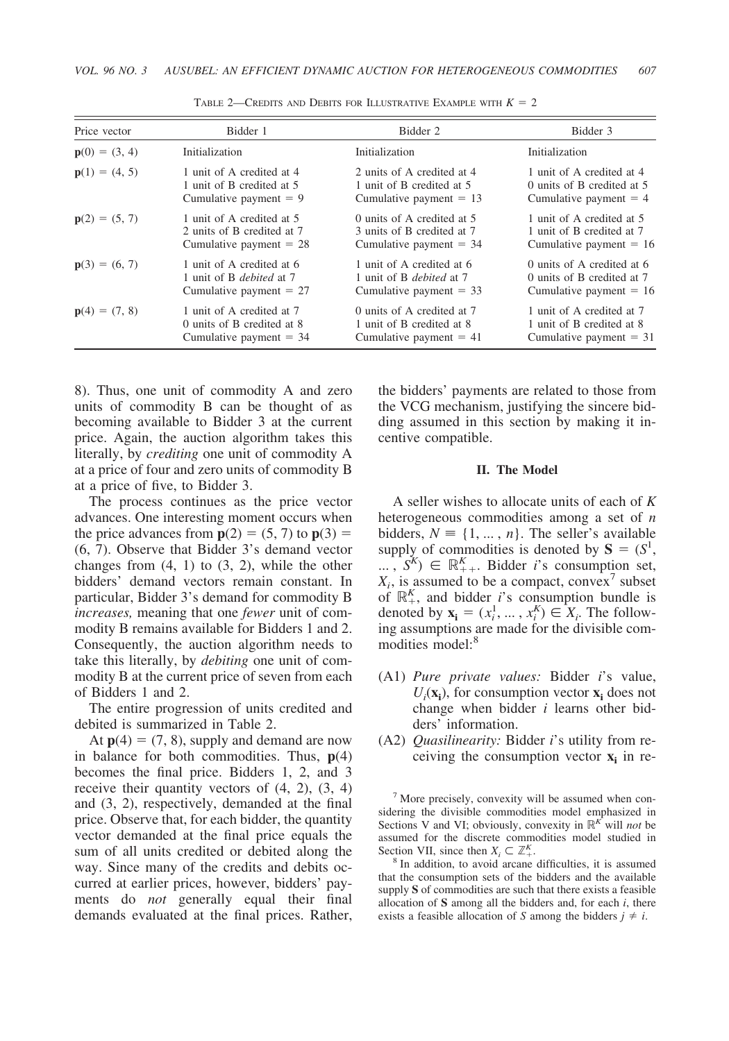TABLE 2—CREDITS AND DEBITS FOR ILLUSTRATIVE EXAMPLE WITH $K = 2$

| Price vector | Bidder 1 | Bidder 2 | Bidder 3 |
|---|---|---|---|
| $\mathbf{p}(0) = (3, 4)$ | Initialization | Initialization | Initialization |
| $\mathbf{p}(1) = (4, 5)$ | 1 unit of A credited at 4<br>1 unit of B credited at 5<br>Cumulative payment = 9 | 2 units of A credited at 4<br>1 unit of B credited at 5<br>Cumulative payment = 13 | 1 unit of A credited at 4<br>0 units of B credited at 5<br>Cumulative payment = 4 |
| $\mathbf{p}(2) = (5, 7)$ | 1 unit of A credited at 5<br>2 units of B credited at 7<br>Cumulative payment = 28 | 0 units of A credited at 5<br>3 units of B credited at 7<br>Cumulative payment = 34 | 1 unit of A credited at 5<br>1 unit of B credited at 7<br>Cumulative payment = 16 |
| $\mathbf{p}(3) = (6, 7)$ | 1 unit of A credited at 6<br>1 unit of B *debited* at 7<br>Cumulative payment = 27 | 1 unit of A credited at 6<br>1 unit of B *debited* at 7<br>Cumulative payment = 33 | 0 units of A credited at 6<br>0 units of B credited at 7<br>Cumulative payment = 16 |
| $\mathbf{p}(4) = (7, 8)$ | 1 unit of A credited at 7<br>0 units of B credited at 8<br>Cumulative payment = 34 | 0 units of A credited at 7<br>1 unit of B credited at 8<br>Cumulative payment = 41 | 1 unit of A credited at 7<br>1 unit of B credited at 8<br>Cumulative payment = 31 |

8). Thus, one unit of commodity A and zero units of commodity B can be thought of as becoming available to Bidder 3 at the current price. Again, the auction algorithm takes this literally, by *crediting* one unit of commodity A at a price of four and zero units of commodity B at a price of five, to Bidder 3.

The process continues as the price vector advances. One interesting moment occurs when the price advances from $\mathbf{p}(2) = (5, 7)$ to $\mathbf{p}(3) = (6, 7)$. Observe that Bidder 3's demand vector changes from (4, 1) to (3, 2), while the other bidders' demand vectors remain constant. In particular, Bidder 3's demand for commodity B *increases,* meaning that one *fewer* unit of commodity B remains available for Bidders 1 and 2. Consequently, the auction algorithm needs to take this literally, by *debiting* one unit of commodity B at the current price of seven from each of Bidders 1 and 2.

The entire progression of units credited and debited is summarized in Table 2.

At $\mathbf{p}(4) = (7, 8)$, supply and demand are now in balance for both commodities. Thus, $\mathbf{p}(4)$ becomes the final price. Bidders 1, 2, and 3 receive their quantity vectors of (4, 2), (3, 4) and (3, 2), respectively, demanded at the final price. Observe that, for each bidder, the quantity vector demanded at the final price equals the sum of all units credited or debited along the way. Since many of the credits and debits occurred at earlier prices, however, bidders' payments do *not* generally equal their final demands evaluated at the final prices. Rather, the bidders' payments are related to those from the VCG mechanism, justifying the sincere bidding assumed in this section by making it incentive compatible.

## II. The Model

A seller wishes to allocate units of each of $K$ heterogeneous commodities among a set of $n$ bidders, $N \equiv \{1, \ldots, n\}$. The seller's available supply of commodities is denoted by $\mathbf{S} = (S^1, \ldots, S^K) \in \mathbb{R}^K_{++}$. Bidder $i$'s consumption set, $X_i$, is assumed to be a compact, convex[7] subset of $\mathbb{R}^K_+$, and bidder $i$'s consumption bundle is denoted by $\mathbf{x_i} = (x_i^1, \ldots, x_i^K) \in X_i$. The following assumptions are made for the divisible commodities model:[8]

- (A1) *Pure private values:* Bidder $i$'s value, $U_i(\mathbf{x_i})$, for consumption vector $\mathbf{x_i}$ does not change when bidder $i$ learns other bidders' information.
- (A2) *Quasilinearity:* Bidder $i$'s utility from receiving the consumption vector $\mathbf{x_i}$ in re-

[7] More precisely, convexity will be assumed when considering the divisible commodities model emphasized in Sections V and VI; obviously, convexity in $\mathbb{R}^K$ will *not* be assumed for the discrete commodities model studied in Section VII, since then $X_i \subset \mathbb{Z}^K_+$.

[8] In addition, to avoid arcane difficulties, it is assumed that the consumption sets of the bidders and the available supply $\mathbf{S}$ of commodities are such that there exists a feasible allocation of $\mathbf{S}$ among all the bidders and, for each $i$, there exists a feasible allocation of $S$ among the bidders $j \neq i$.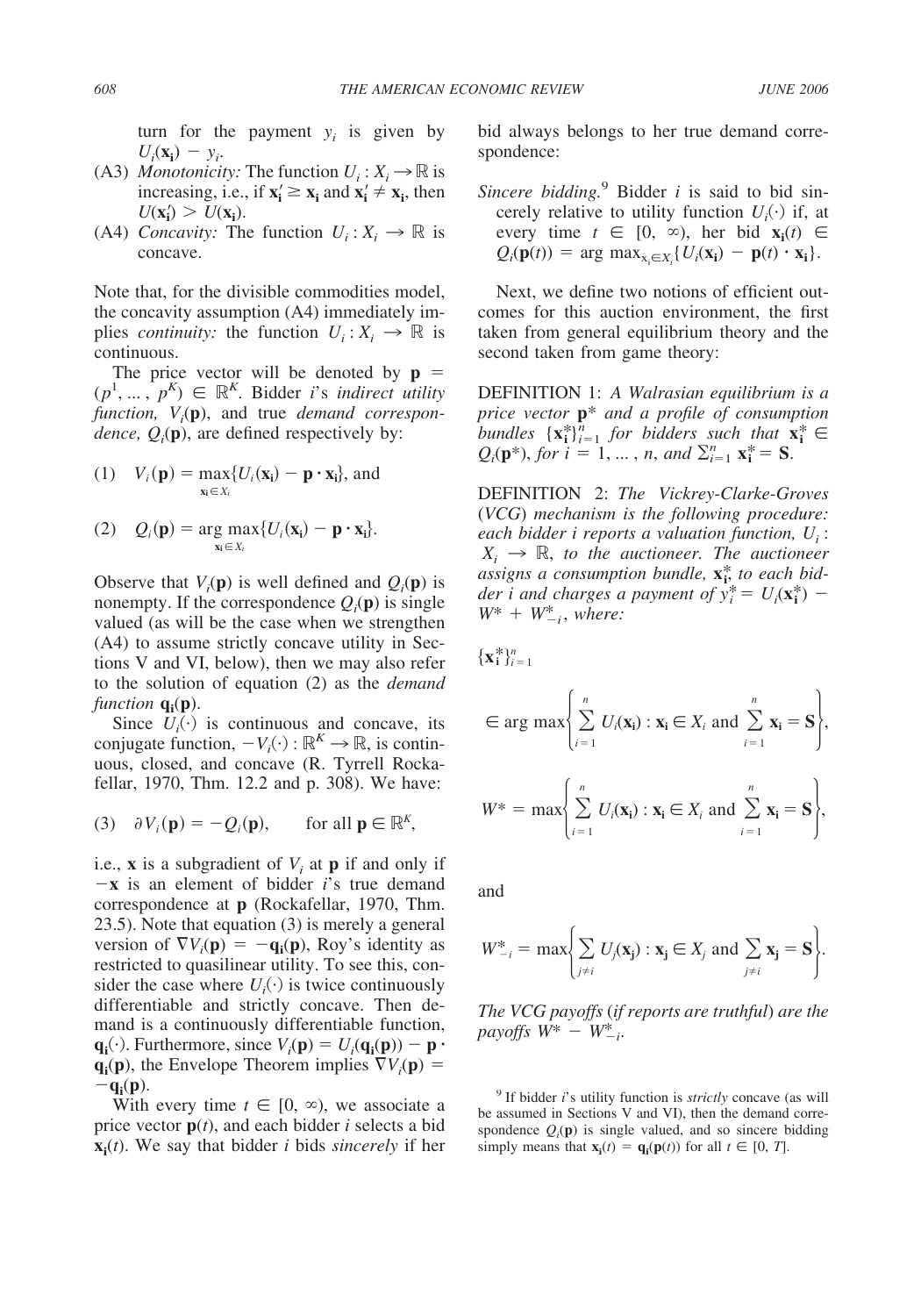turn for the payment $y_i$ is given by $U_i(\mathbf{x_i}) - y_i$.

(A3) *Monotonicity:* The function $U_i : X_i \to \mathbb{R}$ is increasing, i.e., if $\mathbf{x_i'} \geq \mathbf{x_i}$ and $\mathbf{x_i'} \neq \mathbf{x_i}$, then $U(\mathbf{x_i'}) > U(\mathbf{x_i})$.

(A4) *Concavity:* The function $U_i : X_i \to \mathbb{R}$ is concave.

Note that, for the divisible commodities model, the concavity assumption (A4) immediately implies *continuity:* the function $U_i : X_i \to \mathbb{R}$ is continuous.

The price vector will be denoted by $\mathbf{p} = (p^1, \ldots, p^K) \in \mathbb{R}^K$. Bidder $i$'s *indirect utility function,* $V_i(\mathbf{p})$, and true *demand correspondence,* $Q_i(\mathbf{p})$, are defined respectively by:

$$(1) \quad V_i(\mathbf{p}) = \max_{\mathbf{x_i} \in X_i} \{U_i(\mathbf{x_i}) - \mathbf{p} \cdot \mathbf{x_i}\}, \text{ and}$$

$$(2) \quad Q_i(\mathbf{p}) = \arg\max_{\mathbf{x_i} \in X_i} \{U_i(\mathbf{x_i}) - \mathbf{p} \cdot \mathbf{x_i}\}.$$

Observe that $V_i(\mathbf{p})$ is well defined and $Q_i(\mathbf{p})$ is nonempty. If the correspondence $Q_i(\mathbf{p})$ is single valued (as will be the case when we strengthen (A4) to assume strictly concave utility in Sections V and VI, below), then we may also refer to the solution of equation (2) as the *demand function* $\mathbf{q_i}(\mathbf{p})$.

Since $U_i(\cdot)$ is continuous and concave, its conjugate function, $-V_i(\cdot) : \mathbb{R}^K \to \mathbb{R}$, is continuous, closed, and concave (R. Tyrrell Rockafellar, 1970, Thm. 12.2 and p. 308). We have:

$$(3) \quad \partial V_i(\mathbf{p}) = -Q_i(\mathbf{p}), \qquad \text{for all } \mathbf{p} \in \mathbb{R}^K,$$

i.e., $\mathbf{x}$ is a subgradient of $V_i$ at $\mathbf{p}$ if and only if $-\mathbf{x}$ is an element of bidder $i$'s true demand correspondence at $\mathbf{p}$ (Rockafellar, 1970, Thm. 23.5). Note that equation (3) is merely a general version of $\nabla V_i(\mathbf{p}) = -\mathbf{q_i}(\mathbf{p})$, Roy's identity as restricted to quasilinear utility. To see this, consider the case where $U_i(\cdot)$ is twice continuously differentiable and strictly concave. Then demand is a continuously differentiable function, $\mathbf{q_i}(\cdot)$. Furthermore, since $V_i(\mathbf{p}) = U_i(\mathbf{q_i}(\mathbf{p})) - \mathbf{p} \cdot \mathbf{q_i}(\mathbf{p})$, the Envelope Theorem implies $\nabla V_i(\mathbf{p}) = -\mathbf{q_i}(\mathbf{p})$.

With every time $t \in [0, \infty)$, we associate a price vector $\mathbf{p}(t)$, and each bidder $i$ selects a bid $\mathbf{x_i}(t)$. We say that bidder $i$ bids *sincerely* if her bid always belongs to her true demand correspondence:

*Sincere bidding.*[9] Bidder $i$ is said to bid sincerely relative to utility function $U_i(\cdot)$ if, at every time $t \in [0, \infty)$, her bid $\mathbf{x_i}(t) \in Q_i(\mathbf{p}(t)) = \arg\max_{\mathbf{x_i} \in X_i} \{U_i(\mathbf{x_i}) - \mathbf{p}(t) \cdot \mathbf{x_i}\}$.

Next, we define two notions of efficient outcomes for this auction environment, the first taken from general equilibrium theory and the second taken from game theory:

DEFINITION 1: *A Walrasian equilibrium is a price vector* $\mathbf{p}^*$ *and a profile of consumption bundles* $\{\mathbf{x_i^*}\}_{i=1}^n$ *for bidders such that* $\mathbf{x_i^*} \in Q_i(\mathbf{p}^*)$, *for* $i = 1, \ldots, n$, *and* $\sum_{i=1}^n \mathbf{x_i^*} = \mathbf{S}$.

DEFINITION 2: *The Vickrey-Clarke-Groves (VCG) mechanism is the following procedure: each bidder i reports a valuation function,* $U_i : X_i \to \mathbb{R}$, *to the auctioneer. The auctioneer assigns a consumption bundle,* $\mathbf{x_i^*}$, *to each bidder i and charges a payment of* $y_i^* = U_i(\mathbf{x_i^*}) - W^* + W_{-i}^*$, *where:*

$$\{\mathbf{x_i^*}\}_{i=1}^n$$

$$\in \arg\max \left\{ \sum_{i=1}^n U_i(\mathbf{x_i}) : \mathbf{x_i} \in X_i \text{ and } \sum_{i=1}^n \mathbf{x_i} = \mathbf{S} \right\},$$

$$W^* = \max \left\{ \sum_{i=1}^n U_i(\mathbf{x_i}) : \mathbf{x_i} \in X_i \text{ and } \sum_{i=1}^n \mathbf{x_i} = \mathbf{S} \right\},$$

and

$$W_{-i}^* = \max \left\{ \sum_{j \neq i} U_j(\mathbf{x_j}) : \mathbf{x_j} \in X_j \text{ and } \sum_{j \neq i} \mathbf{x_j} = \mathbf{S} \right\}.$$

*The VCG payoffs (if reports are truthful) are the payoffs* $W^* - W_{-i}^*$.

[9] If bidder $i$'s utility function is *strictly* concave (as will be assumed in Sections V and VI), then the demand correspondence $Q_i(\mathbf{p})$ is single valued, and so sincere bidding simply means that $\mathbf{x_i}(t) = \mathbf{q_i}(\mathbf{p}(t))$ for all $t \in [0, T]$.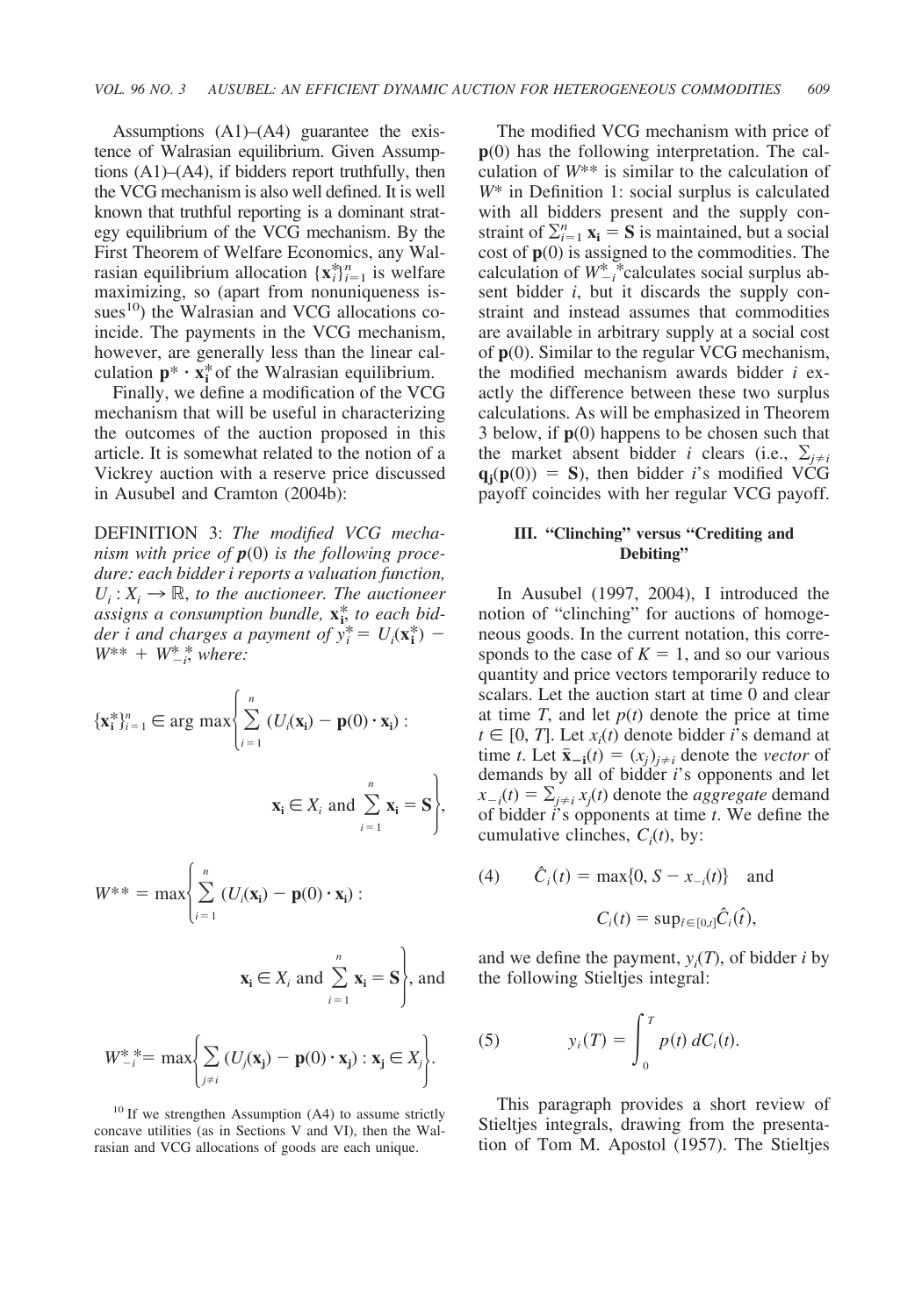Assumptions (A1)–(A4) guarantee the existence of Walrasian equilibrium. Given Assumptions (A1)–(A4), if bidders report truthfully, then the VCG mechanism is also well defined. It is well known that truthful reporting is a dominant strategy equilibrium of the VCG mechanism. By the First Theorem of Welfare Economics, any Walrasian equilibrium allocation $\{\mathbf{x}_i^*\}_{i=1}^n$ is welfare maximizing, so (apart from nonuniqueness issues[10]) the Walrasian and VCG allocations coincide. The payments in the VCG mechanism, however, are generally less than the linear calculation $\mathbf{p}^* \cdot \mathbf{x}_i^*$ of the Walrasian equilibrium.

Finally, we define a modification of the VCG mechanism that will be useful in characterizing the outcomes of the auction proposed in this article. It is somewhat related to the notion of a Vickrey auction with a reserve price discussed in Ausubel and Cramton (2004b):

DEFINITION 3: *The modified VCG mechanism with price of $\mathbf{p}(0)$ is the following procedure: each bidder i reports a valuation function, $U_i : X_i \rightarrow \mathbb{R}$, to the auctioneer. The auctioneer assigns a consumption bundle, $\mathbf{x}_i^*$, to each bidder i and charges a payment of $y_i^* = U_i(\mathbf{x}_i^*) - W^{**} + W_{-i}^{**}$, where:*

$$\{\mathbf{x}_i^*\}_{i=1}^n \in \arg\max\left\{\sum_{i=1}^n (U_i(\mathbf{x}_i) - \mathbf{p}(0)\cdot\mathbf{x}_i) : \mathbf{x}_i \in X_i \text{ and } \sum_{i=1}^n \mathbf{x}_i = \mathbf{S}\right\},$$

$$W^{**} = \max\left\{\sum_{i=1}^n (U_i(\mathbf{x}_i) - \mathbf{p}(0)\cdot\mathbf{x}_i) : \mathbf{x}_i \in X_i \text{ and } \sum_{i=1}^n \mathbf{x}_i = \mathbf{S}\right\}, \text{ and}$$

$$W_{-i}^{**} = \max\left\{\sum_{j\neq i} (U_j(\mathbf{x}_j) - \mathbf{p}(0)\cdot\mathbf{x}_j) : \mathbf{x}_j \in X_j\right\}.$$

The modified VCG mechanism with price of $\mathbf{p}(0)$ has the following interpretation. The calculation of $W^{**}$ is similar to the calculation of $W^*$ in Definition 1: social surplus is calculated with all bidders present and the supply constraint of $\sum_{i=1}^n \mathbf{x}_i = \mathbf{S}$ is maintained, but a social cost of $\mathbf{p}(0)$ is assigned to the commodities. The calculation of $W_{-i}^{**}$ calculates social surplus absent bidder $i$, but it discards the supply constraint and instead assumes that commodities are available in arbitrary supply at a social cost of $\mathbf{p}(0)$. Similar to the regular VCG mechanism, the modified mechanism awards bidder $i$ exactly the difference between these two surplus calculations. As will be emphasized in Theorem 3 below, if $\mathbf{p}(0)$ happens to be chosen such that the market absent bidder $i$ clears (i.e., $\sum_{j\neq i} \mathbf{q}_j(\mathbf{p}(0)) = \mathbf{S}$), then bidder $i$'s modified VCG payoff coincides with her regular VCG payoff.

## III. "Clinching" versus "Crediting and Debiting"

In Ausubel (1997, 2004), I introduced the notion of "clinching" for auctions of homogeneous goods. In the current notation, this corresponds to the case of $K = 1$, and so our various quantity and price vectors temporarily reduce to scalars. Let the auction start at time 0 and clear at time $T$, and let $p(t)$ denote the price at time $t \in [0, T]$. Let $x_i(t)$ denote bidder $i$'s demand at time $t$. Let $\bar{\mathbf{x}}_{-\mathbf{i}}(t) = (x_j)_{j\neq i}$ denote the *vector* of demands by all of bidder $i$'s opponents and let $x_{-i}(t) = \sum_{j\neq i} x_j(t)$ denote the *aggregate* demand of bidder $i$'s opponents at time $t$. We define the cumulative clinches, $C_i(t)$, by:

$$(4) \qquad \hat{C}_i(t) = \max\{0, S - x_{-i}(t)\} \quad \text{and} \quad C_i(t) = \sup_{\hat{t}\in[0,t]} \hat{C}_i(\hat{t}),$$

and we define the payment, $y_i(T)$, of bidder $i$ by the following Stieltjes integral:

$$(5) \qquad y_i(T) = \int_0^T p(t)\, dC_i(t).$$

This paragraph provides a short review of Stieltjes integrals, drawing from the presentation of Tom M. Apostol (1957). The Stieltjes

[10] If we strengthen Assumption (A4) to assume strictly concave utilities (as in Sections V and VI), then the Walrasian and VCG allocations of goods are each unique.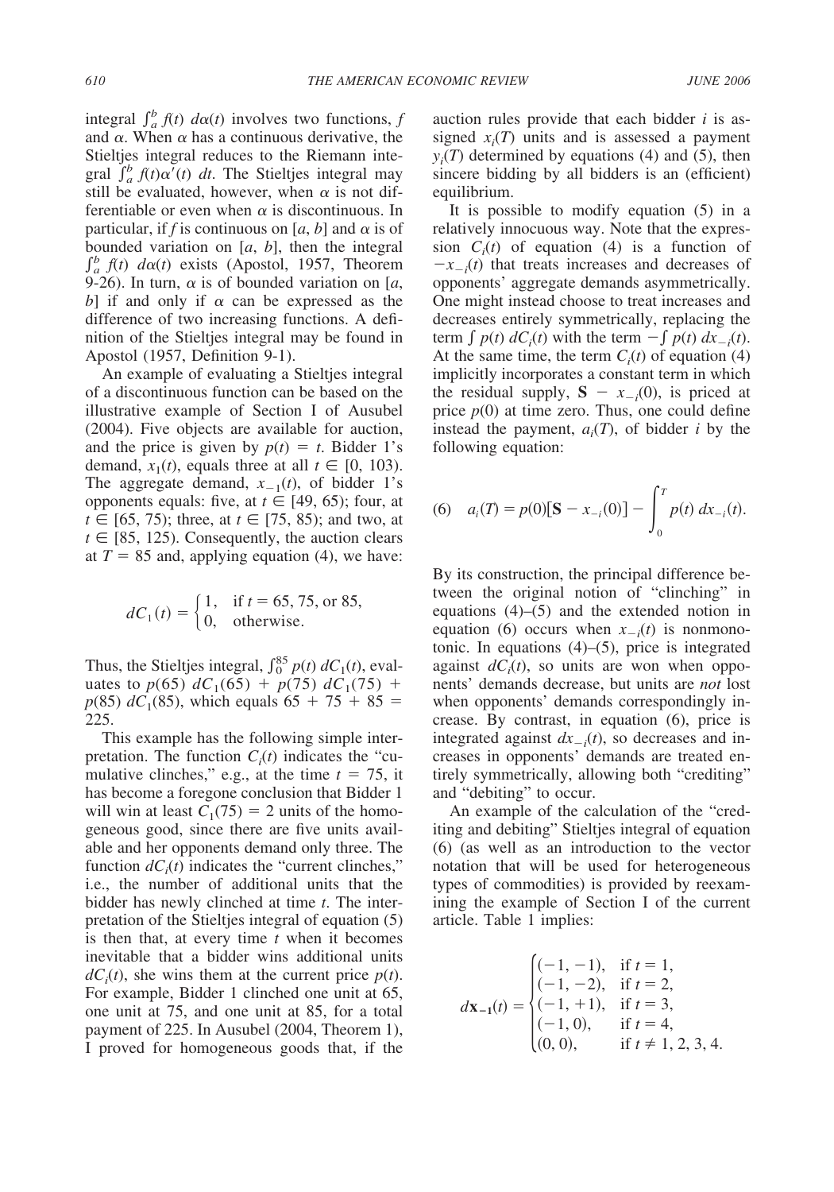integral $\int_a^b f(t)\, d\alpha(t)$ involves two functions, $f$ and $\alpha$. When $\alpha$ has a continuous derivative, the Stieltjes integral reduces to the Riemann integral $\int_a^b f(t)\alpha'(t)\, dt$. The Stieltjes integral may still be evaluated, however, when $\alpha$ is not differentiable or even when $\alpha$ is discontinuous. In particular, if $f$ is continuous on $[a, b]$ and $\alpha$ is of bounded variation on $[a, b]$, then the integral $\int_a^b f(t)\, d\alpha(t)$ exists (Apostol, 1957, Theorem 9-26). In turn, $\alpha$ is of bounded variation on $[a, b]$ if and only if $\alpha$ can be expressed as the difference of two increasing functions. A definition of the Stieltjes integral may be found in Apostol (1957, Definition 9-1).

An example of evaluating a Stieltjes integral of a discontinuous function can be based on the illustrative example of Section I of Ausubel (2004). Five objects are available for auction, and the price is given by $p(t) = t$. Bidder 1's demand, $x_1(t)$, equals three at all $t \in [0, 103)$. The aggregate demand, $x_{-1}(t)$, of bidder 1's opponents equals: five, at $t \in [49, 65)$; four, at $t \in [65, 75)$; three, at $t \in [75, 85)$; and two, at $t \in [85, 125)$. Consequently, the auction clears at $T = 85$ and, applying equation (4), we have:

$$dC_1(t) = \begin{cases} 1, & \text{if } t = 65, 75, \text{ or } 85, \\ 0, & \text{otherwise.} \end{cases}$$

Thus, the Stieltjes integral, $\int_0^{85} p(t)\, dC_1(t)$, evaluates to $p(65)\, dC_1(65) + p(75)\, dC_1(75) + p(85)\, dC_1(85)$, which equals $65 + 75 + 85 = 225$.

This example has the following simple interpretation. The function $C_i(t)$ indicates the "cumulative clinches," e.g., at the time $t = 75$, it has become a foregone conclusion that Bidder 1 will win at least $C_1(75) = 2$ units of the homogeneous good, since there are five units available and her opponents demand only three. The function $dC_i(t)$ indicates the "current clinches," i.e., the number of additional units that the bidder has newly clinched at time $t$. The interpretation of the Stieltjes integral of equation (5) is then that, at every time $t$ when it becomes inevitable that a bidder wins additional units $dC_i(t)$, she wins them at the current price $p(t)$. For example, Bidder 1 clinched one unit at 65, one unit at 75, and one unit at 85, for a total payment of 225. In Ausubel (2004, Theorem 1), I proved for homogeneous goods that, if the auction rules provide that each bidder $i$ is assigned $x_i(T)$ units and is assessed a payment $y_i(T)$ determined by equations (4) and (5), then sincere bidding by all bidders is an (efficient) equilibrium.

It is possible to modify equation (5) in a relatively innocuous way. Note that the expression $C_i(t)$ of equation (4) is a function of $-x_{-i}(t)$ that treats increases and decreases of opponents' aggregate demands asymmetrically. One might instead choose to treat increases and decreases entirely symmetrically, replacing the term $\int p(t)\, dC_i(t)$ with the term $-\int p(t)\, dx_{-i}(t)$. At the same time, the term $C_i(t)$ of equation (4) implicitly incorporates a constant term in which the residual supply, $\mathbf{S} - x_{-i}(0)$, is priced at price $p(0)$ at time zero. Thus, one could define instead the payment, $a_i(T)$, of bidder $i$ by the following equation:

$$(6) \quad a_i(T) = p(0)[\mathbf{S} - x_{-i}(0)] - \int_0^T p(t)\, dx_{-i}(t).$$

By its construction, the principal difference between the original notion of "clinching" in equations (4)–(5) and the extended notion in equation (6) occurs when $x_{-i}(t)$ is nonmonotonic. In equations (4)–(5), price is integrated against $dC_i(t)$, so units are won when opponents' demands decrease, but units are *not* lost when opponents' demands correspondingly increase. By contrast, in equation (6), price is integrated against $dx_{-i}(t)$, so decreases and increases in opponents' demands are treated entirely symmetrically, allowing both "crediting" and "debiting" to occur.

An example of the calculation of the "crediting and debiting" Stieltjes integral of equation (6) (as well as an introduction to the vector notation that will be used for heterogeneous types of commodities) is provided by reexamining the example of Section I of the current article. Table 1 implies:

$$d\mathbf{x}_{-1}(t) = \begin{cases} (-1, -1), & \text{if } t = 1, \\ (-1, -2), & \text{if } t = 2, \\ (-1, +1), & \text{if } t = 3, \\ (-1, 0), & \text{if } t = 4, \\ (0, 0), & \text{if } t \neq 1, 2, 3, 4. \end{cases}$$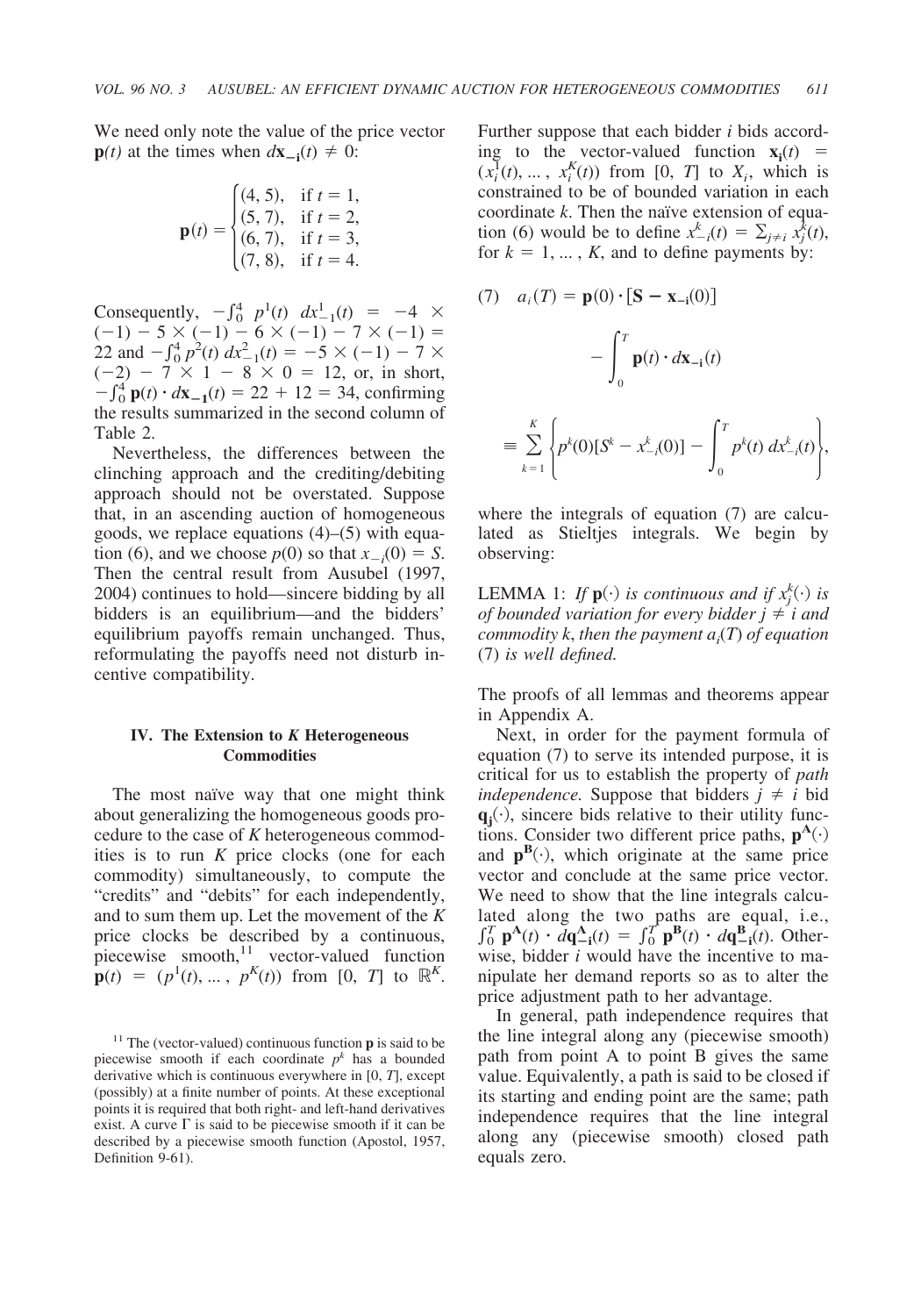We need only note the value of the price vector $\mathbf{p}(t)$ at the times when $d\mathbf{x}_{-\mathbf{i}}(t) \neq 0$:

$$\mathbf{p}(t) = \begin{cases} (4, 5), & \text{if } t = 1, \\ (5, 7), & \text{if } t = 2, \\ (6, 7), & \text{if } t = 3, \\ (7, 8), & \text{if } t = 4. \end{cases}$$

Consequently, $-\int_0^4 p^1(t)\ dx_{-1}^1(t) = -4 \times (-1) - 5 \times (-1) - 6 \times (-1) - 7 \times (-1) = 22$ and $-\int_0^4 p^2(t)\ dx_{-1}^2(t) = -5 \times (-1) - 7 \times (-2) - 7 \times 1 - 8 \times 0 = 12$, or, in short, $-\int_0^4 \mathbf{p}(t) \cdot d\mathbf{x}_{-1}(t) = 22 + 12 = 34$, confirming the results summarized in the second column of Table 2.

Nevertheless, the differences between the clinching approach and the crediting/debiting approach should not be overstated. Suppose that, in an ascending auction of homogeneous goods, we replace equations (4)–(5) with equation (6), and we choose $p(0)$ so that $x_{-i}(0) = S$. Then the central result from Ausubel (1997, 2004) continues to hold—sincere bidding by all bidders is an equilibrium—and the bidders' equilibrium payoffs remain unchanged. Thus, reformulating the payoffs need not disturb incentive compatibility.

## IV. The Extension to K Heterogeneous Commodities

The most naïve way that one might think about generalizing the homogeneous goods procedure to the case of $K$ heterogeneous commodities is to run $K$ price clocks (one for each commodity) simultaneously, to compute the "credits" and "debits" for each independently, and to sum them up. Let the movement of the $K$ price clocks be described by a continuous, piecewise smooth,[11] vector-valued function $\mathbf{p}(t) = (p^1(t), \ldots, p^K(t))$ from $[0, T]$ to $\mathbb{R}^K$. Further suppose that each bidder $i$ bids according to the vector-valued function $\mathbf{x}_\mathbf{i}(t) = (x_i^1(t), \ldots, x_i^K(t))$ from $[0, T]$ to $X_i$, which is constrained to be of bounded variation in each coordinate $k$. Then the naïve extension of equation (6) would be to define $x_{-i}^k(t) = \sum_{j \neq i} x_j^k(t)$, for $k = 1, \ldots, K$, and to define payments by:

$$(7) \quad a_i(T) = \mathbf{p}(0) \cdot [\mathbf{S} - \mathbf{x}_{-\mathbf{i}}(0)] - \int_0^T \mathbf{p}(t) \cdot d\mathbf{x}_{-\mathbf{i}}(t)$$

$$\equiv \sum_{k=1}^{K} \left\{ p^k(0)[S^k - x_{-i}^k(0)] - \int_0^T p^k(t)\ dx_{-i}^k(t) \right\},$$

where the integrals of equation (7) are calculated as Stieltjes integrals. We begin by observing:

LEMMA 1: *If $\mathbf{p}(\cdot)$ is continuous and if $x_j^k(\cdot)$ is of bounded variation for every bidder $j \neq i$ and commodity $k$, then the payment $a_i(T)$ of equation (7) is well defined.*

The proofs of all lemmas and theorems appear in Appendix A.

Next, in order for the payment formula of equation (7) to serve its intended purpose, it is critical for us to establish the property of *path independence.* Suppose that bidders $j \neq i$ bid $\mathbf{q}_\mathbf{j}(\cdot)$, sincere bids relative to their utility functions. Consider two different price paths, $\mathbf{p}^\mathbf{A}(\cdot)$ and $\mathbf{p}^\mathbf{B}(\cdot)$, which originate at the same price vector and conclude at the same price vector. We need to show that the line integrals calculated along the two paths are equal, i.e., $\int_0^T \mathbf{p}^\mathbf{A}(t) \cdot d\mathbf{q}_{-\mathbf{i}}^\mathbf{A}(t) = \int_0^T \mathbf{p}^\mathbf{B}(t) \cdot d\mathbf{q}_{-\mathbf{i}}^\mathbf{B}(t)$. Otherwise, bidder $i$ would have the incentive to manipulate her demand reports so as to alter the price adjustment path to her advantage.

In general, path independence requires that the line integral along any (piecewise smooth) path from point A to point B gives the same value. Equivalently, a path is said to be closed if its starting and ending point are the same; path independence requires that the line integral along any (piecewise smooth) closed path equals zero.

[11] The (vector-valued) continuous function $\mathbf{p}$ is said to be piecewise smooth if each coordinate $p^k$ has a bounded derivative which is continuous everywhere in $[0, T]$, except (possibly) at a finite number of points. At these exceptional points it is required that both right- and left-hand derivatives exist. A curve $\Gamma$ is said to be piecewise smooth if it can be described by a piecewise smooth function (Apostol, 1957, Definition 9-61).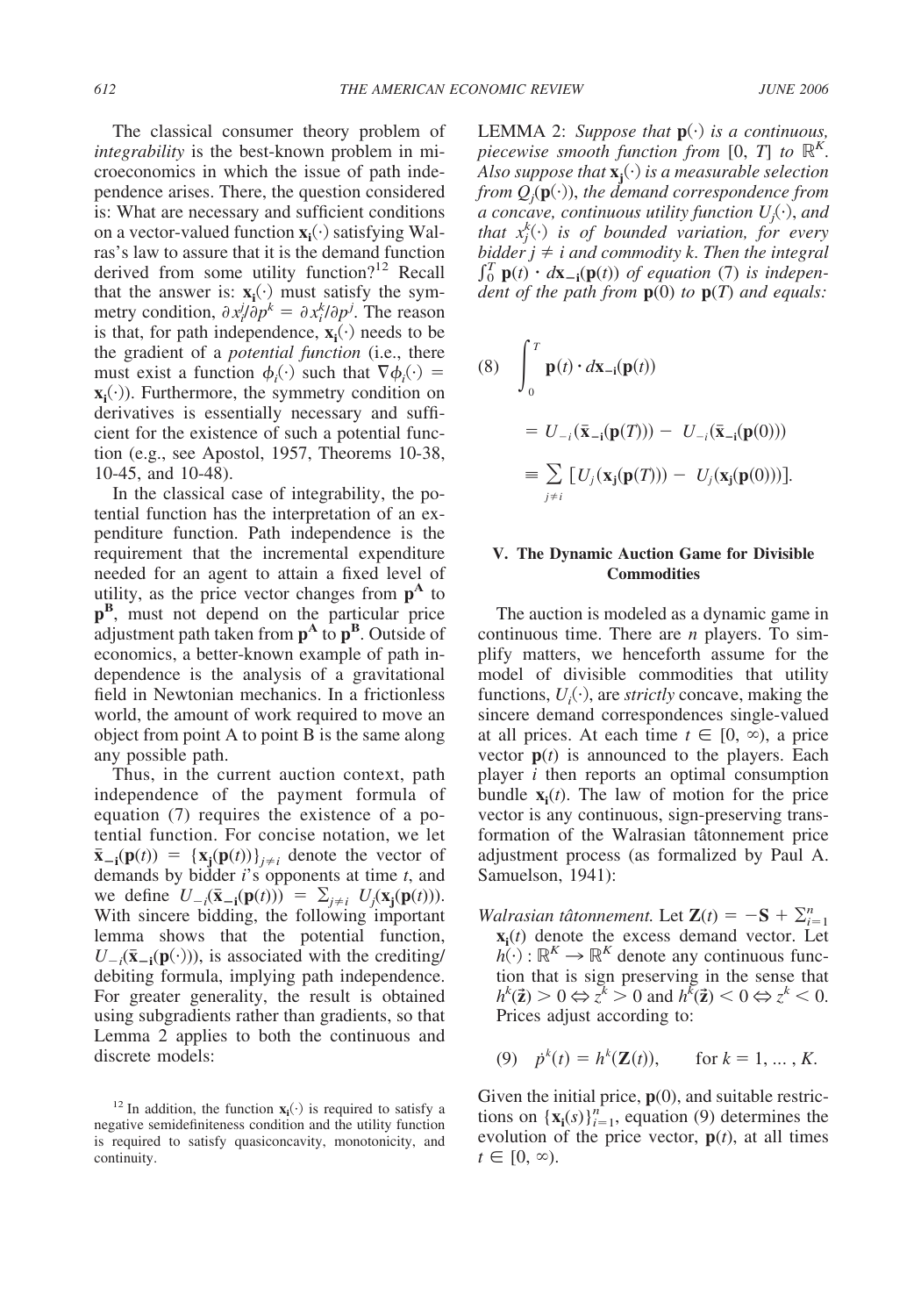The classical consumer theory problem of *integrability* is the best-known problem in microeconomics in which the issue of path independence arises. There, the question considered is: What are necessary and sufficient conditions on a vector-valued function $\mathbf{x_i}(\cdot)$ satisfying Walras's law to assure that it is the demand function derived from some utility function?[12] Recall that the answer is: $\mathbf{x_i}(\cdot)$ must satisfy the symmetry condition, $\partial x_i^j/\partial p^k = \partial x_i^k/\partial p^j$. The reason is that, for path independence, $\mathbf{x_i}(\cdot)$ needs to be the gradient of a *potential function* (i.e., there must exist a function $\phi_i(\cdot)$ such that $\nabla\phi_i(\cdot) = \mathbf{x_i}(\cdot)$). Furthermore, the symmetry condition on derivatives is essentially necessary and sufficient for the existence of such a potential function (e.g., see Apostol, 1957, Theorems 10-38, 10-45, and 10-48).

In the classical case of integrability, the potential function has the interpretation of an expenditure function. Path independence is the requirement that the incremental expenditure needed for an agent to attain a fixed level of utility, as the price vector changes from $\mathbf{p^A}$ to $\mathbf{p^B}$, must not depend on the particular price adjustment path taken from $\mathbf{p^A}$ to $\mathbf{p^B}$. Outside of economics, a better-known example of path independence is the analysis of a gravitational field in Newtonian mechanics. In a frictionless world, the amount of work required to move an object from point A to point B is the same along any possible path.

Thus, in the current auction context, path independence of the payment formula of equation (7) requires the existence of a potential function. For concise notation, we let $\bar{\mathbf{x}}_{-\mathbf{i}}(\mathbf{p}(t)) = \{\mathbf{x_j}(\mathbf{p}(t))\}_{j\neq i}$ denote the vector of demands by bidder $i$'s opponents at time $t$, and we define $U_{-i}(\bar{\mathbf{x}}_{-\mathbf{i}}(\mathbf{p}(t))) = \sum_{j\neq i} U_j(\mathbf{x_j}(\mathbf{p}(t)))$. With sincere bidding, the following important lemma shows that the potential function, $U_{-i}(\bar{\mathbf{x}}_{-\mathbf{i}}(\mathbf{p}(\cdot)))$, is associated with the crediting/debiting formula, implying path independence. For greater generality, the result is obtained using subgradients rather than gradients, so that Lemma 2 applies to both the continuous and discrete models:

LEMMA 2: *Suppose that $\mathbf{p}(\cdot)$ is a continuous, piecewise smooth function from $[0, T]$ to $\mathbb{R}^K$. Also suppose that $\mathbf{x_j}(\cdot)$ is a measurable selection from $Q_j(\mathbf{p}(\cdot))$, the demand correspondence from a concave, continuous utility function $U_j(\cdot)$, and that $x_j^k(\cdot)$ is of bounded variation, for every bidder $j \neq i$ and commodity $k$. Then the integral $\int_0^T \mathbf{p}(t) \cdot d\mathbf{x_{-i}}(\mathbf{p}(t))$ of equation (7) is independent of the path from $\mathbf{p}(0)$ to $\mathbf{p}(T)$ and equals:*

$$
\begin{aligned}
(8)\quad \int_0^T \mathbf{p}(t) \cdot d\mathbf{x_{-i}}(\mathbf{p}(t)) &= U_{-i}(\bar{\mathbf{x}}_{-\mathbf{i}}(\mathbf{p}(T))) - U_{-i}(\bar{\mathbf{x}}_{-\mathbf{i}}(\mathbf{p}(0))) \\
&\equiv \sum_{j\neq i} [U_j(\mathbf{x_j}(\mathbf{p}(T))) - U_j(\mathbf{x_j}(\mathbf{p}(0)))].
\end{aligned}
$$

## V. The Dynamic Auction Game for Divisible Commodities

The auction is modeled as a dynamic game in continuous time. There are $n$ players. To simplify matters, we henceforth assume for the model of divisible commodities that utility functions, $U_i(\cdot)$, are *strictly* concave, making the sincere demand correspondences single-valued at all prices. At each time $t \in [0, \infty)$, a price vector $\mathbf{p}(t)$ is announced to the players. Each player $i$ then reports an optimal consumption bundle $\mathbf{x_i}(t)$. The law of motion for the price vector is any continuous, sign-preserving transformation of the Walrasian tâtonnement price adjustment process (as formalized by Paul A. Samuelson, 1941):

*Walrasian tâtonnement.* Let $\mathbf{Z}(t) = -\mathbf{S} + \sum_{i=1}^n \mathbf{x_i}(t)$ denote the excess demand vector. Let $h(\cdot) : \mathbb{R}^K \to \mathbb{R}^K$ denote any continuous function that is sign preserving in the sense that $h^k(\vec{\mathbf{z}}) > 0 \Leftrightarrow z^k > 0$ and $h^k(\vec{\mathbf{z}}) < 0 \Leftrightarrow z^k < 0$. Prices adjust according to:

$$
(9)\quad \dot{p}^k(t) = h^k(\mathbf{Z}(t)), \qquad \text{for } k = 1, \ldots, K.
$$

Given the initial price, $\mathbf{p}(0)$, and suitable restrictions on $\{\mathbf{x_i}(s)\}_{i=1}^n$, equation (9) determines the evolution of the price vector, $\mathbf{p}(t)$, at all times $t \in [0, \infty)$.

[12] In addition, the function $\mathbf{x_i}(\cdot)$ is required to satisfy a negative semidefiniteness condition and the utility function is required to satisfy quasiconcavity, monotonicity, and continuity.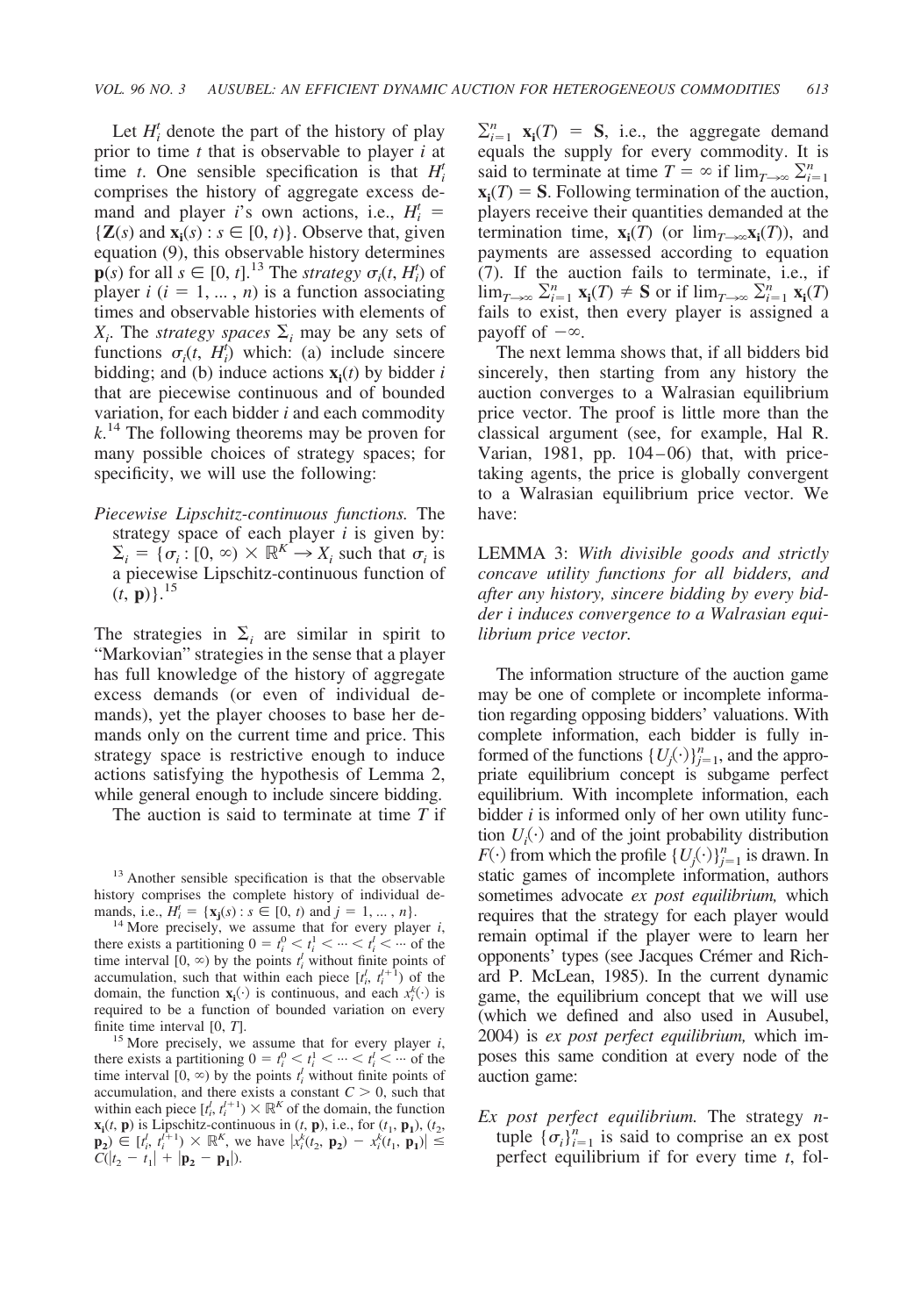Let $H_i^t$ denote the part of the history of play prior to time $t$ that is observable to player $i$ at time $t$. One sensible specification is that $H_i^t$ comprises the history of aggregate excess demand and player $i$'s own actions, i.e., $H_i^t = \{\mathbf{Z}(s) \text{ and } \mathbf{x_i}(s) : s \in [0, t)\}$. Observe that, given equation (9), this observable history determines $\mathbf{p}(s)$ for all $s \in [0, t]$.[13] The *strategy* $\sigma_i(t, H_i^t)$ of player $i$ ($i = 1, ..., n$) is a function associating times and observable histories with elements of $X_i$. The *strategy spaces* $\Sigma_i$ may be any sets of functions $\sigma_i(t, H_i^t)$ which: (a) include sincere bidding; and (b) induce actions $\mathbf{x_i}(t)$ by bidder $i$ that are piecewise continuous and of bounded variation, for each bidder $i$ and each commodity $k$.[14] The following theorems may be proven for many possible choices of strategy spaces; for specificity, we will use the following:

*Piecewise Lipschitz-continuous functions.* The strategy space of each player $i$ is given by: $\Sigma_i = \{\sigma_i : [0, \infty) \times \mathbb{R}^K \rightarrow X_i$ such that $\sigma_i$ is a piecewise Lipschitz-continuous function of $(t, \mathbf{p})\}$.[15]

The strategies in $\Sigma_i$ are similar in spirit to "Markovian" strategies in the sense that a player has full knowledge of the history of aggregate excess demands (or even of individual demands), yet the player chooses to base her demands only on the current time and price. This strategy space is restrictive enough to induce actions satisfying the hypothesis of Lemma 2, while general enough to include sincere bidding.

The auction is said to terminate at time $T$ if $\sum_{i=1}^{n} \mathbf{x_i}(T) = \mathbf{S}$, i.e., the aggregate demand equals the supply for every commodity. It is said to terminate at time $T = \infty$ if $\lim_{T\rightarrow\infty} \sum_{i=1}^{n} \mathbf{x_i}(T) = \mathbf{S}$. Following termination of the auction, players receive their quantities demanded at the termination time, $\mathbf{x_i}(T)$ (or $\lim_{T\rightarrow\infty}\mathbf{x_i}(T)$), and payments are assessed according to equation (7). If the auction fails to terminate, i.e., if $\lim_{T\rightarrow\infty} \sum_{i=1}^{n} \mathbf{x_i}(T) \neq \mathbf{S}$ or if $\lim_{T\rightarrow\infty} \sum_{i=1}^{n} \mathbf{x_i}(T)$ fails to exist, then every player is assigned a payoff of $-\infty$.

The next lemma shows that, if all bidders bid sincerely, then starting from any history the auction converges to a Walrasian equilibrium price vector. The proof is little more than the classical argument (see, for example, Hal R. Varian, 1981, pp. 104–06) that, with price-taking agents, the price is globally convergent to a Walrasian equilibrium price vector. We have:

LEMMA 3: *With divisible goods and strictly concave utility functions for all bidders, and after any history, sincere bidding by every bidder i induces convergence to a Walrasian equilibrium price vector.*

The information structure of the auction game may be one of complete or incomplete information regarding opposing bidders' valuations. With complete information, each bidder is fully informed of the functions $\{U_j(\cdot)\}_{j=1}^{n}$, and the appropriate equilibrium concept is subgame perfect equilibrium. With incomplete information, each bidder $i$ is informed only of her own utility function $U_i(\cdot)$ and of the joint probability distribution $F(\cdot)$ from which the profile $\{U_j(\cdot)\}_{j=1}^{n}$ is drawn. In static games of incomplete information, authors sometimes advocate *ex post equilibrium,* which requires that the strategy for each player would remain optimal if the player were to learn her opponents' types (see Jacques Crémer and Richard P. McLean, 1985). In the current dynamic game, the equilibrium concept that we will use (which we defined and also used in Ausubel, 2004) is *ex post perfect equilibrium,* which imposes this same condition at every node of the auction game:

*Ex post perfect equilibrium.* The strategy $n$-tuple $\{\sigma_i\}_{i=1}^{n}$ is said to comprise an ex post perfect equilibrium if for every time $t$, fol-

---

[13] Another sensible specification is that the observable history comprises the complete history of individual demands, i.e., $H_i^t = \{\mathbf{x_j}(s) : s \in [0, t) \text{ and } j = 1, ..., n\}$.

[14] More precisely, we assume that for every player $i$, there exists a partitioning $0 = t_i^0 < t_i^1 < \cdots < t_i^l < \cdots$ of the time interval $[0, \infty)$ by the points $t_i^l$ without finite points of accumulation, such that within each piece $[t_i^l, t_i^{l+1})$ of the domain, the function $\mathbf{x_i}(\cdot)$ is continuous, and each $x_i^k(\cdot)$ is required to be a function of bounded variation on every finite time interval $[0, T]$.

[15] More precisely, we assume that for every player $i$, there exists a partitioning $0 = t_i^0 < t_i^1 < \cdots < t_i^l < \cdots$ of the time interval $[0, \infty)$ by the points $t_i^l$ without finite points of accumulation, and there exists a constant $C > 0$, such that within each piece $[t_i^l, t_i^{l+1}) \times \mathbb{R}^K$ of the domain, the function $\mathbf{x_i}(t, \mathbf{p})$ is Lipschitz-continuous in $(t, \mathbf{p})$, i.e., for $(t_1, \mathbf{p_1})$, $(t_2, \mathbf{p_2}) \in [t_i^l, t_i^{l+1}) \times \mathbb{R}^K$, we have $|x_i^k(t_2, \mathbf{p_2}) - x_i^k(t_1, \mathbf{p_1})| \leq C(|t_2 - t_1| + |\mathbf{p_2} - \mathbf{p_1}|)$.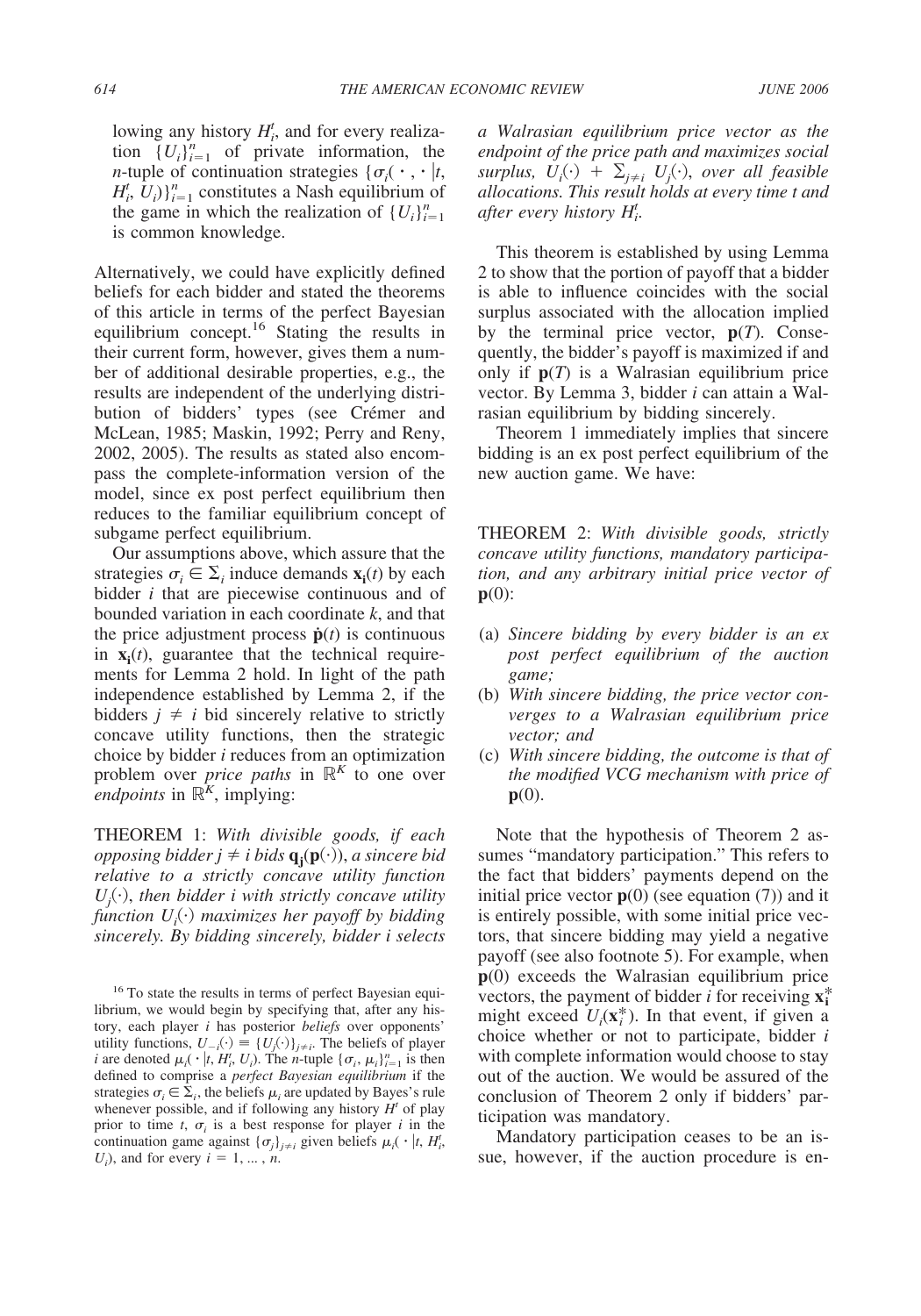lowing any history $H_i^t$, and for every realization $\{U_i\}_{i=1}^n$ of private information, the $n$-tuple of continuation strategies $\{\sigma_i(\cdot, \cdot \mid t, H_i^t, U_i)\}_{i=1}^n$ constitutes a Nash equilibrium of the game in which the realization of $\{U_i\}_{i=1}^n$ is common knowledge.

Alternatively, we could have explicitly defined beliefs for each bidder and stated the theorems of this article in terms of the perfect Bayesian equilibrium concept.[16] Stating the results in their current form, however, gives them a number of additional desirable properties, e.g., the results are independent of the underlying distribution of bidders' types (see Crémer and McLean, 1985; Maskin, 1992; Perry and Reny, 2002, 2005). The results as stated also encompass the complete-information version of the model, since ex post perfect equilibrium then reduces to the familiar equilibrium concept of subgame perfect equilibrium.

Our assumptions above, which assure that the strategies $\sigma_i \in \Sigma_i$ induce demands $\mathbf{x_i}(t)$ by each bidder $i$ that are piecewise continuous and of bounded variation in each coordinate $k$, and that the price adjustment process $\dot{\mathbf{p}}(t)$ is continuous in $\mathbf{x_i}(t)$, guarantee that the technical requirements for Lemma 2 hold. In light of the path independence established by Lemma 2, if the bidders $j \neq i$ bid sincerely relative to strictly concave utility functions, then the strategic choice by bidder $i$ reduces from an optimization problem over *price paths* in $\mathbb{R}^K$ to one over *endpoints* in $\mathbb{R}^K$, implying:

THEOREM 1: *With divisible goods, if each opposing bidder $j \neq i$ bids $\mathbf{q_j}(\mathbf{p}(\cdot))$, a sincere bid relative to a strictly concave utility function $U_j(\cdot)$, then bidder $i$ with strictly concave utility function $U_i(\cdot)$ maximizes her payoff by bidding sincerely. By bidding sincerely, bidder $i$ selects a Walrasian equilibrium price vector as the endpoint of the price path and maximizes social surplus, $U_i(\cdot) + \sum_{j \neq i} U_j(\cdot)$, over all feasible allocations. This result holds at every time $t$ and after every history $H_i^t$.*

This theorem is established by using Lemma 2 to show that the portion of payoff that a bidder is able to influence coincides with the social surplus associated with the allocation implied by the terminal price vector, $\mathbf{p}(T)$. Consequently, the bidder's payoff is maximized if and only if $\mathbf{p}(T)$ is a Walrasian equilibrium price vector. By Lemma 3, bidder $i$ can attain a Walrasian equilibrium by bidding sincerely.

Theorem 1 immediately implies that sincere bidding is an ex post perfect equilibrium of the new auction game. We have:

THEOREM 2: *With divisible goods, strictly concave utility functions, mandatory participation, and any arbitrary initial price vector of $\mathbf{p}(0)$:*

- (a) *Sincere bidding by every bidder is an ex post perfect equilibrium of the auction game;*
- (b) *With sincere bidding, the price vector converges to a Walrasian equilibrium price vector; and*
- (c) *With sincere bidding, the outcome is that of the modified VCG mechanism with price of $\mathbf{p}(0)$.*

Note that the hypothesis of Theorem 2 assumes "mandatory participation." This refers to the fact that bidders' payments depend on the initial price vector $\mathbf{p}(0)$ (see equation (7)) and it is entirely possible, with some initial price vectors, that sincere bidding may yield a negative payoff (see also footnote 5). For example, when $\mathbf{p}(0)$ exceeds the Walrasian equilibrium price vectors, the payment of bidder $i$ for receiving $\mathbf{x_i^*}$ might exceed $U_i(\mathbf{x}_i^*)$. In that event, if given a choice whether or not to participate, bidder $i$ with complete information would choose to stay out of the auction. We would be assured of the conclusion of Theorem 2 only if bidders' participation was mandatory.

Mandatory participation ceases to be an issue, however, if the auction procedure is en-

[16] To state the results in terms of perfect Bayesian equilibrium, we would begin by specifying that, after any history, each player $i$ has posterior *beliefs* over opponents' utility functions, $U_{-i}(\cdot) \equiv \{U_j(\cdot)\}_{j \neq i}$. The beliefs of player $i$ are denoted $\mu_i(\cdot \mid t, H_i^t, U_i)$. The $n$-tuple $\{\sigma_i, \mu_i\}_{i=1}^n$ is then defined to comprise a *perfect Bayesian equilibrium* if the strategies $\sigma_i \in \Sigma_i$, the beliefs $\mu_i$ are updated by Bayes's rule whenever possible, and if following any history $H^t$ of play prior to time $t$, $\sigma_i$ is a best response for player $i$ in the continuation game against $\{\sigma_j\}_{j \neq i}$ given beliefs $\mu_i(\cdot \mid t, H_i^t, U_i)$, and for every $i = 1, \ldots, n$.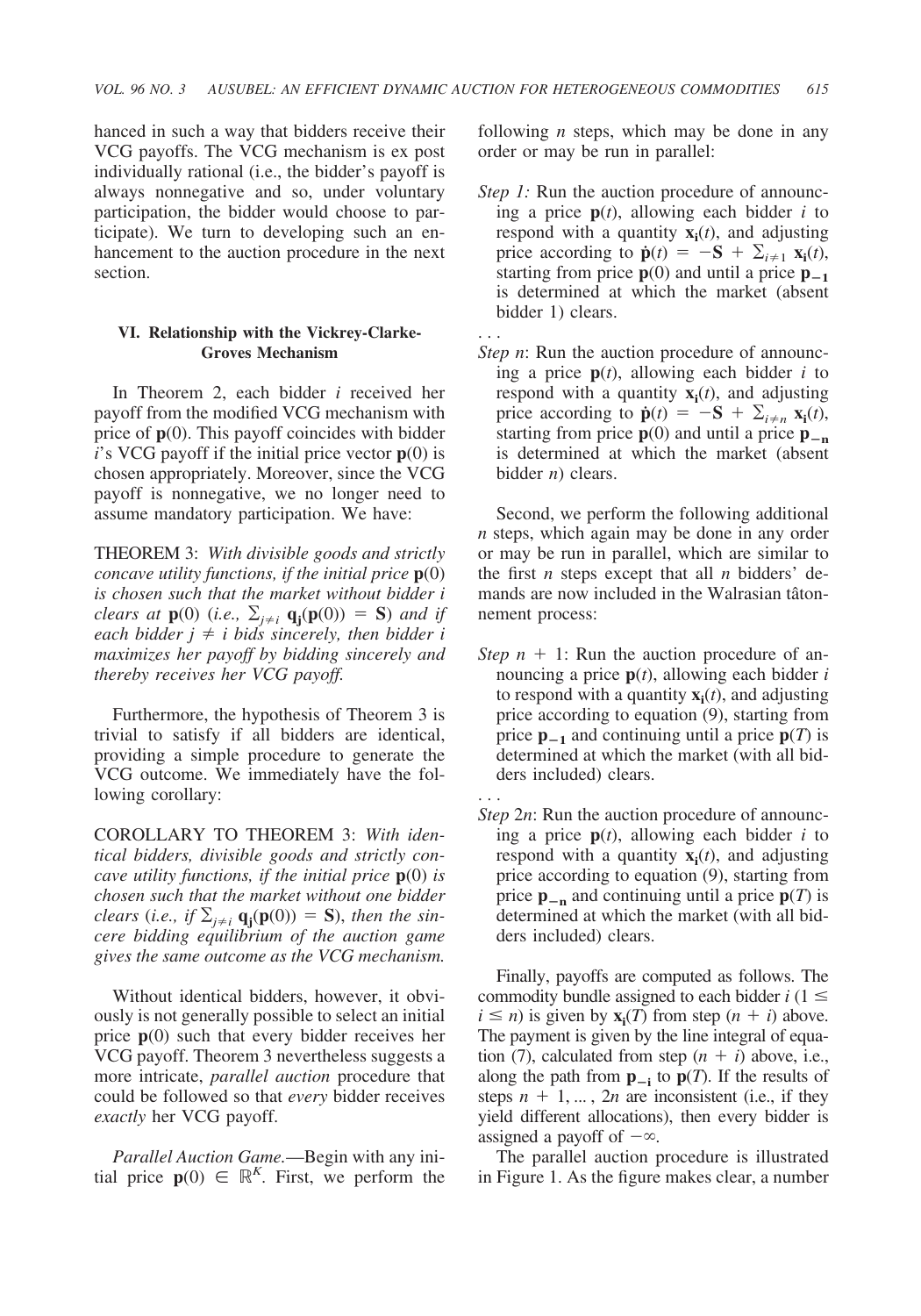hanced in such a way that bidders receive their VCG payoffs. The VCG mechanism is ex post individually rational (i.e., the bidder's payoff is always nonnegative and so, under voluntary participation, the bidder would choose to participate). We turn to developing such an enhancement to the auction procedure in the next section.

## VI. Relationship with the Vickrey-Clarke-Groves Mechanism

In Theorem 2, each bidder $i$ received her payoff from the modified VCG mechanism with price of $\mathbf{p}(0)$. This payoff coincides with bidder $i$'s VCG payoff if the initial price vector $\mathbf{p}(0)$ is chosen appropriately. Moreover, since the VCG payoff is nonnegative, we no longer need to assume mandatory participation. We have:

THEOREM 3: *With divisible goods and strictly concave utility functions, if the initial price* $\mathbf{p}(0)$ *is chosen such that the market without bidder i clears at* $\mathbf{p}(0)$ *(i.e.,* $\sum_{j \neq i} \mathbf{q_j}(\mathbf{p}(0)) = \mathbf{S}$*) and if each bidder* $j \neq i$ *bids sincerely, then bidder i maximizes her payoff by bidding sincerely and thereby receives her VCG payoff.*

Furthermore, the hypothesis of Theorem 3 is trivial to satisfy if all bidders are identical, providing a simple procedure to generate the VCG outcome. We immediately have the following corollary:

COROLLARY TO THEOREM 3: *With identical bidders, divisible goods and strictly concave utility functions, if the initial price* $\mathbf{p}(0)$ *is chosen such that the market without one bidder clears (i.e., if* $\sum_{j \neq i} \mathbf{q_j}(\mathbf{p}(0)) = \mathbf{S}$*), then the sincere bidding equilibrium of the auction game gives the same outcome as the VCG mechanism.*

Without identical bidders, however, it obviously is not generally possible to select an initial price $\mathbf{p}(0)$ such that every bidder receives her VCG payoff. Theorem 3 nevertheless suggests a more intricate, *parallel auction* procedure that could be followed so that *every* bidder receives *exactly* her VCG payoff.

*Parallel Auction Game.*—Begin with any initial price $\mathbf{p}(0) \in \mathbb{R}^K$. First, we perform the following $n$ steps, which may be done in any order or may be run in parallel:

*Step 1:* Run the auction procedure of announcing a price $\mathbf{p}(t)$, allowing each bidder $i$ to respond with a quantity $\mathbf{x_i}(t)$, and adjusting price according to $\dot{\mathbf{p}}(t) = -\mathbf{S} + \sum_{i \neq 1} \mathbf{x_i}(t)$, starting from price $\mathbf{p}(0)$ and until a price $\mathbf{p_{-1}}$ is determined at which the market (absent bidder 1) clears.

. . .

*Step n*: Run the auction procedure of announcing a price $\mathbf{p}(t)$, allowing each bidder $i$ to respond with a quantity $\mathbf{x_i}(t)$, and adjusting price according to $\dot{\mathbf{p}}(t) = -\mathbf{S} + \sum_{i \neq n} \mathbf{x_i}(t)$, starting from price $\mathbf{p}(0)$ and until a price $\mathbf{p_{-n}}$ is determined at which the market (absent bidder $n$) clears.

Second, we perform the following additional $n$ steps, which again may be done in any order or may be run in parallel, which are similar to the first $n$ steps except that all $n$ bidders' demands are now included in the Walrasian tâtonnement process:

*Step n + 1*: Run the auction procedure of announcing a price $\mathbf{p}(t)$, allowing each bidder $i$ to respond with a quantity $\mathbf{x_i}(t)$, and adjusting price according to equation (9), starting from price $\mathbf{p_{-1}}$ and continuing until a price $\mathbf{p}(T)$ is determined at which the market (with all bidders included) clears.

. . .

*Step 2n*: Run the auction procedure of announcing a price $\mathbf{p}(t)$, allowing each bidder $i$ to respond with a quantity $\mathbf{x_i}(t)$, and adjusting price according to equation (9), starting from price $\mathbf{p_{-n}}$ and continuing until a price $\mathbf{p}(T)$ is determined at which the market (with all bidders included) clears.

Finally, payoffs are computed as follows. The commodity bundle assigned to each bidder $i$ ($1 \leq i \leq n$) is given by $\mathbf{x_i}(T)$ from step $(n + i)$ above. The payment is given by the line integral of equation (7), calculated from step $(n + i)$ above, i.e., along the path from $\mathbf{p_{-i}}$ to $\mathbf{p}(T)$. If the results of steps $n + 1, \ldots, 2n$ are inconsistent (i.e., if they yield different allocations), then every bidder is assigned a payoff of $-\infty$.

The parallel auction procedure is illustrated in Figure 1. As the figure makes clear, a number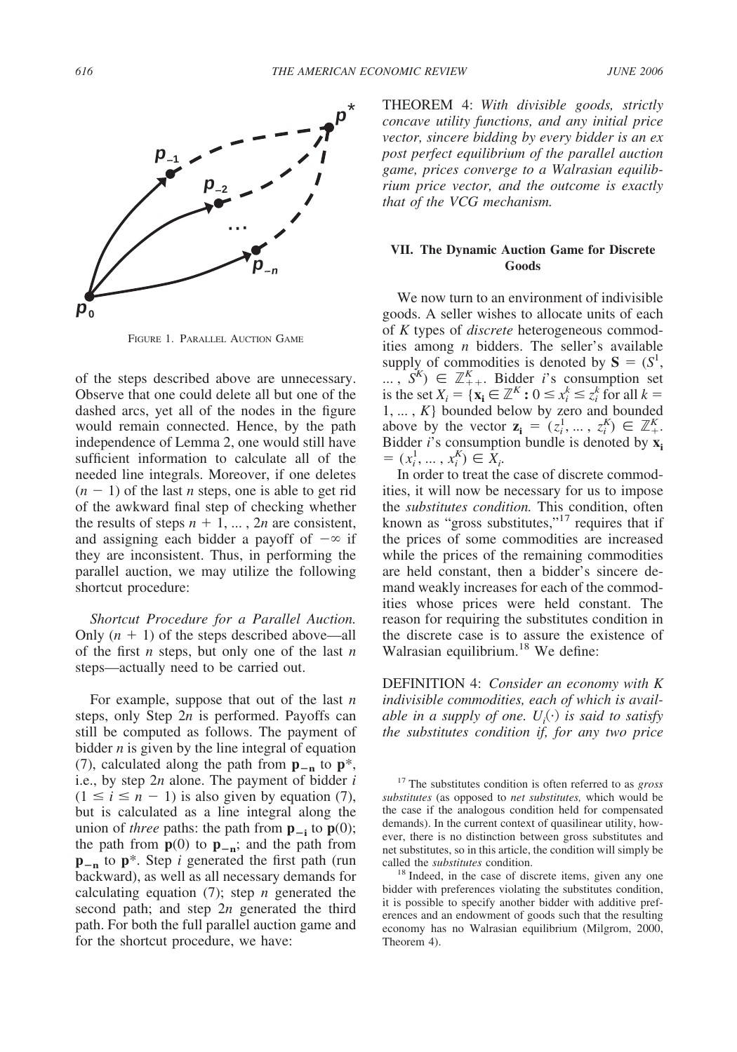FIGURE 1. PARALLEL AUCTION GAME

of the steps described above are unnecessary. Observe that one could delete all but one of the dashed arcs, yet all of the nodes in the figure would remain connected. Hence, by the path independence of Lemma 2, one would still have sufficient information to calculate all of the needed line integrals. Moreover, if one deletes $(n - 1)$ of the last $n$ steps, one is able to get rid of the awkward final step of checking whether the results of steps $n + 1, \ldots, 2n$ are consistent, and assigning each bidder a payoff of $-\infty$ if they are inconsistent. Thus, in performing the parallel auction, we may utilize the following shortcut procedure:

*Shortcut Procedure for a Parallel Auction.* Only $(n + 1)$ of the steps described above—all of the first $n$ steps, but only one of the last $n$ steps—actually need to be carried out.

For example, suppose that out of the last $n$ steps, only Step $2n$ is performed. Payoffs can still be computed as follows. The payment of bidder $n$ is given by the line integral of equation (7), calculated along the path from $\mathbf{p_{-n}}$ to $\mathbf{p}^*$, i.e., by step $2n$ alone. The payment of bidder $i$ $(1 \leq i \leq n - 1)$ is also given by equation (7), but is calculated as a line integral along the union of *three* paths: the path from $\mathbf{p_{-i}}$ to $\mathbf{p}(0)$; the path from $\mathbf{p}(0)$ to $\mathbf{p_{-n}}$; and the path from $\mathbf{p_{-n}}$ to $\mathbf{p}^*$. Step $i$ generated the first path (run backward), as well as all necessary demands for calculating equation (7); step $n$ generated the second path; and step $2n$ generated the third path. For both the full parallel auction game and for the shortcut procedure, we have:

THEOREM 4: *With divisible goods, strictly concave utility functions, and any initial price vector, sincere bidding by every bidder is an ex post perfect equilibrium of the parallel auction game, prices converge to a Walrasian equilibrium price vector, and the outcome is exactly that of the VCG mechanism.*

## VII. The Dynamic Auction Game for Discrete Goods

We now turn to an environment of indivisible goods. A seller wishes to allocate units of each of $K$ types of *discrete* heterogeneous commodities among $n$ bidders. The seller's available supply of commodities is denoted by $\mathbf{S} = (S^1, \ldots, S^K) \in \mathbb{Z}^K_{++}$. Bidder $i$'s consumption set is the set $X_i = \{\mathbf{x_i} \in \mathbb{Z}^K : 0 \leq x^k_i \leq z^k_i \text{ for all } k = 1, \ldots, K\}$ bounded below by zero and bounded above by the vector $\mathbf{z_i} = (z^1_i, \ldots, z^K_i) \in \mathbb{Z}^K_+$. Bidder $i$'s consumption bundle is denoted by $\mathbf{x_i} = (x^1_i, \ldots, x^K_i) \in X_i$.

In order to treat the case of discrete commodities, it will now be necessary for us to impose the *substitutes condition.* This condition, often known as "gross substitutes,"[17] requires that if the prices of some commodities are increased while the prices of the remaining commodities are held constant, then a bidder's sincere demand weakly increases for each of the commodities whose prices were held constant. The reason for requiring the substitutes condition in the discrete case is to assure the existence of Walrasian equilibrium.[18] We define:

DEFINITION 4: *Consider an economy with $K$ indivisible commodities, each of which is available in a supply of one. $U_i(\cdot)$ is said to satisfy the substitutes condition if, for any two price*

[17] The substitutes condition is often referred to as *gross substitutes* (as opposed to *net substitutes,* which would be the case if the analogous condition held for compensated demands). In the current context of quasilinear utility, however, there is no distinction between gross substitutes and net substitutes, so in this article, the condition will simply be called the *substitutes* condition.

[18] Indeed, in the case of discrete items, given any one bidder with preferences violating the substitutes condition, it is possible to specify another bidder with additive preferences and an endowment of goods such that the resulting economy has no Walrasian equilibrium (Milgrom, 2000, Theorem 4).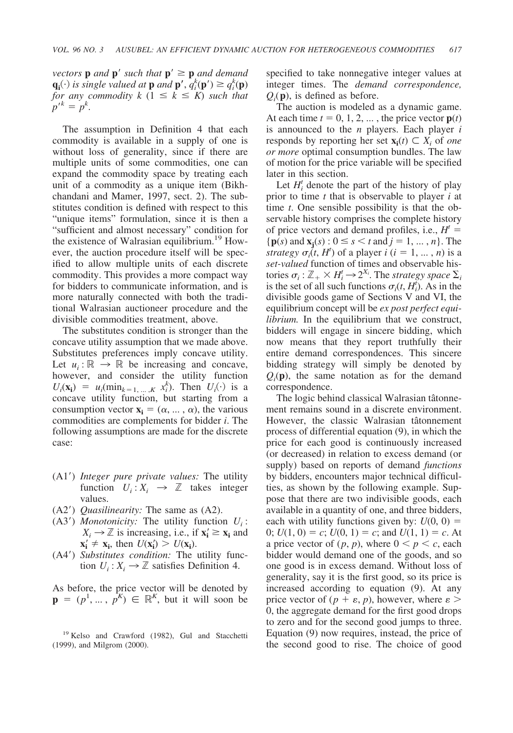*vectors* $\mathbf{p}$ *and* $\mathbf{p}'$ *such that* $\mathbf{p}' \geq \mathbf{p}$ *and demand* $\mathbf{q_i}(\cdot)$ *is single valued at* $\mathbf{p}$ *and* $\mathbf{p}'$, $q_i^k(\mathbf{p}') \geq q_i^k(\mathbf{p})$ *for any commodity* $k$ $(1 \leq k \leq K)$ *such that* $p'^k = p^k$.

The assumption in Definition 4 that each commodity is available in a supply of one is without loss of generality, since if there are multiple units of some commodities, one can expand the commodity space by treating each unit of a commodity as a unique item (Bikhchandani and Mamer, 1997, sect. 2). The substitutes condition is defined with respect to this "unique items" formulation, since it is then a "sufficient and almost necessary" condition for the existence of Walrasian equilibrium.[19] However, the auction procedure itself will be specified to allow multiple units of each discrete commodity. This provides a more compact way for bidders to communicate information, and is more naturally connected with both the traditional Walrasian auctioneer procedure and the divisible commodities treatment, above.

The substitutes condition is stronger than the concave utility assumption that we made above. Substitutes preferences imply concave utility. Let $u_i : \mathbb{R} \rightarrow \mathbb{R}$ be increasing and concave, however, and consider the utility function $U_i(\mathbf{x_i}) = u_i(\min_{k=1,\ldots,K} x_i^k)$. Then $U_i(\cdot)$ is a concave utility function, but starting from a consumption vector $\mathbf{x_i} = (\alpha, \ldots, \alpha)$, the various commodities are complements for bidder $i$. The following assumptions are made for the discrete case:

- (A1′) *Integer pure private values:* The utility function $U_i : X_i \rightarrow \mathbb{Z}$ takes integer values.
- (A2′) *Quasilinearity:* The same as (A2).
- (A3′) *Monotonicity:* The utility function $U_i : X_i \rightarrow \mathbb{Z}$ is increasing, i.e., if $\mathbf{x_i'} \geq \mathbf{x_i}$ and $\mathbf{x_i'} \neq \mathbf{x_i}$, then $U(\mathbf{x_i'}) > U(\mathbf{x_i})$.
- (A4′) *Substitutes condition:* The utility function $U_i : X_i \rightarrow \mathbb{Z}$ satisfies Definition 4.

As before, the price vector will be denoted by $\mathbf{p} = (p^1, \ldots, p^K) \in \mathbb{R}^K$, but it will soon be specified to take nonnegative integer values at integer times. The *demand correspondence,* $Q_i(\mathbf{p})$, is defined as before.

The auction is modeled as a dynamic game. At each time $t = 0, 1, 2, \ldots$, the price vector $\mathbf{p}(t)$ is announced to the $n$ players. Each player $i$ responds by reporting her set $\mathbf{x_i}(t) \subset X_i$ of *one or more* optimal consumption bundles. The law of motion for the price variable will be specified later in this section.

Let $H_i^t$ denote the part of the history of play prior to time $t$ that is observable to player $i$ at time $t$. One sensible possibility is that the observable history comprises the complete history of price vectors and demand profiles, i.e., $H^t = \{\mathbf{p}(s) \text{ and } \mathbf{x_j}(s) : 0 \leq s < t \text{ and } j = 1, \ldots, n\}$. The *strategy* $\sigma_i(t, H^t)$ of a player $i$ $(i = 1, \ldots, n)$ is a *set-valued* function of times and observable histories $\sigma_i : \mathbb{Z}_+ \times H_i^t \rightarrow 2^{X_i}$. The *strategy space* $\Sigma_i$ is the set of all such functions $\sigma_i(t, H_i^t)$. As in the divisible goods game of Sections V and VI, the equilibrium concept will be *ex post perfect equilibrium.* In the equilibrium that we construct, bidders will engage in sincere bidding, which now means that they report truthfully their entire demand correspondences. This sincere bidding strategy will simply be denoted by $Q_i(\mathbf{p})$, the same notation as for the demand correspondence.

The logic behind classical Walrasian tâtonnement remains sound in a discrete environment. However, the classic Walrasian tâtonnement process of differential equation (9), in which the price for each good is continuously increased (or decreased) in relation to excess demand (or supply) based on reports of demand *functions* by bidders, encounters major technical difficulties, as shown by the following example. Suppose that there are two indivisible goods, each available in a quantity of one, and three bidders, each with utility functions given by: $U(0, 0) = 0$; $U(1, 0) = c$; $U(0, 1) = c$; and $U(1, 1) = c$. At a price vector of $(p, p)$, where $0 < p < c$, each bidder would demand one of the goods, and so one good is in excess demand. Without loss of generality, say it is the first good, so its price is increased according to equation (9). At any price vector of $(p + \varepsilon, p)$, however, where $\varepsilon > 0$, the aggregate demand for the first good drops to zero and for the second good jumps to three. Equation (9) now requires, instead, the price of the second good to rise. The choice of good

[19] Kelso and Crawford (1982), Gul and Stacchetti (1999), and Milgrom (2000).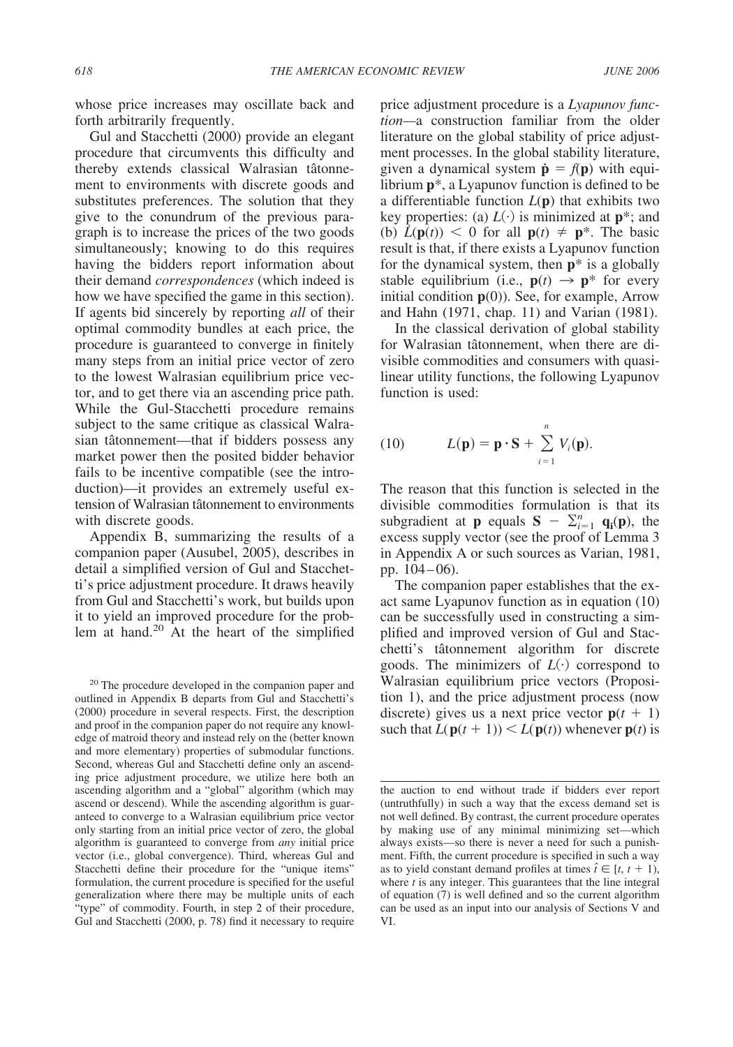whose price increases may oscillate back and forth arbitrarily frequently.

Gul and Stacchetti (2000) provide an elegant procedure that circumvents this difficulty and thereby extends classical Walrasian tâtonnement to environments with discrete goods and substitutes preferences. The solution that they give to the conundrum of the previous paragraph is to increase the prices of the two goods simultaneously; knowing to do this requires having the bidders report information about their demand *correspondences* (which indeed is how we have specified the game in this section). If agents bid sincerely by reporting *all* of their optimal commodity bundles at each price, the procedure is guaranteed to converge in finitely many steps from an initial price vector of zero to the lowest Walrasian equilibrium price vector, and to get there via an ascending price path. While the Gul-Stacchetti procedure remains subject to the same critique as classical Walrasian tâtonnement—that if bidders possess any market power then the posited bidder behavior fails to be incentive compatible (see the introduction)—it provides an extremely useful extension of Walrasian tâtonnement to environments with discrete goods.

Appendix B, summarizing the results of a companion paper (Ausubel, 2005), describes in detail a simplified version of Gul and Stacchetti's price adjustment procedure. It draws heavily from Gul and Stacchetti's work, but builds upon it to yield an improved procedure for the problem at hand.[20] At the heart of the simplified price adjustment procedure is a *Lyapunov function*—a construction familiar from the older literature on the global stability of price adjustment processes. In the global stability literature, given a dynamical system $\dot{\mathbf{p}} = f(\mathbf{p})$ with equilibrium $\mathbf{p}^*$, a Lyapunov function is defined to be a differentiable function $L(\mathbf{p})$ that exhibits two key properties: (a) $L(\cdot)$ is minimized at $\mathbf{p}^*$; and (b) $\dot{L}(\mathbf{p}(t)) < 0$ for all $\mathbf{p}(t) \neq \mathbf{p}^*$. The basic result is that, if there exists a Lyapunov function for the dynamical system, then $\mathbf{p}^*$ is a globally stable equilibrium (i.e., $\mathbf{p}(t) \to \mathbf{p}^*$ for every initial condition $\mathbf{p}(0)$). See, for example, Arrow and Hahn (1971, chap. 11) and Varian (1981).

In the classical derivation of global stability for Walrasian tâtonnement, when there are divisible commodities and consumers with quasi-linear utility functions, the following Lyapunov function is used:

$$L(\mathbf{p}) = \mathbf{p} \cdot \mathbf{S} + \sum_{i=1}^{n} V_i(\mathbf{p}). \tag{10}$$

The reason that this function is selected in the divisible commodities formulation is that its subgradient at $\mathbf{p}$ equals $\mathbf{S} - \sum_{i=1}^{n} \mathbf{q_i}(\mathbf{p})$, the excess supply vector (see the proof of Lemma 3 in Appendix A or such sources as Varian, 1981, pp. 104–06).

The companion paper establishes that the exact same Lyapunov function as in equation (10) can be successfully used in constructing a simplified and improved version of Gul and Stacchetti's tâtonnement algorithm for discrete goods. The minimizers of $L(\cdot)$ correspond to Walrasian equilibrium price vectors (Proposition 1), and the price adjustment process (now discrete) gives us a next price vector $\mathbf{p}(t + 1)$ such that $L(\mathbf{p}(t + 1)) < L(\mathbf{p}(t))$ whenever $\mathbf{p}(t)$ is

[20] The procedure developed in the companion paper and outlined in Appendix B departs from Gul and Stacchetti's (2000) procedure in several respects. First, the description and proof in the companion paper do not require any knowledge of matroid theory and instead rely on the (better known and more elementary) properties of submodular functions. Second, whereas Gul and Stacchetti define only an ascending price adjustment procedure, we utilize here both an ascending algorithm and a "global" algorithm (which may ascend or descend). While the ascending algorithm is guaranteed to converge to a Walrasian equilibrium price vector only starting from an initial price vector of zero, the global algorithm is guaranteed to converge from *any* initial price vector (i.e., global convergence). Third, whereas Gul and Stacchetti define their procedure for the "unique items" formulation, the current procedure is specified for the useful generalization where there may be multiple units of each "type" of commodity. Fourth, in step 2 of their procedure, Gul and Stacchetti (2000, p. 78) find it necessary to require the auction to end without trade if bidders ever report (untruthfully) in such a way that the excess demand set is not well defined. By contrast, the current procedure operates by making use of any minimal minimizing set—which always exists—so there is never a need for such a punishment. Fifth, the current procedure is specified in such a way as to yield constant demand profiles at times $\hat{t} \in [t, t + 1)$, where $t$ is any integer. This guarantees that the line integral of equation (7) is well defined and so the current algorithm can be used as an input into our analysis of Sections V and VI.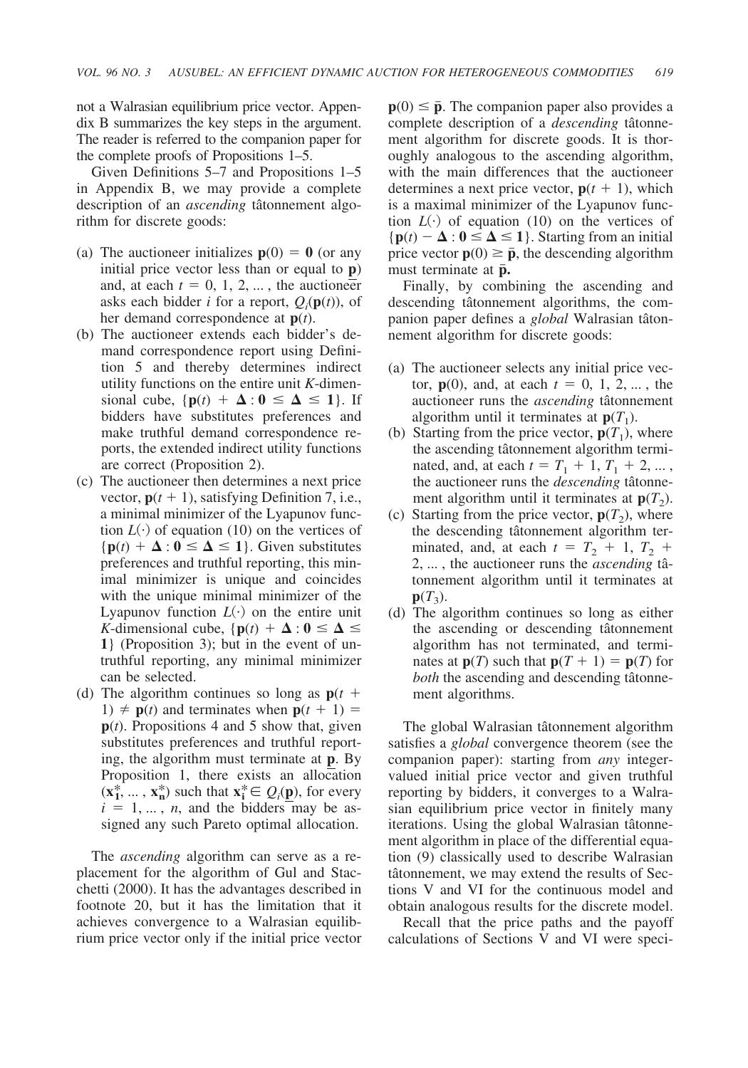not a Walrasian equilibrium price vector. Appendix B summarizes the key steps in the argument. The reader is referred to the companion paper for the complete proofs of Propositions 1–5.

Given Definitions 5–7 and Propositions 1–5 in Appendix B, we may provide a complete description of an *ascending* tâtonnement algorithm for discrete goods:

(a) The auctioneer initializes $\mathbf{p}(0) = \mathbf{0}$ (or any initial price vector less than or equal to $\underline{\mathbf{p}}$) and, at each $t = 0, 1, 2, \ldots$, the auctioneer asks each bidder $i$ for a report, $Q_i(\mathbf{p}(t))$, of her demand correspondence at $\mathbf{p}(t)$.

(b) The auctioneer extends each bidder's demand correspondence report using Definition 5 and thereby determines indirect utility functions on the entire unit $K$-dimensional cube, $\{\mathbf{p}(t) + \boldsymbol{\Delta} : \mathbf{0} \leq \boldsymbol{\Delta} \leq \mathbf{1}\}$. If bidders have substitutes preferences and make truthful demand correspondence reports, the extended indirect utility functions are correct (Proposition 2).

(c) The auctioneer then determines a next price vector, $\mathbf{p}(t + 1)$, satisfying Definition 7, i.e., a minimal minimizer of the Lyapunov function $L(\cdot)$ of equation (10) on the vertices of $\{\mathbf{p}(t) + \boldsymbol{\Delta} : \mathbf{0} \leq \boldsymbol{\Delta} \leq \mathbf{1}\}$. Given substitutes preferences and truthful reporting, this minimal minimizer is unique and coincides with the unique minimal minimizer of the Lyapunov function $L(\cdot)$ on the entire unit $K$-dimensional cube, $\{\mathbf{p}(t) + \boldsymbol{\Delta} : \mathbf{0} \leq \boldsymbol{\Delta} \leq \mathbf{1}\}$ (Proposition 3); but in the event of untruthful reporting, any minimal minimizer can be selected.

(d) The algorithm continues so long as $\mathbf{p}(t + 1) \neq \mathbf{p}(t)$ and terminates when $\mathbf{p}(t + 1) = \mathbf{p}(t)$. Propositions 4 and 5 show that, given substitutes preferences and truthful reporting, the algorithm must terminate at $\underline{\mathbf{p}}$. By Proposition 1, there exists an allocation $(\mathbf{x}_1^*, \ldots, \mathbf{x}_n^*)$ such that $\mathbf{x}_i^* \in Q_i(\underline{\mathbf{p}})$, for every $i = 1, \ldots, n$, and the bidders may be assigned any such Pareto optimal allocation.

The *ascending* algorithm can serve as a replacement for the algorithm of Gul and Stacchetti (2000). It has the advantages described in footnote 20, but it has the limitation that it achieves convergence to a Walrasian equilibrium price vector only if the initial price vector $\mathbf{p}(0) \leq \bar{\mathbf{p}}$. The companion paper also provides a complete description of a *descending* tâtonnement algorithm for discrete goods. It is thoroughly analogous to the ascending algorithm, with the main differences that the auctioneer determines a next price vector, $\mathbf{p}(t + 1)$, which is a maximal minimizer of the Lyapunov function $L(\cdot)$ of equation (10) on the vertices of $\{\mathbf{p}(t) - \boldsymbol{\Delta} : \mathbf{0} \leq \boldsymbol{\Delta} \leq \mathbf{1}\}$. Starting from an initial price vector $\mathbf{p}(0) \geq \bar{\mathbf{p}}$, the descending algorithm must terminate at $\bar{\mathbf{p}}$.

Finally, by combining the ascending and descending tâtonnement algorithms, the companion paper defines a *global* Walrasian tâtonnement algorithm for discrete goods:

(a) The auctioneer selects any initial price vector, $\mathbf{p}(0)$, and, at each $t = 0, 1, 2, \ldots$, the auctioneer runs the *ascending* tâtonnement algorithm until it terminates at $\mathbf{p}(T_1)$.

(b) Starting from the price vector, $\mathbf{p}(T_1)$, where the ascending tâtonnement algorithm terminated, and, at each $t = T_1 + 1, T_1 + 2, \ldots$, the auctioneer runs the *descending* tâtonnement algorithm until it terminates at $\mathbf{p}(T_2)$.

(c) Starting from the price vector, $\mathbf{p}(T_2)$, where the descending tâtonnement algorithm terminated, and, at each $t = T_2 + 1, T_2 + 2, \ldots$, the auctioneer runs the *ascending* tâtonnement algorithm until it terminates at $\mathbf{p}(T_3)$.

(d) The algorithm continues so long as either the ascending or descending tâtonnement algorithm has not terminated, and terminates at $\mathbf{p}(T)$ such that $\mathbf{p}(T + 1) = \mathbf{p}(T)$ for *both* the ascending and descending tâtonnement algorithms.

The global Walrasian tâtonnement algorithm satisfies a *global* convergence theorem (see the companion paper): starting from *any* integer-valued initial price vector and given truthful reporting by bidders, it converges to a Walrasian equilibrium price vector in finitely many iterations. Using the global Walrasian tâtonnement algorithm in place of the differential equation (9) classically used to describe Walrasian tâtonnement, we may extend the results of Sections V and VI for the continuous model and obtain analogous results for the discrete model.

Recall that the price paths and the payoff calculations of Sections V and VI were speci-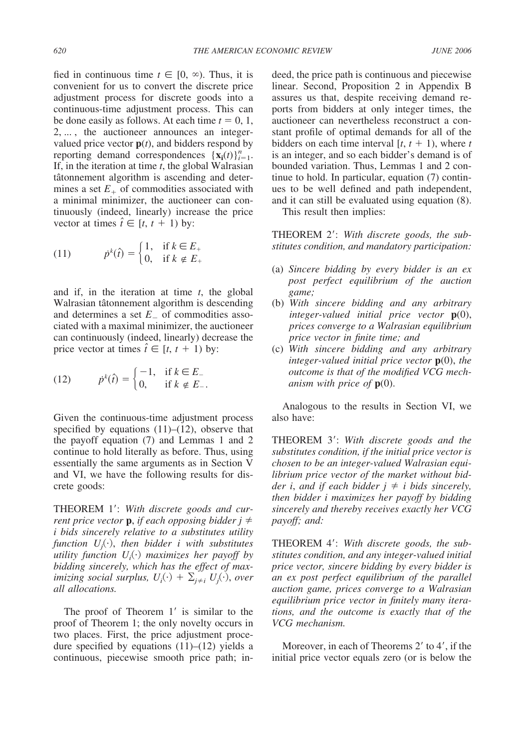fied in continuous time $t \in [0, \infty)$. Thus, it is convenient for us to convert the discrete price adjustment process for discrete goods into a continuous-time adjustment process. This can be done easily as follows. At each time $t = 0, 1, 2, \ldots$, the auctioneer announces an integer-valued price vector $\mathbf{p}(t)$, and bidders respond by reporting demand correspondences $\{\mathbf{x_i}(t)\}_{i=1}^{n}$. If, in the iteration at time $t$, the global Walrasian tâtonnement algorithm is ascending and determines a set $E_+$ of commodities associated with a minimal minimizer, the auctioneer can continuously (indeed, linearly) increase the price vector at times $\hat{t} \in [t, t+1)$ by:

$$(11) \qquad \dot{p}^k(\hat{t}) = \begin{cases} 1, & \text{if } k \in E_+ \\ 0, & \text{if } k \notin E_+ \end{cases}$$

and if, in the iteration at time $t$, the global Walrasian tâtonnement algorithm is descending and determines a set $E_-$ of commodities associated with a maximal minimizer, the auctioneer can continuously (indeed, linearly) decrease the price vector at times $\hat{t} \in [t, t+1)$ by:

$$(12) \qquad \dot{p}^k(\hat{t}) = \begin{cases} -1, & \text{if } k \in E_- \\ 0, & \text{if } k \notin E_-. \end{cases}$$

Given the continuous-time adjustment process specified by equations (11)–(12), observe that the payoff equation (7) and Lemmas 1 and 2 continue to hold literally as before. Thus, using essentially the same arguments as in Section V and VI, we have the following results for discrete goods:

THEOREM 1′: *With discrete goods and current price vector* $\mathbf{p}$, *if each opposing bidder* $j \neq i$ *bids sincerely relative to a substitutes utility function* $U_j(\cdot)$, *then bidder* $i$ *with substitutes utility function* $U_i(\cdot)$ *maximizes her payoff by bidding sincerely, which has the effect of maximizing social surplus,* $U_i(\cdot) + \sum_{j \neq i} U_j(\cdot)$, *over all allocations.*

The proof of Theorem 1′ is similar to the proof of Theorem 1; the only novelty occurs in two places. First, the price adjustment procedure specified by equations (11)–(12) yields a continuous, piecewise smooth price path; indeed, the price path is continuous and piecewise linear. Second, Proposition 2 in Appendix B assures us that, despite receiving demand reports from bidders at only integer times, the auctioneer can nevertheless reconstruct a constant profile of optimal demands for all of the bidders on each time interval $[t, t+1)$, where $t$ is an integer, and so each bidder's demand is of bounded variation. Thus, Lemmas 1 and 2 continue to hold. In particular, equation (7) continues to be well defined and path independent, and it can still be evaluated using equation (8).

This result then implies:

THEOREM 2′: *With discrete goods, the substitutes condition, and mandatory participation:*

(a) *Sincere bidding by every bidder is an ex post perfect equilibrium of the auction game;*
(b) *With sincere bidding and any arbitrary integer-valued initial price vector* $\mathbf{p}(0)$, *prices converge to a Walrasian equilibrium price vector in finite time; and*
(c) *With sincere bidding and any arbitrary integer-valued initial price vector* $\mathbf{p}(0)$, *the outcome is that of the modified VCG mechanism with price of* $\mathbf{p}(0)$.

Analogous to the results in Section VI, we also have:

THEOREM 3′: *With discrete goods and the substitutes condition, if the initial price vector is chosen to be an integer-valued Walrasian equilibrium price vector of the market without bidder* $i$, *and if each bidder* $j \neq i$ *bids sincerely, then bidder* $i$ *maximizes her payoff by bidding sincerely and thereby receives exactly her VCG payoff; and:*

THEOREM 4′: *With discrete goods, the substitutes condition, and any integer-valued initial price vector, sincere bidding by every bidder is an ex post perfect equilibrium of the parallel auction game, prices converge to a Walrasian equilibrium price vector in finitely many iterations, and the outcome is exactly that of the VCG mechanism.*

Moreover, in each of Theorems 2′ to 4′, if the initial price vector equals zero (or is below the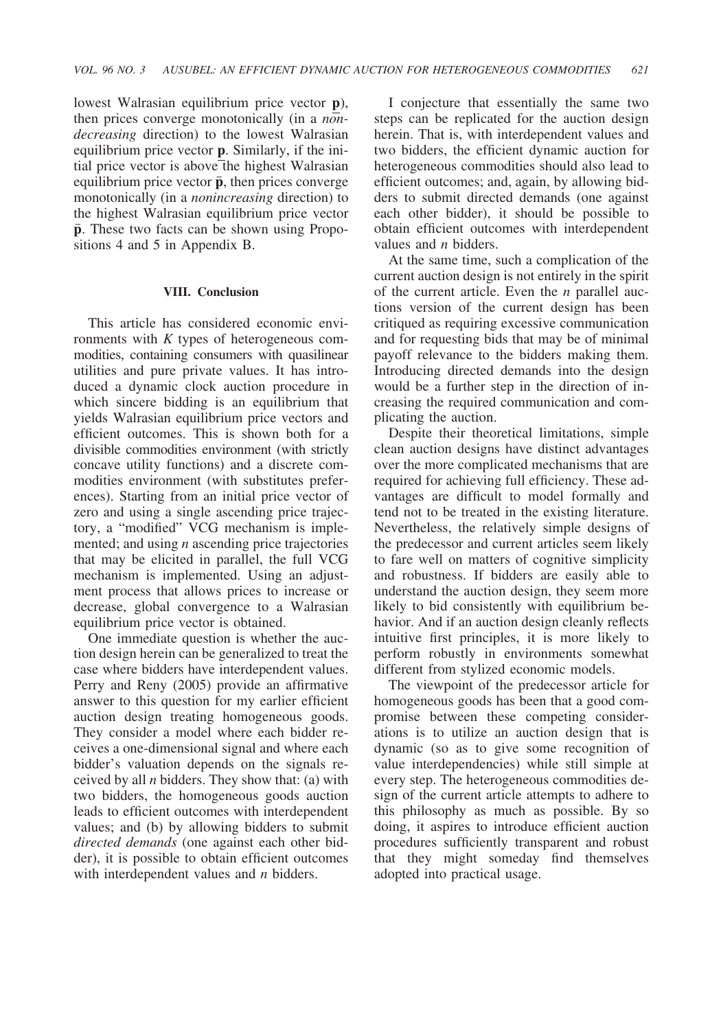lowest Walrasian equilibrium price vector $\underline{\mathbf{p}}$), then prices converge monotonically (in a *nondecreasing* direction) to the lowest Walrasian equilibrium price vector $\underline{\mathbf{p}}$. Similarly, if the initial price vector is above the highest Walrasian equilibrium price vector $\bar{\mathbf{p}}$, then prices converge monotonically (in a *nonincreasing* direction) to the highest Walrasian equilibrium price vector $\bar{\mathbf{p}}$. These two facts can be shown using Propositions 4 and 5 in Appendix B.

## VIII. Conclusion

This article has considered economic environments with $K$ types of heterogeneous commodities, containing consumers with quasilinear utilities and pure private values. It has introduced a dynamic clock auction procedure in which sincere bidding is an equilibrium that yields Walrasian equilibrium price vectors and efficient outcomes. This is shown both for a divisible commodities environment (with strictly concave utility functions) and a discrete commodities environment (with substitutes preferences). Starting from an initial price vector of zero and using a single ascending price trajectory, a "modified" VCG mechanism is implemented; and using $n$ ascending price trajectories that may be elicited in parallel, the full VCG mechanism is implemented. Using an adjustment process that allows prices to increase or decrease, global convergence to a Walrasian equilibrium price vector is obtained.

One immediate question is whether the auction design herein can be generalized to treat the case where bidders have interdependent values. Perry and Reny (2005) provide an affirmative answer to this question for my earlier efficient auction design treating homogeneous goods. They consider a model where each bidder receives a one-dimensional signal and where each bidder's valuation depends on the signals received by all $n$ bidders. They show that: (a) with two bidders, the homogeneous goods auction leads to efficient outcomes with interdependent values; and (b) by allowing bidders to submit *directed demands* (one against each other bidder), it is possible to obtain efficient outcomes with interdependent values and $n$ bidders.

I conjecture that essentially the same two steps can be replicated for the auction design herein. That is, with interdependent values and two bidders, the efficient dynamic auction for heterogeneous commodities should also lead to efficient outcomes; and, again, by allowing bidders to submit directed demands (one against each other bidder), it should be possible to obtain efficient outcomes with interdependent values and $n$ bidders.

At the same time, such a complication of the current auction design is not entirely in the spirit of the current article. Even the $n$ parallel auctions version of the current design has been critiqued as requiring excessive communication and for requesting bids that may be of minimal payoff relevance to the bidders making them. Introducing directed demands into the design would be a further step in the direction of increasing the required communication and complicating the auction.

Despite their theoretical limitations, simple clean auction designs have distinct advantages over the more complicated mechanisms that are required for achieving full efficiency. These advantages are difficult to model formally and tend not to be treated in the existing literature. Nevertheless, the relatively simple designs of the predecessor and current articles seem likely to fare well on matters of cognitive simplicity and robustness. If bidders are easily able to understand the auction design, they seem more likely to bid consistently with equilibrium behavior. And if an auction design cleanly reflects intuitive first principles, it is more likely to perform robustly in environments somewhat different from stylized economic models.

The viewpoint of the predecessor article for homogeneous goods has been that a good compromise between these competing considerations is to utilize an auction design that is dynamic (so as to give some recognition of value interdependencies) while still simple at every step. The heterogeneous commodities design of the current article attempts to adhere to this philosophy as much as possible. By so doing, it aspires to introduce efficient auction procedures sufficiently transparent and robust that they might someday find themselves adopted into practical usage.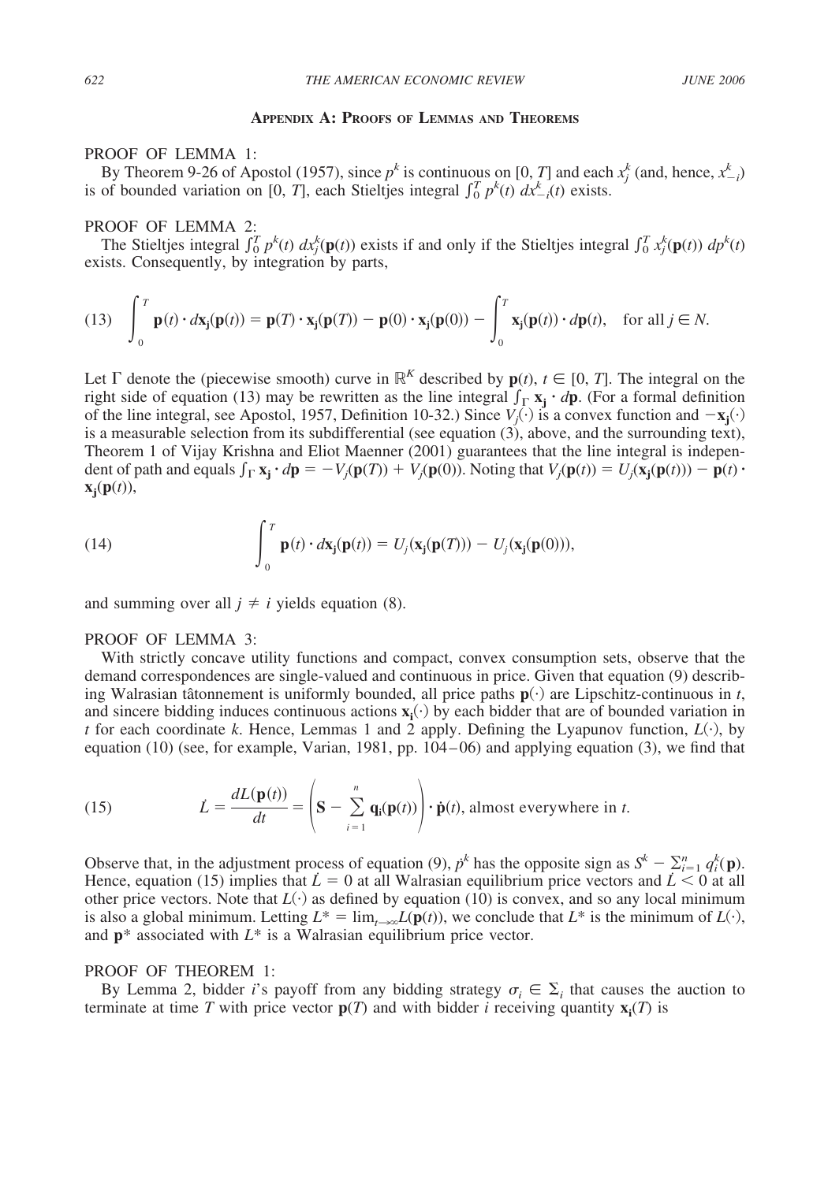## Appendix A: Proofs of Lemmas and Theorems

PROOF OF LEMMA 1:

By Theorem 9-26 of Apostol (1957), since $p^k$ is continuous on $[0, T]$ and each $x_j^k$ (and, hence, $x_{-i}^k$) is of bounded variation on $[0, T]$, each Stieltjes integral $\int_0^T p^k(t)\, dx_{-i}^k(t)$ exists.

PROOF OF LEMMA 2:

The Stieltjes integral $\int_0^T p^k(t)\, dx_j^k(\mathbf{p}(t))$ exists if and only if the Stieltjes integral $\int_0^T x_j^k(\mathbf{p}(t))\, dp^k(t)$ exists. Consequently, by integration by parts,

$$(13) \quad \int_0^T \mathbf{p}(t) \cdot d\mathbf{x_j}(\mathbf{p}(t)) = \mathbf{p}(T) \cdot \mathbf{x_j}(\mathbf{p}(T)) - \mathbf{p}(0) \cdot \mathbf{x_j}(\mathbf{p}(0)) - \int_0^T \mathbf{x_j}(\mathbf{p}(t)) \cdot d\mathbf{p}(t), \quad \text{for all } j \in N.$$

Let $\Gamma$ denote the (piecewise smooth) curve in $\mathbb{R}^K$ described by $\mathbf{p}(t)$, $t \in [0, T]$. The integral on the right side of equation (13) may be rewritten as the line integral $\int_\Gamma \mathbf{x_j} \cdot d\mathbf{p}$. (For a formal definition of the line integral, see Apostol, 1957, Definition 10-32.) Since $V_j(\cdot)$ is a convex function and $-\mathbf{x_j}(\cdot)$ is a measurable selection from its subdifferential (see equation (3), above, and the surrounding text), Theorem 1 of Vijay Krishna and Eliot Maenner (2001) guarantees that the line integral is independent of path and equals $\int_\Gamma \mathbf{x_j} \cdot d\mathbf{p} = -V_j(\mathbf{p}(T)) + V_j(\mathbf{p}(0))$. Noting that $V_j(\mathbf{p}(t)) = U_j(\mathbf{x_j}(\mathbf{p}(t))) - \mathbf{p}(t) \cdot \mathbf{x_j}(\mathbf{p}(t))$,

$$(14) \quad \int_0^T \mathbf{p}(t) \cdot d\mathbf{x_j}(\mathbf{p}(t)) = U_j(\mathbf{x_j}(\mathbf{p}(T))) - U_j(\mathbf{x_j}(\mathbf{p}(0))),$$

and summing over all $j \neq i$ yields equation (8).

PROOF OF LEMMA 3:

With strictly concave utility functions and compact, convex consumption sets, observe that the demand correspondences are single-valued and continuous in price. Given that equation (9) describing Walrasian tâtonnement is uniformly bounded, all price paths $\mathbf{p}(\cdot)$ are Lipschitz-continuous in $t$, and sincere bidding induces continuous actions $\mathbf{x_i}(\cdot)$ by each bidder that are of bounded variation in $t$ for each coordinate $k$. Hence, Lemmas 1 and 2 apply. Defining the Lyapunov function, $L(\cdot)$, by equation (10) (see, for example, Varian, 1981, pp. 104–06) and applying equation (3), we find that

$$(15) \quad \dot{L} = \frac{dL(\mathbf{p}(t))}{dt} = \left( \mathbf{S} - \sum_{i=1}^{n} \mathbf{q_i}(\mathbf{p}(t)) \right) \cdot \dot{\mathbf{p}}(t), \text{ almost everywhere in } t.$$

Observe that, in the adjustment process of equation (9), $\dot{p}^k$ has the opposite sign as $S^k - \sum_{i=1}^n q_i^k(\mathbf{p})$. Hence, equation (15) implies that $\dot{L} = 0$ at all Walrasian equilibrium price vectors and $\dot{L} < 0$ at all other price vectors. Note that $L(\cdot)$ as defined by equation (10) is convex, and so any local minimum is also a global minimum. Letting $L^* = \lim_{t \to \infty} L(\mathbf{p}(t))$, we conclude that $L^*$ is the minimum of $L(\cdot)$, and $\mathbf{p}^*$ associated with $L^*$ is a Walrasian equilibrium price vector.

PROOF OF THEOREM 1:

By Lemma 2, bidder $i$'s payoff from any bidding strategy $\sigma_i \in \Sigma_i$ that causes the auction to terminate at time $T$ with price vector $\mathbf{p}(T)$ and with bidder $i$ receiving quantity $\mathbf{x_i}(T)$ is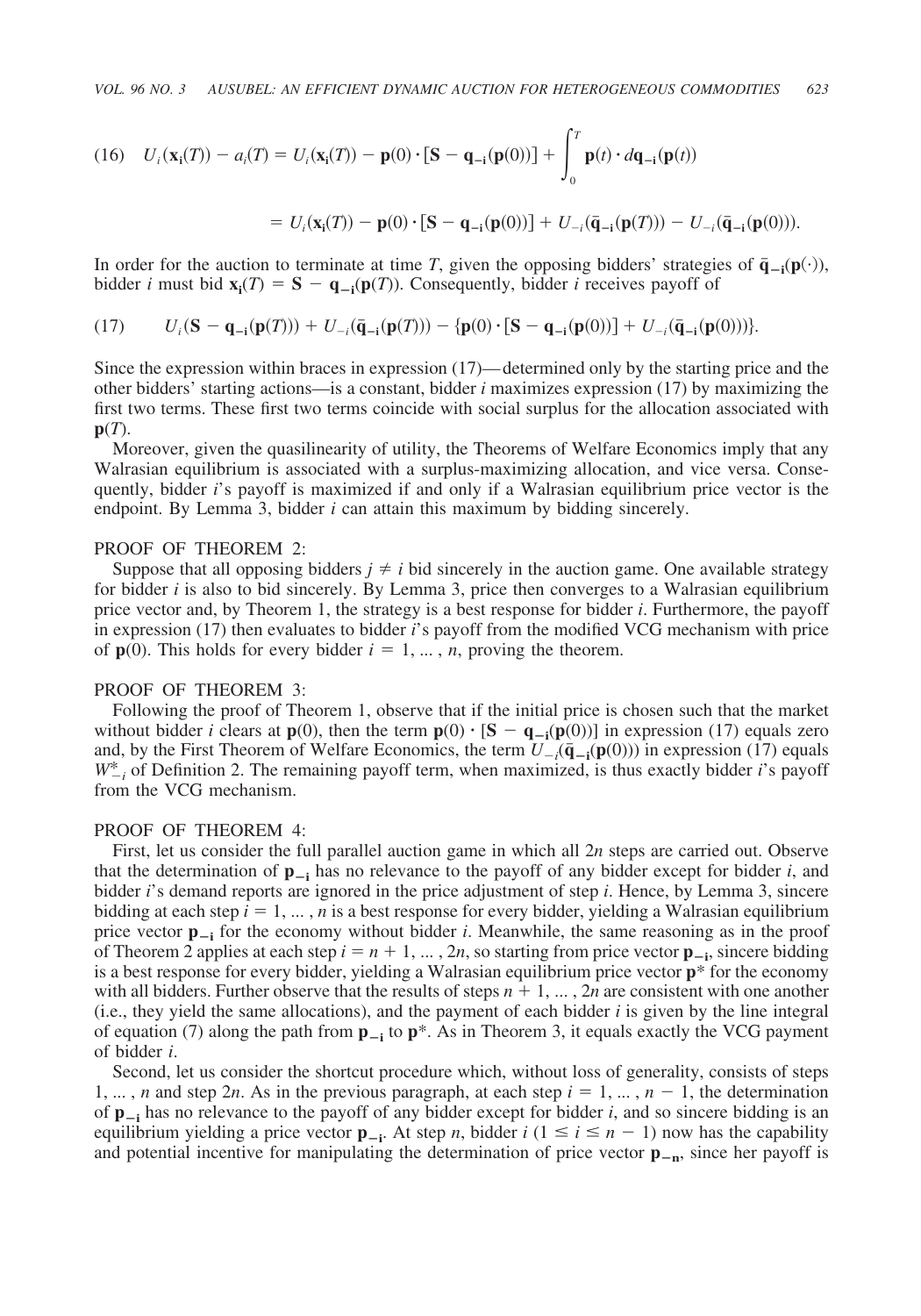$$(16)\quad U_i(\mathbf{x_i}(T)) - a_i(T) = U_i(\mathbf{x_i}(T)) - \mathbf{p}(0)\cdot[\mathbf{S} - \mathbf{q_{-i}}(\mathbf{p}(0))] + \int_0^T \mathbf{p}(t)\cdot d\mathbf{q_{-i}}(\mathbf{p}(t))$$

$$= U_i(\mathbf{x_i}(T)) - \mathbf{p}(0)\cdot[\mathbf{S} - \mathbf{q_{-i}}(\mathbf{p}(0))] + U_{-i}(\bar{\mathbf{q}}_{\mathbf{-i}}(\mathbf{p}(T))) - U_{-i}(\bar{\mathbf{q}}_{\mathbf{-i}}(\mathbf{p}(0))).$$

In order for the auction to terminate at time $T$, given the opposing bidders' strategies of $\bar{\mathbf{q}}_{\mathbf{-i}}(\mathbf{p}(\cdot))$, bidder $i$ must bid $\mathbf{x_i}(T) = \mathbf{S} - \mathbf{q_{-i}}(\mathbf{p}(T))$. Consequently, bidder $i$ receives payoff of

$$(17)\qquad U_i(\mathbf{S} - \mathbf{q_{-i}}(\mathbf{p}(T))) + U_{-i}(\bar{\mathbf{q}}_{\mathbf{-i}}(\mathbf{p}(T))) - \{\mathbf{p}(0)\cdot[\mathbf{S} - \mathbf{q_{-i}}(\mathbf{p}(0))] + U_{-i}(\bar{\mathbf{q}}_{\mathbf{-i}}(\mathbf{p}(0)))\}.$$

Since the expression within braces in expression (17)—determined only by the starting price and the other bidders' starting actions—is a constant, bidder $i$ maximizes expression (17) by maximizing the first two terms. These first two terms coincide with social surplus for the allocation associated with $\mathbf{p}(T)$.

Moreover, given the quasilinearity of utility, the Theorems of Welfare Economics imply that any Walrasian equilibrium is associated with a surplus-maximizing allocation, and vice versa. Consequently, bidder $i$'s payoff is maximized if and only if a Walrasian equilibrium price vector is the endpoint. By Lemma 3, bidder $i$ can attain this maximum by bidding sincerely.

PROOF OF THEOREM 2:

Suppose that all opposing bidders $j \neq i$ bid sincerely in the auction game. One available strategy for bidder $i$ is also to bid sincerely. By Lemma 3, price then converges to a Walrasian equilibrium price vector and, by Theorem 1, the strategy is a best response for bidder $i$. Furthermore, the payoff in expression (17) then evaluates to bidder $i$'s payoff from the modified VCG mechanism with price of $\mathbf{p}(0)$. This holds for every bidder $i = 1, \dots, n$, proving the theorem.

PROOF OF THEOREM 3:

Following the proof of Theorem 1, observe that if the initial price is chosen such that the market without bidder $i$ clears at $\mathbf{p}(0)$, then the term $\mathbf{p}(0)\cdot[\mathbf{S} - \mathbf{q_{-i}}(\mathbf{p}(0))]$ in expression (17) equals zero and, by the First Theorem of Welfare Economics, the term $U_{-i}(\bar{\mathbf{q}}_{\mathbf{-i}}(\mathbf{p}(0)))$ in expression (17) equals $W^*_{-i}$ of Definition 2. The remaining payoff term, when maximized, is thus exactly bidder $i$'s payoff from the VCG mechanism.

PROOF OF THEOREM 4:

First, let us consider the full parallel auction game in which all $2n$ steps are carried out. Observe that the determination of $\mathbf{p_{-i}}$ has no relevance to the payoff of any bidder except for bidder $i$, and bidder $i$'s demand reports are ignored in the price adjustment of step $i$. Hence, by Lemma 3, sincere bidding at each step $i = 1, \dots, n$ is a best response for every bidder, yielding a Walrasian equilibrium price vector $\mathbf{p_{-i}}$ for the economy without bidder $i$. Meanwhile, the same reasoning as in the proof of Theorem 2 applies at each step $i = n + 1, \dots, 2n$, so starting from price vector $\mathbf{p_{-i}}$, sincere bidding is a best response for every bidder, yielding a Walrasian equilibrium price vector $\mathbf{p}^*$ for the economy with all bidders. Further observe that the results of steps $n + 1, \dots, 2n$ are consistent with one another (i.e., they yield the same allocations), and the payment of each bidder $i$ is given by the line integral of equation (7) along the path from $\mathbf{p_{-i}}$ to $\mathbf{p}^*$. As in Theorem 3, it equals exactly the VCG payment of bidder $i$.

Second, let us consider the shortcut procedure which, without loss of generality, consists of steps $1, \dots, n$ and step $2n$. As in the previous paragraph, at each step $i = 1, \dots, n - 1$, the determination of $\mathbf{p_{-i}}$ has no relevance to the payoff of any bidder except for bidder $i$, and so sincere bidding is an equilibrium yielding a price vector $\mathbf{p_{-i}}$. At step $n$, bidder $i$ $(1 \leq i \leq n - 1)$ now has the capability and potential incentive for manipulating the determination of price vector $\mathbf{p_{-n}}$, since her payoff is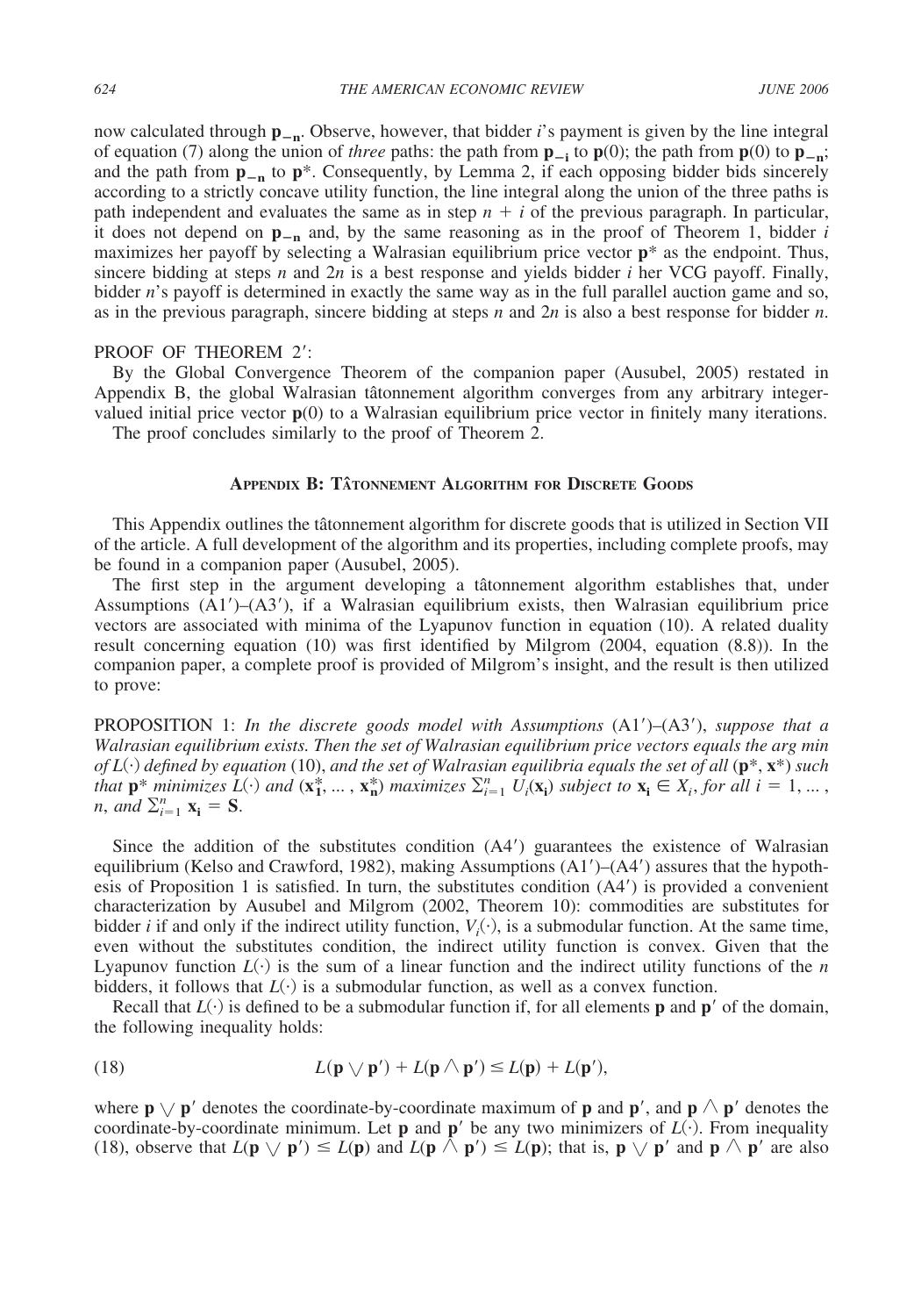now calculated through $\mathbf{p_{-n}}$. Observe, however, that bidder $i$'s payment is given by the line integral of equation (7) along the union of *three* paths: the path from $\mathbf{p_{-i}}$ to $\mathbf{p}(0)$; the path from $\mathbf{p}(0)$ to $\mathbf{p_{-n}}$; and the path from $\mathbf{p_{-n}}$ to $\mathbf{p}^*$. Consequently, by Lemma 2, if each opposing bidder bids sincerely according to a strictly concave utility function, the line integral along the union of the three paths is path independent and evaluates the same as in step $n + i$ of the previous paragraph. In particular, it does not depend on $\mathbf{p_{-n}}$ and, by the same reasoning as in the proof of Theorem 1, bidder $i$ maximizes her payoff by selecting a Walrasian equilibrium price vector $\mathbf{p}^*$ as the endpoint. Thus, sincere bidding at steps $n$ and $2n$ is a best response and yields bidder $i$ her VCG payoff. Finally, bidder $n$'s payoff is determined in exactly the same way as in the full parallel auction game and so, as in the previous paragraph, sincere bidding at steps $n$ and $2n$ is also a best response for bidder $n$.

PROOF OF THEOREM 2′:

By the Global Convergence Theorem of the companion paper (Ausubel, 2005) restated in Appendix B, the global Walrasian tâtonnement algorithm converges from any arbitrary integer-valued initial price vector $\mathbf{p}(0)$ to a Walrasian equilibrium price vector in finitely many iterations.

The proof concludes similarly to the proof of Theorem 2.

## Appendix B: Tâtonnement Algorithm for Discrete Goods

This Appendix outlines the tâtonnement algorithm for discrete goods that is utilized in Section VII of the article. A full development of the algorithm and its properties, including complete proofs, may be found in a companion paper (Ausubel, 2005).

The first step in the argument developing a tâtonnement algorithm establishes that, under Assumptions (A1′)–(A3′), if a Walrasian equilibrium exists, then Walrasian equilibrium price vectors are associated with minima of the Lyapunov function in equation (10). A related duality result concerning equation (10) was first identified by Milgrom (2004, equation (8.8)). In the companion paper, a complete proof is provided of Milgrom's insight, and the result is then utilized to prove:

PROPOSITION 1: *In the discrete goods model with Assumptions* (A1′)–(A3′), *suppose that a Walrasian equilibrium exists. Then the set of Walrasian equilibrium price vectors equals the arg min of $L(\cdot)$ defined by equation* (10), *and the set of Walrasian equilibria equals the set of all* $(\mathbf{p}^*, \mathbf{x}^*)$ *such that* $\mathbf{p}^*$ *minimizes* $L(\cdot)$ *and* $(\mathbf{x_1^*}, \ldots, \mathbf{x_n^*})$ *maximizes* $\sum_{i=1}^n U_i(\mathbf{x_i})$ *subject to* $\mathbf{x_i} \in X_i$, *for all* $i = 1, \ldots, n$, *and* $\sum_{i=1}^n \mathbf{x_i} = \mathbf{S}$.

Since the addition of the substitutes condition (A4′) guarantees the existence of Walrasian equilibrium (Kelso and Crawford, 1982), making Assumptions (A1′)–(A4′) assures that the hypothesis of Proposition 1 is satisfied. In turn, the substitutes condition (A4′) is provided a convenient characterization by Ausubel and Milgrom (2002, Theorem 10): commodities are substitutes for bidder $i$ if and only if the indirect utility function, $V_i(\cdot)$, is a submodular function. At the same time, even without the substitutes condition, the indirect utility function is convex. Given that the Lyapunov function $L(\cdot)$ is the sum of a linear function and the indirect utility functions of the $n$ bidders, it follows that $L(\cdot)$ is a submodular function, as well as a convex function.

Recall that $L(\cdot)$ is defined to be a submodular function if, for all elements $\mathbf{p}$ and $\mathbf{p}'$ of the domain, the following inequality holds:

$$L(\mathbf{p} \vee \mathbf{p}') + L(\mathbf{p} \wedge \mathbf{p}') \leq L(\mathbf{p}) + L(\mathbf{p}'), \tag{18}$$

where $\mathbf{p} \vee \mathbf{p}'$ denotes the coordinate-by-coordinate maximum of $\mathbf{p}$ and $\mathbf{p}'$, and $\mathbf{p} \wedge \mathbf{p}'$ denotes the coordinate-by-coordinate minimum. Let $\mathbf{p}$ and $\mathbf{p}'$ be any two minimizers of $L(\cdot)$. From inequality (18), observe that $L(\mathbf{p} \vee \mathbf{p}') \leq L(\mathbf{p})$ and $L(\mathbf{p} \wedge \mathbf{p}') \leq L(\mathbf{p})$; that is, $\mathbf{p} \vee \mathbf{p}'$ and $\mathbf{p} \wedge \mathbf{p}'$ are also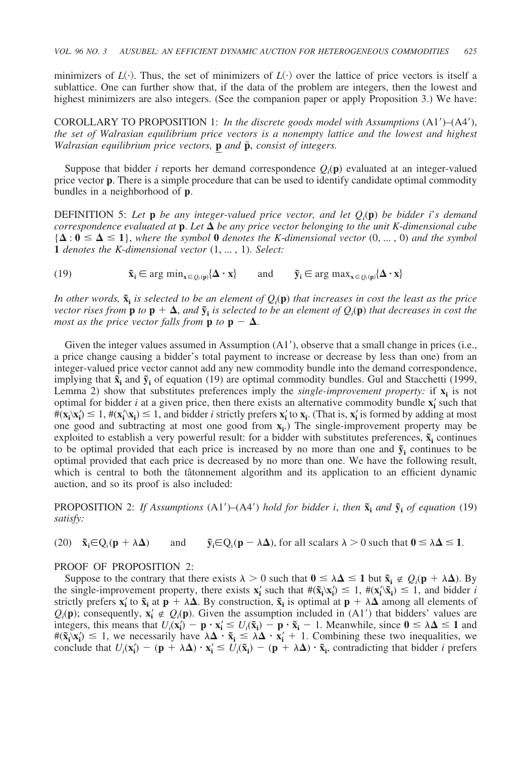minimizers of $L(\cdot)$. Thus, the set of minimizers of $L(\cdot)$ over the lattice of price vectors is itself a sublattice. One can further show that, if the data of the problem are integers, then the lowest and highest minimizers are also integers. (See the companion paper or apply Proposition 3.) We have:

COROLLARY TO PROPOSITION 1: *In the discrete goods model with Assumptions* (A1′)–(A4′), *the set of Walrasian equilibrium price vectors is a nonempty lattice and the lowest and highest Walrasian equilibrium price vectors,* $\underline{\mathbf{p}}$ *and* $\bar{\mathbf{p}}$, *consist of integers.*

Suppose that bidder $i$ reports her demand correspondence $Q_i(\mathbf{p})$ evaluated at an integer-valued price vector $\mathbf{p}$. There is a simple procedure that can be used to identify candidate optimal commodity bundles in a neighborhood of $\mathbf{p}$.

DEFINITION 5: *Let* $\mathbf{p}$ *be any integer-valued price vector, and let* $Q_i(\mathbf{p})$ *be bidder* $i$*'s demand correspondence evaluated at* $\mathbf{p}$. *Let* $\boldsymbol{\Delta}$ *be any price vector belonging to the unit K-dimensional cube* $\{\boldsymbol{\Delta} : \mathbf{0} \leq \boldsymbol{\Delta} \leq \mathbf{1}\}$, *where the symbol* $\mathbf{0}$ *denotes the K-dimensional vector* $(0, \ldots, 0)$ *and the symbol* $\mathbf{1}$ *denotes the K-dimensional vector* $(1, \ldots, 1)$. *Select:*

$$\tilde{\mathbf{x}}_{\mathbf{i}} \in \arg\min_{\mathbf{x} \in Q_i(\mathbf{p})}\{\boldsymbol{\Delta} \cdot \mathbf{x}\} \qquad \text{and} \qquad \tilde{\mathbf{y}}_{\mathbf{i}} \in \arg\max_{\mathbf{x} \in Q_i(\mathbf{p})}\{\boldsymbol{\Delta} \cdot \mathbf{x}\} \tag{19}$$

*In other words,* $\tilde{\mathbf{x}}_{\mathbf{i}}$ *is selected to be an element of* $Q_i(\mathbf{p})$ *that increases in cost the least as the price vector rises from* $\mathbf{p}$ *to* $\mathbf{p} + \boldsymbol{\Delta}$, *and* $\tilde{\mathbf{y}}_{\mathbf{i}}$ *is selected to be an element of* $Q_i(\mathbf{p})$ *that decreases in cost the most as the price vector falls from* $\mathbf{p}$ *to* $\mathbf{p} - \boldsymbol{\Delta}$.

Given the integer values assumed in Assumption (A1′), observe that a small change in prices (i.e., a price change causing a bidder's total payment to increase or decrease by less than one) from an integer-valued price vector cannot add any new commodity bundle into the demand correspondence, implying that $\tilde{\mathbf{x}}_{\mathbf{i}}$ and $\tilde{\mathbf{y}}_{\mathbf{i}}$ of equation (19) are optimal commodity bundles. Gul and Stacchetti (1999, Lemma 2) show that substitutes preferences imply the *single-improvement property:* if $\mathbf{x}_{\mathbf{i}}$ is not optimal for bidder $i$ at a given price, then there exists an alternative commodity bundle $\mathbf{x}'_{\mathbf{i}}$ such that $\#(\mathbf{x}_{\mathbf{i}} \backslash \mathbf{x}'_{\mathbf{i}}) \leq 1$, $\#(\mathbf{x}'_{\mathbf{i}} \backslash \mathbf{x}_{\mathbf{i}}) \leq 1$, and bidder $i$ strictly prefers $\mathbf{x}'_{\mathbf{i}}$ to $\mathbf{x}_{\mathbf{i}}$. (That is, $\mathbf{x}'_{\mathbf{i}}$ is formed by adding at most one good and subtracting at most one good from $\mathbf{x}_{\mathbf{i}}$.) The single-improvement property may be exploited to establish a very powerful result: for a bidder with substitutes preferences, $\tilde{\mathbf{x}}_{\mathbf{i}}$ continues to be optimal provided that each price is increased by no more than one and $\tilde{\mathbf{y}}_{\mathbf{i}}$ continues to be optimal provided that each price is decreased by no more than one. We have the following result, which is central to both the tâtonnement algorithm and its application to an efficient dynamic auction, and so its proof is also included:

PROPOSITION 2: *If Assumptions* (A1′)–(A4′) *hold for bidder* $i$, *then* $\tilde{\mathbf{x}}_{\mathbf{i}}$ *and* $\tilde{\mathbf{y}}_{\mathbf{i}}$ *of equation* (19) *satisfy:*

$$\tilde{\mathbf{x}}_{\mathbf{i}} \in Q_i(\mathbf{p} + \lambda\boldsymbol{\Delta}) \qquad \text{and} \qquad \tilde{\mathbf{y}}_{\mathbf{i}} \in Q_i(\mathbf{p} - \lambda\boldsymbol{\Delta}), \text{ for all scalars } \lambda > 0 \text{ such that } \mathbf{0} \leq \lambda\boldsymbol{\Delta} \leq \mathbf{1}. \tag{20}$$

PROOF OF PROPOSITION 2:

Suppose to the contrary that there exists $\lambda > 0$ such that $\mathbf{0} \leq \lambda\boldsymbol{\Delta} \leq \mathbf{1}$ but $\tilde{\mathbf{x}}_{\mathbf{i}} \notin Q_i(\mathbf{p} + \lambda\boldsymbol{\Delta})$. By the single-improvement property, there exists $\mathbf{x}'_{\mathbf{i}}$ such that $\#(\tilde{\mathbf{x}}_{\mathbf{i}} \backslash \mathbf{x}'_{\mathbf{i}}) \leq 1$, $\#(\mathbf{x}'_{\mathbf{i}} \backslash \tilde{\mathbf{x}}_{\mathbf{i}}) \leq 1$, and bidder $i$ strictly prefers $\mathbf{x}'_{\mathbf{i}}$ to $\tilde{\mathbf{x}}_{\mathbf{i}}$ at $\mathbf{p} + \lambda\boldsymbol{\Delta}$. By construction, $\tilde{\mathbf{x}}_{\mathbf{i}}$ is optimal at $\mathbf{p} + \lambda\boldsymbol{\Delta}$ among all elements of $Q_i(\mathbf{p})$; consequently, $\mathbf{x}'_{\mathbf{i}} \notin Q_i(\mathbf{p})$. Given the assumption included in (A1′) that bidders' values are integers, this means that $U_i(\mathbf{x}'_{\mathbf{i}}) - \mathbf{p} \cdot \mathbf{x}'_{\mathbf{i}} \leq U_i(\tilde{\mathbf{x}}_{\mathbf{i}}) - \mathbf{p} \cdot \tilde{\mathbf{x}}_{\mathbf{i}} - 1$. Meanwhile, since $\mathbf{0} \leq \lambda\boldsymbol{\Delta} \leq \mathbf{1}$ and $\#(\tilde{\mathbf{x}}_{\mathbf{i}} \backslash \mathbf{x}'_{\mathbf{i}}) \leq 1$, we necessarily have $\lambda\boldsymbol{\Delta} \cdot \tilde{\mathbf{x}}_{\mathbf{i}} \leq \lambda\boldsymbol{\Delta} \cdot \mathbf{x}'_{\mathbf{i}} + 1$. Combining these two inequalities, we conclude that $U_i(\mathbf{x}'_{\mathbf{i}}) - (\mathbf{p} + \lambda\boldsymbol{\Delta}) \cdot \mathbf{x}'_{\mathbf{i}} \leq U_i(\tilde{\mathbf{x}}_{\mathbf{i}}) - (\mathbf{p} + \lambda\boldsymbol{\Delta}) \cdot \tilde{\mathbf{x}}_{\mathbf{i}}$, contradicting that bidder $i$ prefers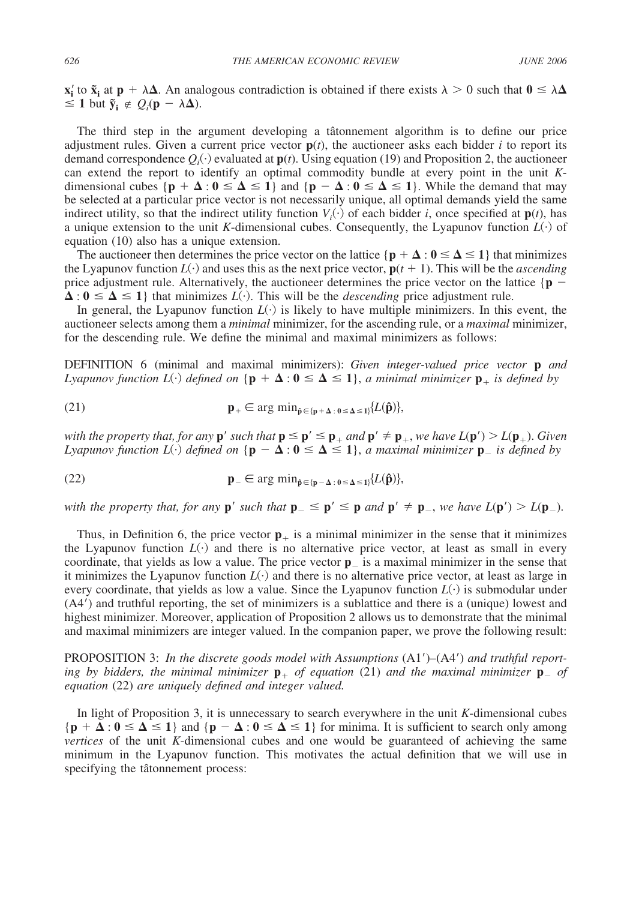$\mathbf{x}_i'$ to $\tilde{\mathbf{x}}_i$ at $\mathbf{p} + \lambda\boldsymbol{\Delta}$. An analogous contradiction is obtained if there exists $\lambda > 0$ such that $\mathbf{0} \leq \lambda\boldsymbol{\Delta} \leq \mathbf{1}$ but $\tilde{\mathbf{y}}_i \notin Q_i(\mathbf{p} - \lambda\boldsymbol{\Delta})$.

The third step in the argument developing a tâtonnement algorithm is to define our price adjustment rules. Given a current price vector $\mathbf{p}(t)$, the auctioneer asks each bidder $i$ to report its demand correspondence $Q_i(\cdot)$ evaluated at $\mathbf{p}(t)$. Using equation (19) and Proposition 2, the auctioneer can extend the report to identify an optimal commodity bundle at every point in the unit $K$-dimensional cubes $\{\mathbf{p} + \boldsymbol{\Delta} : \mathbf{0} \leq \boldsymbol{\Delta} \leq \mathbf{1}\}$ and $\{\mathbf{p} - \boldsymbol{\Delta} : \mathbf{0} \leq \boldsymbol{\Delta} \leq \mathbf{1}\}$. While the demand that may be selected at a particular price vector is not necessarily unique, all optimal demands yield the same indirect utility, so that the indirect utility function $V_i(\cdot)$ of each bidder $i$, once specified at $\mathbf{p}(t)$, has a unique extension to the unit $K$-dimensional cubes. Consequently, the Lyapunov function $L(\cdot)$ of equation (10) also has a unique extension.

The auctioneer then determines the price vector on the lattice $\{\mathbf{p} + \boldsymbol{\Delta} : \mathbf{0} \leq \boldsymbol{\Delta} \leq \mathbf{1}\}$ that minimizes the Lyapunov function $L(\cdot)$ and uses this as the next price vector, $\mathbf{p}(t + 1)$. This will be the *ascending* price adjustment rule. Alternatively, the auctioneer determines the price vector on the lattice $\{\mathbf{p} - \boldsymbol{\Delta} : \mathbf{0} \leq \boldsymbol{\Delta} \leq \mathbf{1}\}$ that minimizes $L(\cdot)$. This will be the *descending* price adjustment rule.

In general, the Lyapunov function $L(\cdot)$ is likely to have multiple minimizers. In this event, the auctioneer selects among them a *minimal* minimizer, for the ascending rule, or a *maximal* minimizer, for the descending rule. We define the minimal and maximal minimizers as follows:

DEFINITION 6 (minimal and maximal minimizers): *Given integer-valued price vector* $\mathbf{p}$ *and Lyapunov function* $L(\cdot)$ *defined on* $\{\mathbf{p} + \boldsymbol{\Delta} : \mathbf{0} \leq \boldsymbol{\Delta} \leq \mathbf{1}\}$, *a minimal minimizer* $\mathbf{p}_+$ *is defined by*

$$\mathbf{p}_+ \in \arg\min_{\hat{\mathbf{p}} \in \{\mathbf{p} + \boldsymbol{\Delta} : \mathbf{0} \leq \boldsymbol{\Delta} \leq \mathbf{1}\}} \{L(\hat{\mathbf{p}})\}, \tag{21}$$

*with the property that, for any* $\mathbf{p}'$ *such that* $\mathbf{p} \leq \mathbf{p}' \leq \mathbf{p}_+$ *and* $\mathbf{p}' \neq \mathbf{p}_+$, *we have* $L(\mathbf{p}') > L(\mathbf{p}_+)$. *Given Lyapunov function* $L(\cdot)$ *defined on* $\{\mathbf{p} - \boldsymbol{\Delta} : \mathbf{0} \leq \boldsymbol{\Delta} \leq \mathbf{1}\}$, *a maximal minimizer* $\mathbf{p}_-$ *is defined by*

$$\mathbf{p}_- \in \arg\min_{\hat{\mathbf{p}} \in \{\mathbf{p} - \boldsymbol{\Delta} : \mathbf{0} \leq \boldsymbol{\Delta} \leq \mathbf{1}\}} \{L(\hat{\mathbf{p}})\}, \tag{22}$$

*with the property that, for any* $\mathbf{p}'$ *such that* $\mathbf{p}_- \leq \mathbf{p}' \leq \mathbf{p}$ *and* $\mathbf{p}' \neq \mathbf{p}_-$, *we have* $L(\mathbf{p}') > L(\mathbf{p}_-)$.

Thus, in Definition 6, the price vector $\mathbf{p}_+$ is a minimal minimizer in the sense that it minimizes the Lyapunov function $L(\cdot)$ and there is no alternative price vector, at least as small in every coordinate, that yields as low a value. The price vector $\mathbf{p}_-$ is a maximal minimizer in the sense that it minimizes the Lyapunov function $L(\cdot)$ and there is no alternative price vector, at least as large in every coordinate, that yields as low a value. Since the Lyapunov function $L(\cdot)$ is submodular under (A4′) and truthful reporting, the set of minimizers is a sublattice and there is a (unique) lowest and highest minimizer. Moreover, application of Proposition 2 allows us to demonstrate that the minimal and maximal minimizers are integer valued. In the companion paper, we prove the following result:

PROPOSITION 3: *In the discrete goods model with Assumptions* (A1′)–(A4′) *and truthful reporting by bidders, the minimal minimizer* $\mathbf{p}_+$ *of equation* (21) *and the maximal minimizer* $\mathbf{p}_-$ *of equation* (22) *are uniquely defined and integer valued.*

In light of Proposition 3, it is unnecessary to search everywhere in the unit $K$-dimensional cubes $\{\mathbf{p} + \boldsymbol{\Delta} : \mathbf{0} \leq \boldsymbol{\Delta} \leq \mathbf{1}\}$ and $\{\mathbf{p} - \boldsymbol{\Delta} : \mathbf{0} \leq \boldsymbol{\Delta} \leq \mathbf{1}\}$ for minima. It is sufficient to search only among *vertices* of the unit $K$-dimensional cubes and one would be guaranteed of achieving the same minimum in the Lyapunov function. This motivates the actual definition that we will use in specifying the tâtonnement process: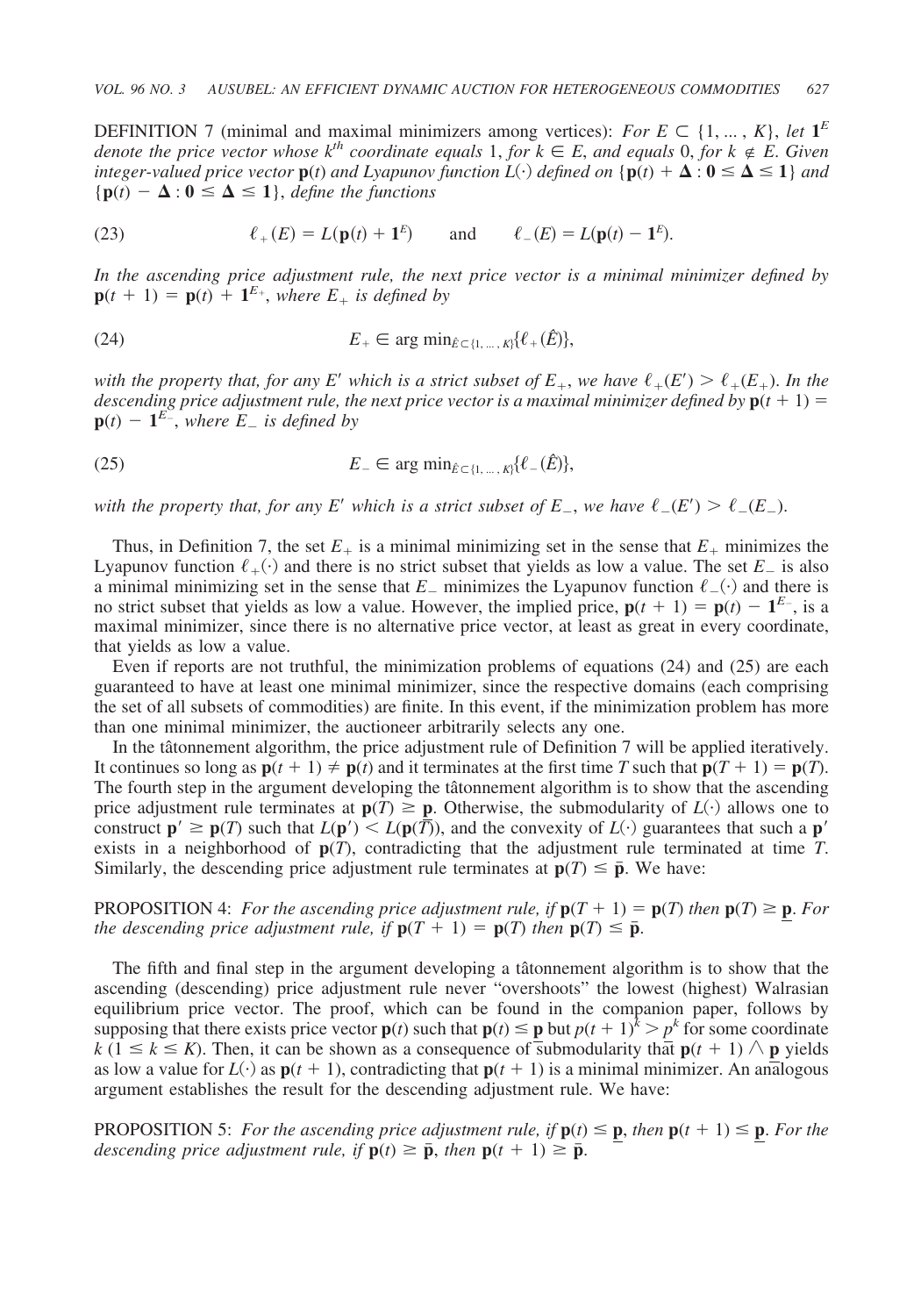DEFINITION 7 (minimal and maximal minimizers among vertices): *For* $E \subset \{1, \ldots, K\}$, *let* $\mathbf{1}^E$ *denote the price vector whose* $k^{th}$ *coordinate equals* 1, *for* $k \in E$, *and equals* 0, *for* $k \notin E$. *Given integer-valued price vector* $\mathbf{p}(t)$ *and Lyapunov function* $L(\cdot)$ *defined on* $\{\mathbf{p}(t) + \boldsymbol{\Delta} : \mathbf{0} \leq \boldsymbol{\Delta} \leq \mathbf{1}\}$ *and* $\{\mathbf{p}(t) - \boldsymbol{\Delta} : \mathbf{0} \leq \boldsymbol{\Delta} \leq \mathbf{1}\}$, *define the functions*

$$\ell_+(E) = L(\mathbf{p}(t) + \mathbf{1}^E) \qquad \text{and} \qquad \ell_-(E) = L(\mathbf{p}(t) - \mathbf{1}^E). \tag{23}$$

*In the ascending price adjustment rule, the next price vector is a minimal minimizer defined by* $\mathbf{p}(t+1) = \mathbf{p}(t) + \mathbf{1}^{E_+}$, *where* $E_+$ *is defined by*

$$E_+ \in \arg\min_{\hat{E} \subset \{1, \ldots, K\}} \{\ell_+(\hat{E})\}, \tag{24}$$

*with the property that, for any* $E'$ *which is a strict subset of* $E_+$, *we have* $\ell_+(E') > \ell_+(E_+)$. *In the descending price adjustment rule, the next price vector is a maximal minimizer defined by* $\mathbf{p}(t+1) = \mathbf{p}(t) - \mathbf{1}^{E_-}$, *where* $E_-$ *is defined by*

$$E_- \in \arg\min_{\hat{E} \subset \{1, \ldots, K\}} \{\ell_-(\hat{E})\}, \tag{25}$$

*with the property that, for any* $E'$ *which is a strict subset of* $E_-$, *we have* $\ell_-(E') > \ell_-(E_-)$.

Thus, in Definition 7, the set $E_+$ is a minimal minimizing set in the sense that $E_+$ minimizes the Lyapunov function $\ell_+(\cdot)$ and there is no strict subset that yields as low a value. The set $E_-$ is also a minimal minimizing set in the sense that $E_-$ minimizes the Lyapunov function $\ell_-(\cdot)$ and there is no strict subset that yields as low a value. However, the implied price, $\mathbf{p}(t+1) = \mathbf{p}(t) - \mathbf{1}^{E_-}$, is a maximal minimizer, since there is no alternative price vector, at least as great in every coordinate, that yields as low a value.

Even if reports are not truthful, the minimization problems of equations (24) and (25) are each guaranteed to have at least one minimal minimizer, since the respective domains (each comprising the set of all subsets of commodities) are finite. In this event, if the minimization problem has more than one minimal minimizer, the auctioneer arbitrarily selects any one.

In the tâtonnement algorithm, the price adjustment rule of Definition 7 will be applied iteratively. It continues so long as $\mathbf{p}(t+1) \neq \mathbf{p}(t)$ and it terminates at the first time $T$ such that $\mathbf{p}(T+1) = \mathbf{p}(T)$. The fourth step in the argument developing the tâtonnement algorithm is to show that the ascending price adjustment rule terminates at $\mathbf{p}(T) \geq \underline{\mathbf{p}}$. Otherwise, the submodularity of $L(\cdot)$ allows one to construct $\mathbf{p}' \geq \mathbf{p}(T)$ such that $L(\mathbf{p}') < L(\mathbf{p}(T))$, and the convexity of $L(\cdot)$ guarantees that such a $\mathbf{p}'$ exists in a neighborhood of $\mathbf{p}(T)$, contradicting that the adjustment rule terminated at time $T$. Similarly, the descending price adjustment rule terminates at $\mathbf{p}(T) \leq \bar{\mathbf{p}}$. We have:

PROPOSITION 4: *For the ascending price adjustment rule, if* $\mathbf{p}(T+1) = \mathbf{p}(T)$ *then* $\mathbf{p}(T) \geq \underline{\mathbf{p}}$. *For the descending price adjustment rule, if* $\mathbf{p}(T+1) = \mathbf{p}(T)$ *then* $\mathbf{p}(T) \leq \bar{\mathbf{p}}$.

The fifth and final step in the argument developing a tâtonnement algorithm is to show that the ascending (descending) price adjustment rule never "overshoots" the lowest (highest) Walrasian equilibrium price vector. The proof, which can be found in the companion paper, follows by supposing that there exists price vector $\mathbf{p}(t)$ such that $\mathbf{p}(t) \leq \underline{\mathbf{p}}$ but $p(t+1)^k > \underline{p}^k$ for some coordinate $k$ $(1 \leq k \leq K)$. Then, it can be shown as a consequence of submodularity that $\mathbf{p}(t+1) \wedge \underline{\mathbf{p}}$ yields as low a value for $L(\cdot)$ as $\mathbf{p}(t+1)$, contradicting that $\mathbf{p}(t+1)$ is a minimal minimizer. An analogous argument establishes the result for the descending adjustment rule. We have:

PROPOSITION 5: *For the ascending price adjustment rule, if* $\mathbf{p}(t) \leq \underline{\mathbf{p}}$, *then* $\mathbf{p}(t+1) \leq \underline{\mathbf{p}}$. *For the descending price adjustment rule, if* $\mathbf{p}(t) \geq \bar{\mathbf{p}}$, *then* $\mathbf{p}(t+1) \geq \bar{\mathbf{p}}$.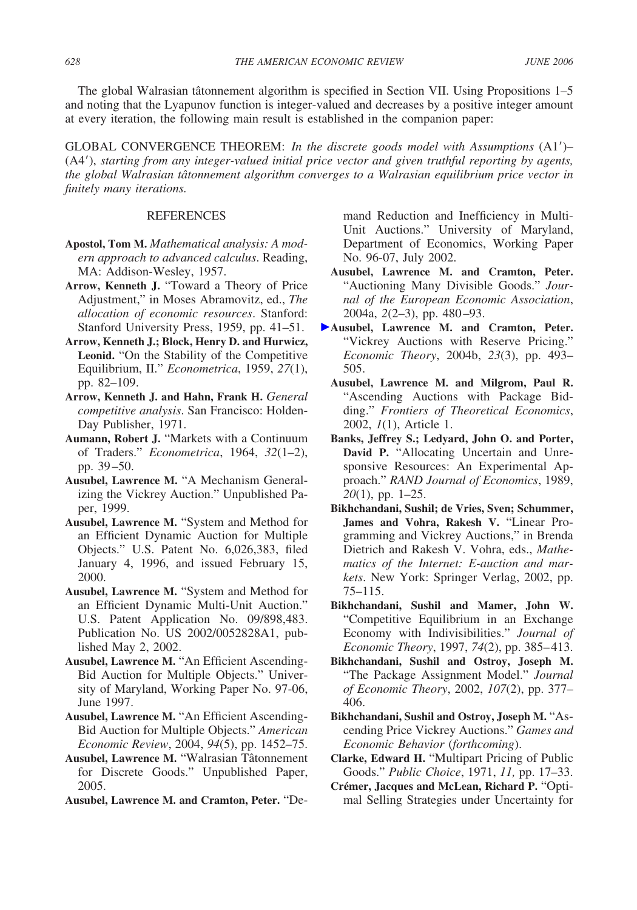The global Walrasian tâtonnement algorithm is specified in Section VII. Using Propositions 1–5 and noting that the Lyapunov function is integer-valued and decreases by a positive integer amount at every iteration, the following main result is established in the companion paper:

GLOBAL CONVERGENCE THEOREM: *In the discrete goods model with Assumptions* (A1′)–(A4′), *starting from any integer-valued initial price vector and given truthful reporting by agents, the global Walrasian tâtonnement algorithm converges to a Walrasian equilibrium price vector in finitely many iterations.*

## REFERENCES

**Apostol, Tom M.** *Mathematical analysis: A modern approach to advanced calculus*. Reading, MA: Addison-Wesley, 1957.

**Arrow, Kenneth J.** "Toward a Theory of Price Adjustment," in Moses Abramovitz, ed., *The allocation of economic resources*. Stanford: Stanford University Press, 1959, pp. 41–51.

**Arrow, Kenneth J.; Block, Henry D. and Hurwicz, Leonid.** "On the Stability of the Competitive Equilibrium, II." *Econometrica*, 1959, *27*(1), pp. 82–109.

**Arrow, Kenneth J. and Hahn, Frank H.** *General competitive analysis*. San Francisco: Holden-Day Publisher, 1971.

**Aumann, Robert J.** "Markets with a Continuum of Traders." *Econometrica*, 1964, *32*(1–2), pp. 39–50.

**Ausubel, Lawrence M.** "A Mechanism Generalizing the Vickrey Auction." Unpublished Paper, 1999.

**Ausubel, Lawrence M.** "System and Method for an Efficient Dynamic Auction for Multiple Objects." U.S. Patent No. 6,026,383, filed January 4, 1996, and issued February 15, 2000.

**Ausubel, Lawrence M.** "System and Method for an Efficient Dynamic Multi-Unit Auction." U.S. Patent Application No. 09/898,483. Publication No. US 2002/0052828A1, published May 2, 2002.

**Ausubel, Lawrence M.** "An Efficient Ascending-Bid Auction for Multiple Objects." University of Maryland, Working Paper No. 97-06, June 1997.

**Ausubel, Lawrence M.** "An Efficient Ascending-Bid Auction for Multiple Objects." *American Economic Review*, 2004, *94*(5), pp. 1452–75.

**Ausubel, Lawrence M.** "Walrasian Tâtonnement for Discrete Goods." Unpublished Paper, 2005.

**Ausubel, Lawrence M. and Cramton, Peter.** "Demand Reduction and Inefficiency in Multi-Unit Auctions." University of Maryland, Department of Economics, Working Paper No. 96-07, July 2002.

**Ausubel, Lawrence M. and Cramton, Peter.** "Auctioning Many Divisible Goods." *Journal of the European Economic Association*, 2004a, *2*(2–3), pp. 480–93.

**Ausubel, Lawrence M. and Cramton, Peter.** "Vickrey Auctions with Reserve Pricing." *Economic Theory*, 2004b, *23*(3), pp. 493–505.

**Ausubel, Lawrence M. and Milgrom, Paul R.** "Ascending Auctions with Package Bidding." *Frontiers of Theoretical Economics*, 2002, *1*(1), Article 1.

**Banks, Jeffrey S.; Ledyard, John O. and Porter, David P.** "Allocating Uncertain and Unresponsive Resources: An Experimental Approach." *RAND Journal of Economics*, 1989, *20*(1), pp. 1–25.

**Bikhchandani, Sushil; de Vries, Sven; Schummer, James and Vohra, Rakesh V.** "Linear Programming and Vickrey Auctions," in Brenda Dietrich and Rakesh V. Vohra, eds., *Mathematics of the Internet: E-auction and markets*. New York: Springer Verlag, 2002, pp. 75–115.

**Bikhchandani, Sushil and Mamer, John W.** "Competitive Equilibrium in an Exchange Economy with Indivisibilities." *Journal of Economic Theory*, 1997, *74*(2), pp. 385–413.

**Bikhchandani, Sushil and Ostroy, Joseph M.** "The Package Assignment Model." *Journal of Economic Theory*, 2002, *107*(2), pp. 377–406.

**Bikhchandani, Sushil and Ostroy, Joseph M.** "Ascending Price Vickrey Auctions." *Games and Economic Behavior* (*forthcoming*).

**Clarke, Edward H.** "Multipart Pricing of Public Goods." *Public Choice*, 1971, *11,* pp. 17–33.

**Crémer, Jacques and McLean, Richard P.** "Optimal Selling Strategies under Uncertainty for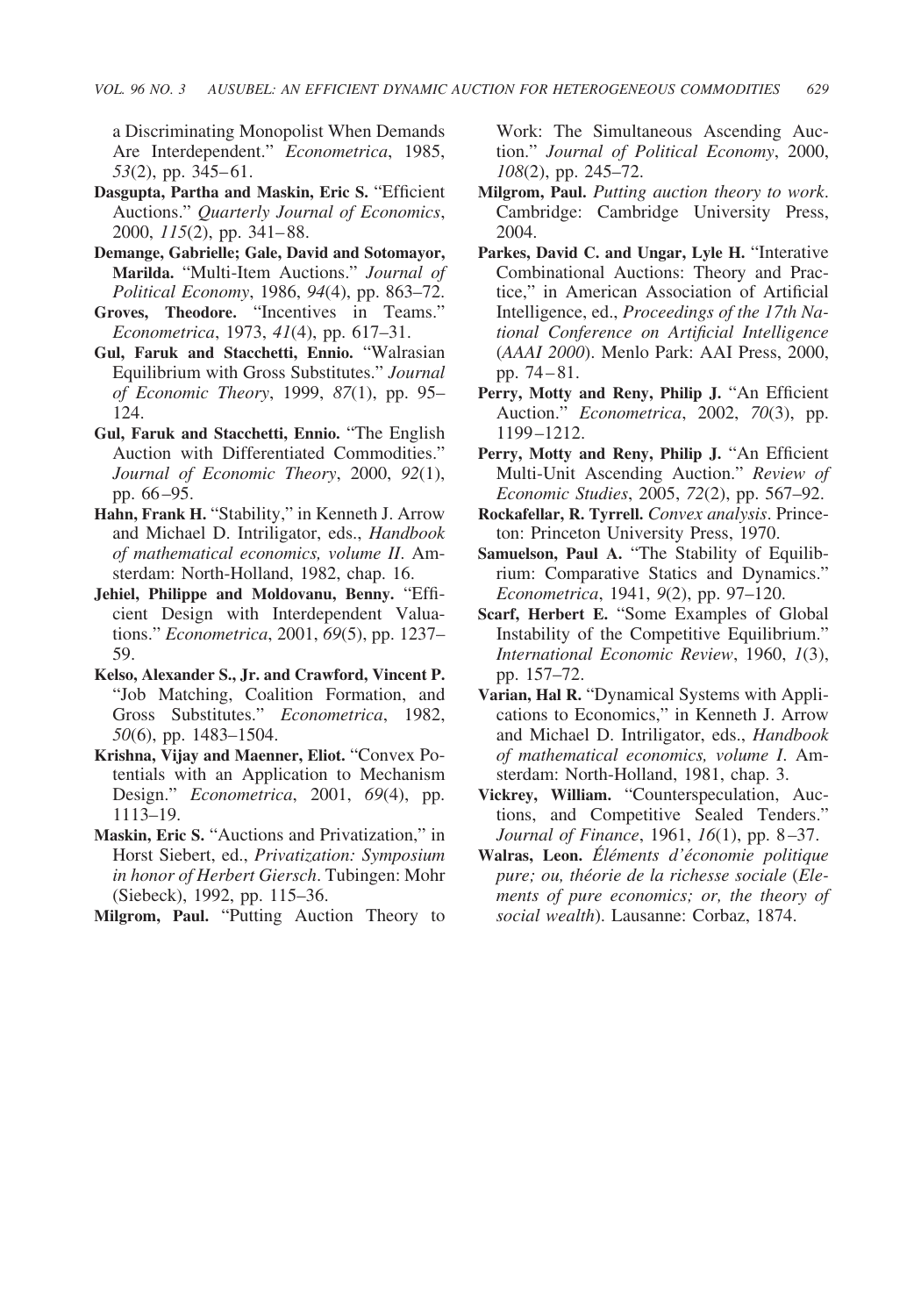a Discriminating Monopolist When Demands Are Interdependent." *Econometrica*, 1985, *53*(2), pp. 345–61.

**Dasgupta, Partha and Maskin, Eric S.** "Efficient Auctions." *Quarterly Journal of Economics*, 2000, *115*(2), pp. 341–88.

**Demange, Gabrielle; Gale, David and Sotomayor, Marilda.** "Multi-Item Auctions." *Journal of Political Economy*, 1986, *94*(4), pp. 863–72.

**Groves, Theodore.** "Incentives in Teams." *Econometrica*, 1973, *41*(4), pp. 617–31.

**Gul, Faruk and Stacchetti, Ennio.** "Walrasian Equilibrium with Gross Substitutes." *Journal of Economic Theory*, 1999, *87*(1), pp. 95–124.

**Gul, Faruk and Stacchetti, Ennio.** "The English Auction with Differentiated Commodities." *Journal of Economic Theory*, 2000, *92*(1), pp. 66–95.

**Hahn, Frank H.** "Stability," in Kenneth J. Arrow and Michael D. Intriligator, eds., *Handbook of mathematical economics, volume II*. Amsterdam: North-Holland, 1982, chap. 16.

**Jehiel, Philippe and Moldovanu, Benny.** "Efficient Design with Interdependent Valuations." *Econometrica*, 2001, *69*(5), pp. 1237–59.

**Kelso, Alexander S., Jr. and Crawford, Vincent P.** "Job Matching, Coalition Formation, and Gross Substitutes." *Econometrica*, 1982, *50*(6), pp. 1483–1504.

**Krishna, Vijay and Maenner, Eliot.** "Convex Potentials with an Application to Mechanism Design." *Econometrica*, 2001, *69*(4), pp. 1113–19.

**Maskin, Eric S.** "Auctions and Privatization," in Horst Siebert, ed., *Privatization: Symposium in honor of Herbert Giersch*. Tubingen: Mohr (Siebeck), 1992, pp. 115–36.

**Milgrom, Paul.** "Putting Auction Theory to Work: The Simultaneous Ascending Auction." *Journal of Political Economy*, 2000, *108*(2), pp. 245–72.

**Milgrom, Paul.** *Putting auction theory to work*. Cambridge: Cambridge University Press, 2004.

**Parkes, David C. and Ungar, Lyle H.** "Interative Combinational Auctions: Theory and Practice," in American Association of Artificial Intelligence, ed., *Proceedings of the 17th National Conference on Artificial Intelligence* (*AAAI 2000*). Menlo Park: AAI Press, 2000, pp. 74–81.

**Perry, Motty and Reny, Philip J.** "An Efficient Auction." *Econometrica*, 2002, *70*(3), pp. 1199–1212.

**Perry, Motty and Reny, Philip J.** "An Efficient Multi-Unit Ascending Auction." *Review of Economic Studies*, 2005, *72*(2), pp. 567–92.

**Rockafellar, R. Tyrrell.** *Convex analysis*. Princeton: Princeton University Press, 1970.

**Samuelson, Paul A.** "The Stability of Equilibrium: Comparative Statics and Dynamics." *Econometrica*, 1941, *9*(2), pp. 97–120.

**Scarf, Herbert E.** "Some Examples of Global Instability of the Competitive Equilibrium." *International Economic Review*, 1960, *1*(3), pp. 157–72.

**Varian, Hal R.** "Dynamical Systems with Applications to Economics," in Kenneth J. Arrow and Michael D. Intriligator, eds., *Handbook of mathematical economics, volume I*. Amsterdam: North-Holland, 1981, chap. 3.

**Vickrey, William.** "Counterspeculation, Auctions, and Competitive Sealed Tenders." *Journal of Finance*, 1961, *16*(1), pp. 8–37.

**Walras, Leon.** *Éléments d'économie politique pure; ou, théorie de la richesse sociale* (*Elements of pure economics; or, the theory of social wealth*). Lausanne: Corbaz, 1874.